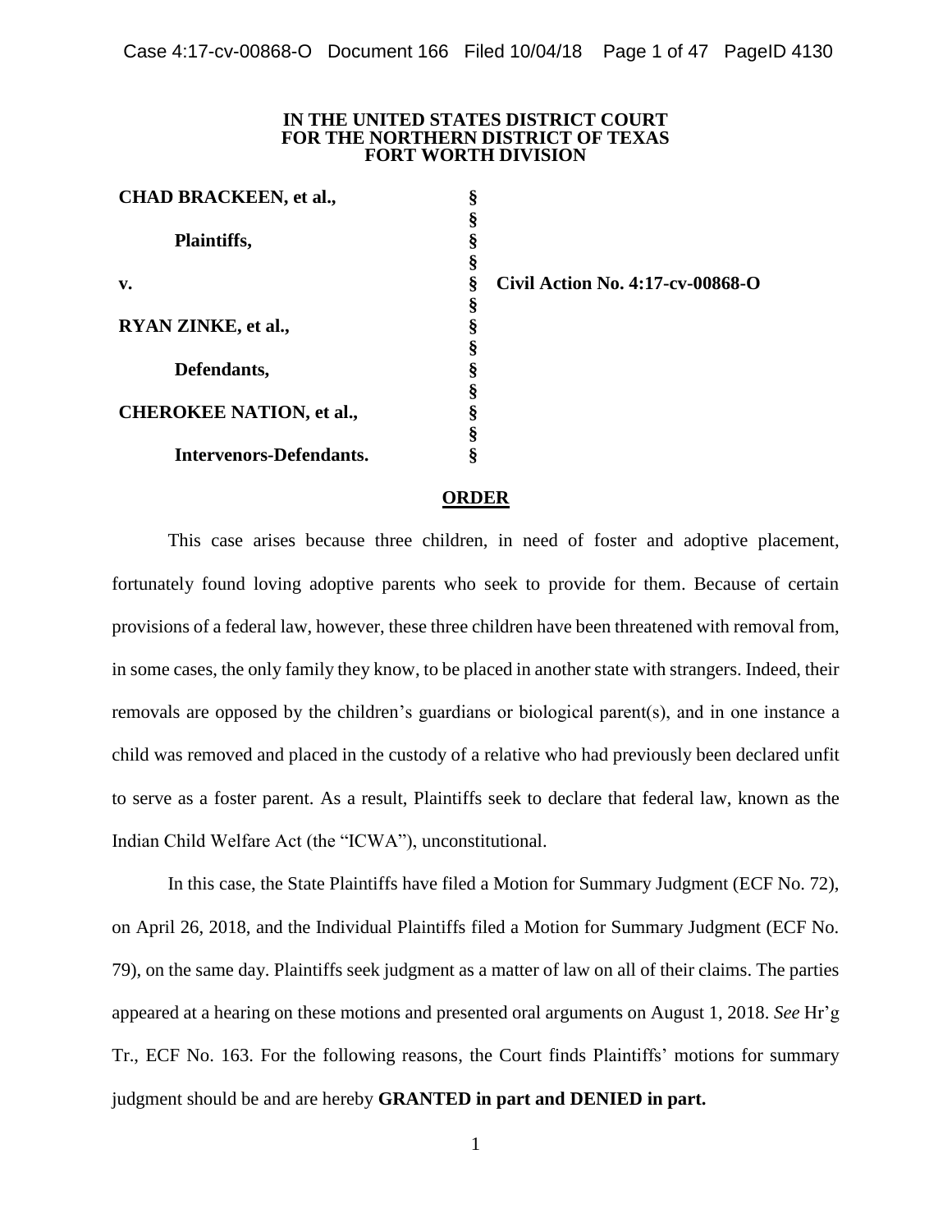**IN THE UNITED STATES DISTRICT COURT**
**FOR THE NORTHERN DISTRICT OF TEXAS**
**FORT WORTH DIVISION**

| | | |
|---|---|---|
| **CHAD BRACKEEN, et al.,** | § | |
| | § | |
| **Plaintiffs,** | § | |
| | § | |
| **v.** | § | **Civil Action No. 4:17-cv-00868-O** |
| | § | |
| **RYAN ZINKE, et al.,** | § | |
| | § | |
| **Defendants,** | § | |
| | § | |
| **CHEROKEE NATION, et al.,** | § | |
| | § | |
| **Intervenors-Defendants.** | § | |

**ORDER**

This case arises because three children, in need of foster and adoptive placement, fortunately found loving adoptive parents who seek to provide for them. Because of certain provisions of a federal law, however, these three children have been threatened with removal from, in some cases, the only family they know, to be placed in another state with strangers. Indeed, their removals are opposed by the children's guardians or biological parent(s), and in one instance a child was removed and placed in the custody of a relative who had previously been declared unfit to serve as a foster parent. As a result, Plaintiffs seek to declare that federal law, known as the Indian Child Welfare Act (the "ICWA"), unconstitutional.

In this case, the State Plaintiffs have filed a Motion for Summary Judgment (ECF No. 72), on April 26, 2018, and the Individual Plaintiffs filed a Motion for Summary Judgment (ECF No. 79), on the same day. Plaintiffs seek judgment as a matter of law on all of their claims. The parties appeared at a hearing on these motions and presented oral arguments on August 1, 2018. *See* Hr'g Tr., ECF No. 163. For the following reasons, the Court finds Plaintiffs' motions for summary judgment should be and are hereby **GRANTED in part and DENIED in part.**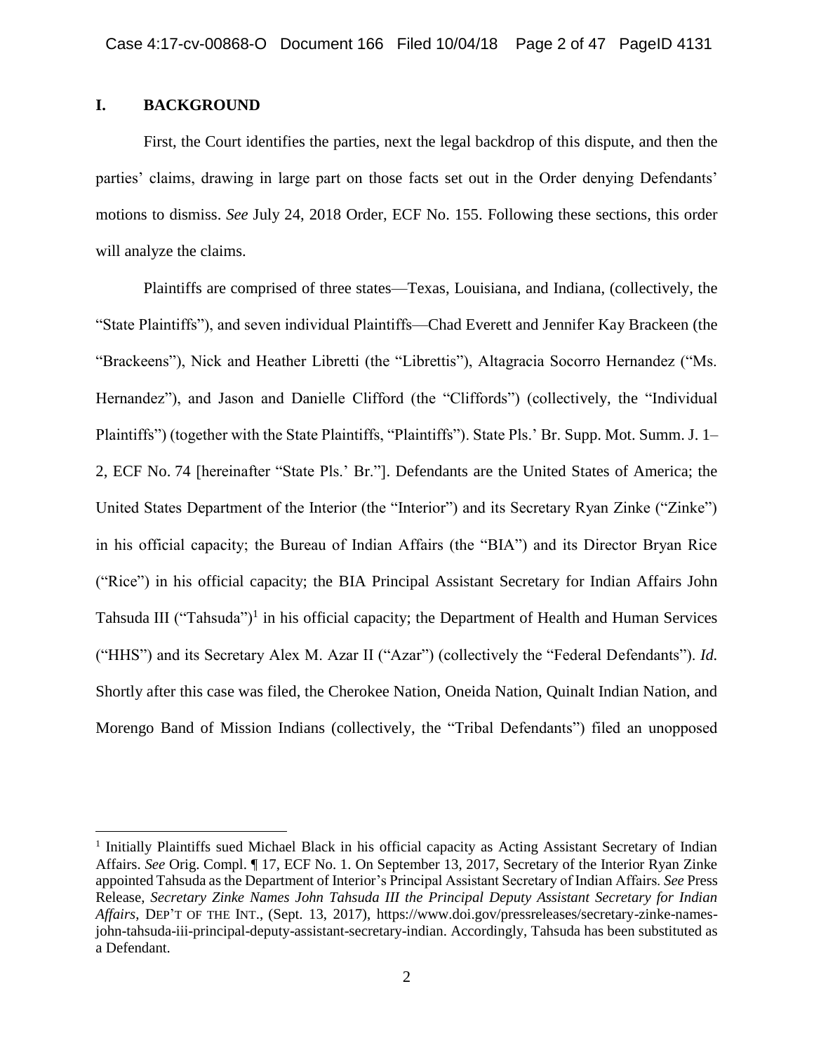## I. BACKGROUND

First, the Court identifies the parties, next the legal backdrop of this dispute, and then the parties' claims, drawing in large part on those facts set out in the Order denying Defendants' motions to dismiss. *See* July 24, 2018 Order, ECF No. 155. Following these sections, this order will analyze the claims.

Plaintiffs are comprised of three states—Texas, Louisiana, and Indiana, (collectively, the "State Plaintiffs"), and seven individual Plaintiffs—Chad Everett and Jennifer Kay Brackeen (the "Brackeens"), Nick and Heather Libretti (the "Librettis"), Altagracia Socorro Hernandez ("Ms. Hernandez"), and Jason and Danielle Clifford (the "Cliffords") (collectively, the "Individual Plaintiffs") (together with the State Plaintiffs, "Plaintiffs"). State Pls.' Br. Supp. Mot. Summ. J. 1–2, ECF No. 74 [hereinafter "State Pls.' Br."]. Defendants are the United States of America; the United States Department of the Interior (the "Interior") and its Secretary Ryan Zinke ("Zinke") in his official capacity; the Bureau of Indian Affairs (the "BIA") and its Director Bryan Rice ("Rice") in his official capacity; the BIA Principal Assistant Secretary for Indian Affairs John Tahsuda III ("Tahsuda")[1] in his official capacity; the Department of Health and Human Services ("HHS") and its Secretary Alex M. Azar II ("Azar") (collectively the "Federal Defendants"). *Id.* Shortly after this case was filed, the Cherokee Nation, Oneida Nation, Quinalt Indian Nation, and Morengo Band of Mission Indians (collectively, the "Tribal Defendants") filed an unopposed

---

[1] Initially Plaintiffs sued Michael Black in his official capacity as Acting Assistant Secretary of Indian Affairs. *See* Orig. Compl. ¶ 17, ECF No. 1. On September 13, 2017, Secretary of the Interior Ryan Zinke appointed Tahsuda as the Department of Interior's Principal Assistant Secretary of Indian Affairs. *See* Press Release, *Secretary Zinke Names John Tahsuda III the Principal Deputy Assistant Secretary for Indian Affairs*, DEP'T OF THE INT., (Sept. 13, 2017), https://www.doi.gov/pressreleases/secretary-zinke-names-john-tahsuda-iii-principal-deputy-assistant-secretary-indian. Accordingly, Tahsuda has been substituted as a Defendant.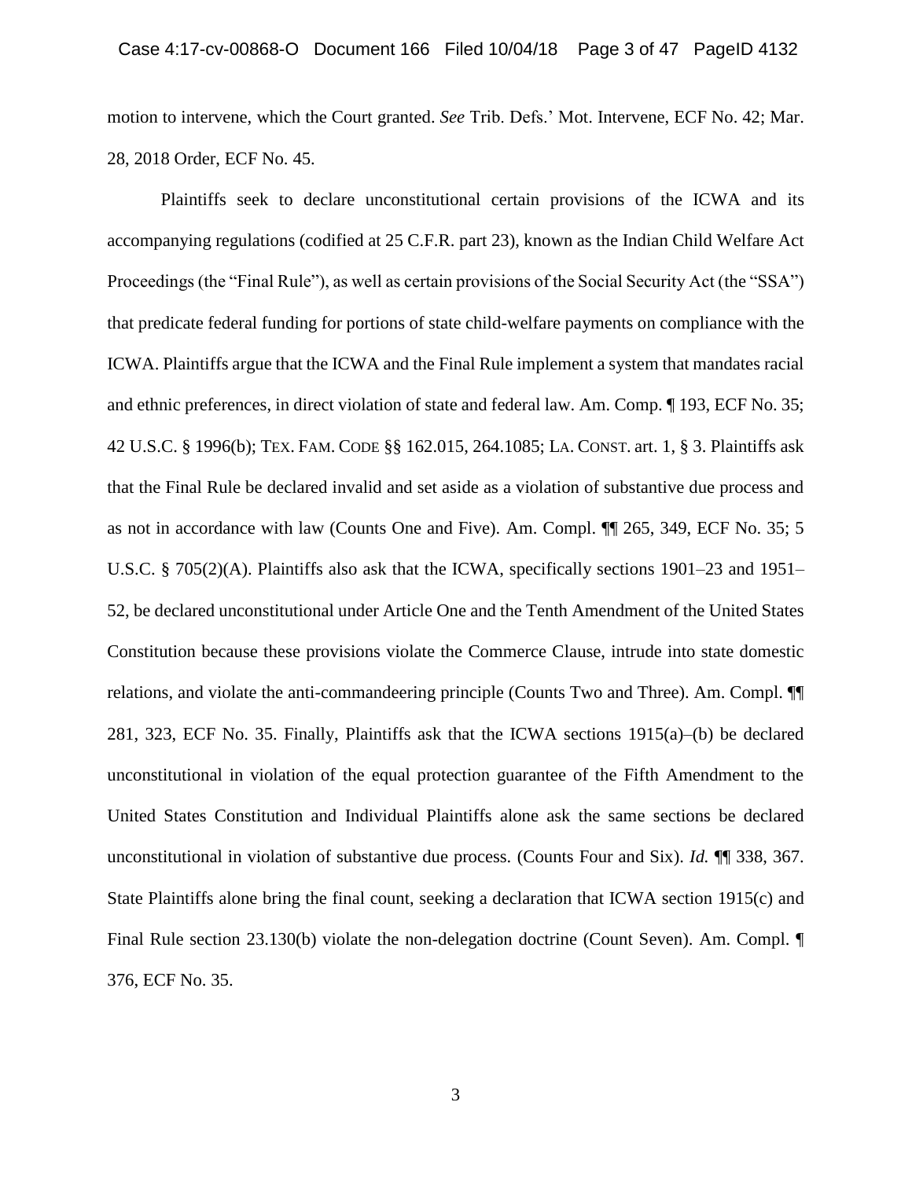motion to intervene, which the Court granted. *See* Trib. Defs.' Mot. Intervene, ECF No. 42; Mar. 28, 2018 Order, ECF No. 45.

Plaintiffs seek to declare unconstitutional certain provisions of the ICWA and its accompanying regulations (codified at 25 C.F.R. part 23), known as the Indian Child Welfare Act Proceedings (the "Final Rule"), as well as certain provisions of the Social Security Act (the "SSA") that predicate federal funding for portions of state child-welfare payments on compliance with the ICWA. Plaintiffs argue that the ICWA and the Final Rule implement a system that mandates racial and ethnic preferences, in direct violation of state and federal law. Am. Comp. ¶ 193, ECF No. 35; 42 U.S.C. § 1996(b); TEX. FAM. CODE §§ 162.015, 264.1085; LA. CONST. art. 1, § 3. Plaintiffs ask that the Final Rule be declared invalid and set aside as a violation of substantive due process and as not in accordance with law (Counts One and Five). Am. Compl. ¶¶ 265, 349, ECF No. 35; 5 U.S.C. § 705(2)(A). Plaintiffs also ask that the ICWA, specifically sections 1901–23 and 1951–52, be declared unconstitutional under Article One and the Tenth Amendment of the United States Constitution because these provisions violate the Commerce Clause, intrude into state domestic relations, and violate the anti-commandeering principle (Counts Two and Three). Am. Compl. ¶¶ 281, 323, ECF No. 35. Finally, Plaintiffs ask that the ICWA sections 1915(a)–(b) be declared unconstitutional in violation of the equal protection guarantee of the Fifth Amendment to the United States Constitution and Individual Plaintiffs alone ask the same sections be declared unconstitutional in violation of substantive due process. (Counts Four and Six). *Id.* ¶¶ 338, 367. State Plaintiffs alone bring the final count, seeking a declaration that ICWA section 1915(c) and Final Rule section 23.130(b) violate the non-delegation doctrine (Count Seven). Am. Compl. ¶ 376, ECF No. 35.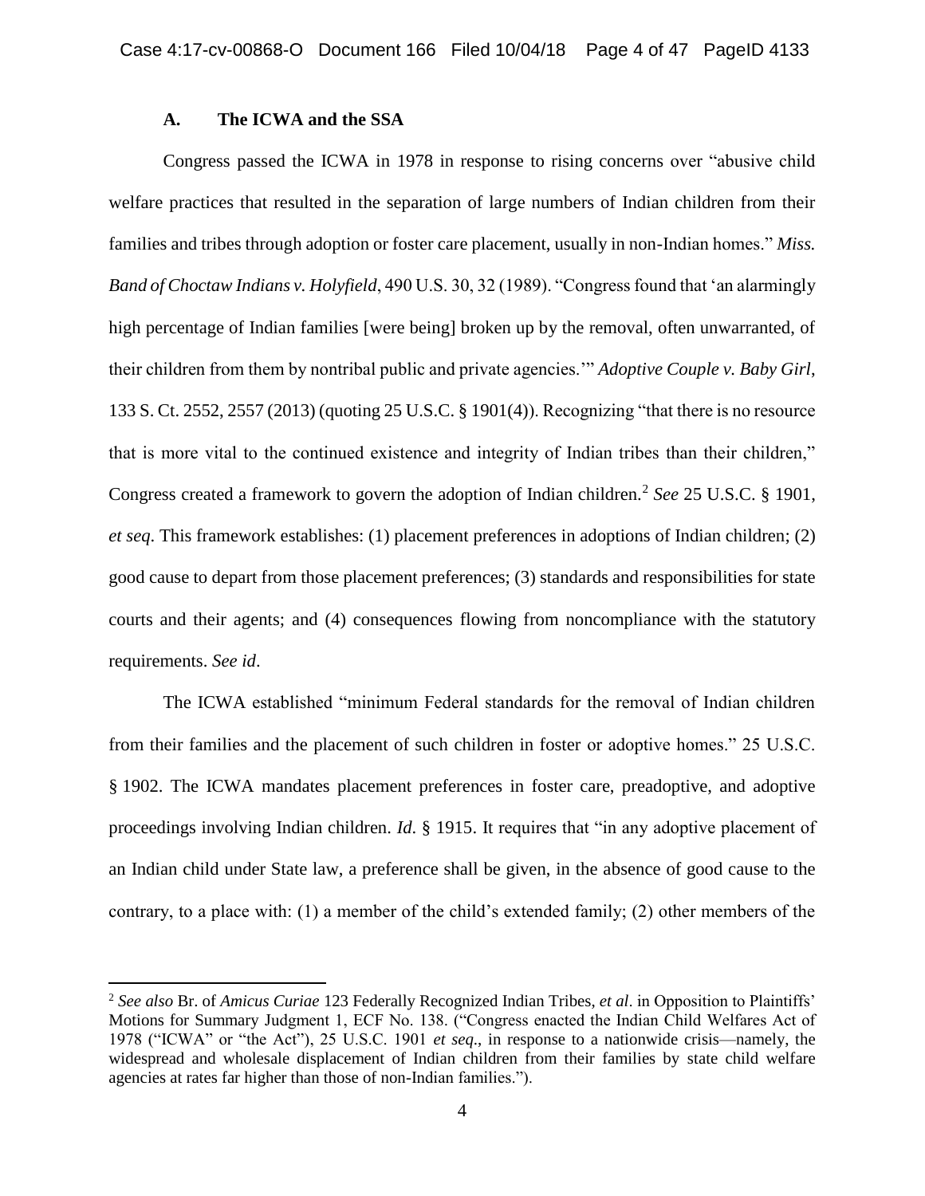### A. The ICWA and the SSA

Congress passed the ICWA in 1978 in response to rising concerns over "abusive child welfare practices that resulted in the separation of large numbers of Indian children from their families and tribes through adoption or foster care placement, usually in non-Indian homes." *Miss. Band of Choctaw Indians v. Holyfield*, 490 U.S. 30, 32 (1989). "Congress found that 'an alarmingly high percentage of Indian families [were being] broken up by the removal, often unwarranted, of their children from them by nontribal public and private agencies.'" *Adoptive Couple v. Baby Girl*, 133 S. Ct. 2552, 2557 (2013) (quoting 25 U.S.C. § 1901(4)). Recognizing "that there is no resource that is more vital to the continued existence and integrity of Indian tribes than their children," Congress created a framework to govern the adoption of Indian children.[2] *See* 25 U.S.C. § 1901, *et seq*. This framework establishes: (1) placement preferences in adoptions of Indian children; (2) good cause to depart from those placement preferences; (3) standards and responsibilities for state courts and their agents; and (4) consequences flowing from noncompliance with the statutory requirements. *See id*.

The ICWA established "minimum Federal standards for the removal of Indian children from their families and the placement of such children in foster or adoptive homes." 25 U.S.C. § 1902. The ICWA mandates placement preferences in foster care, preadoptive, and adoptive proceedings involving Indian children. *Id.* § 1915. It requires that "in any adoptive placement of an Indian child under State law, a preference shall be given, in the absence of good cause to the contrary, to a place with: (1) a member of the child's extended family; (2) other members of the

---

[2] *See also* Br. of *Amicus Curiae* 123 Federally Recognized Indian Tribes, *et al*. in Opposition to Plaintiffs' Motions for Summary Judgment 1, ECF No. 138. ("Congress enacted the Indian Child Welfares Act of 1978 ("ICWA" or "the Act"), 25 U.S.C. 1901 *et seq*., in response to a nationwide crisis—namely, the widespread and wholesale displacement of Indian children from their families by state child welfare agencies at rates far higher than those of non-Indian families.").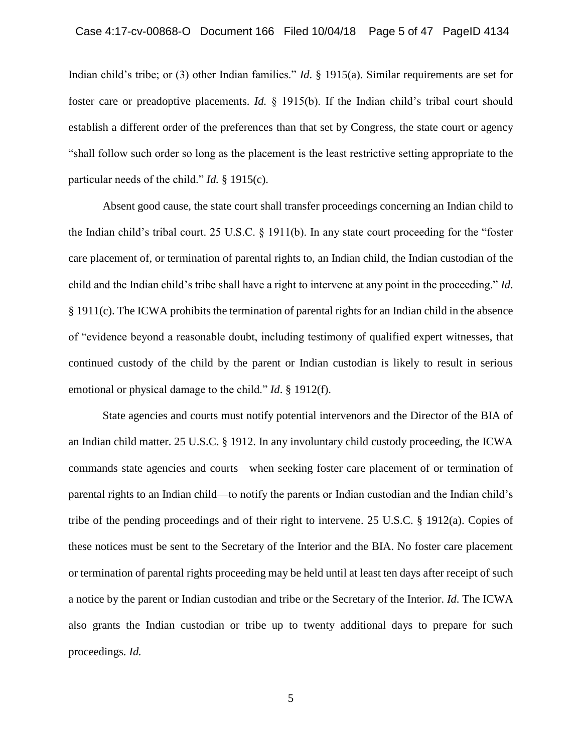Indian child's tribe; or (3) other Indian families." *Id*. § 1915(a). Similar requirements are set for foster care or preadoptive placements. *Id.* § 1915(b). If the Indian child's tribal court should establish a different order of the preferences than that set by Congress, the state court or agency "shall follow such order so long as the placement is the least restrictive setting appropriate to the particular needs of the child." *Id.* § 1915(c).

Absent good cause, the state court shall transfer proceedings concerning an Indian child to the Indian child's tribal court. 25 U.S.C. § 1911(b). In any state court proceeding for the "foster care placement of, or termination of parental rights to, an Indian child, the Indian custodian of the child and the Indian child's tribe shall have a right to intervene at any point in the proceeding." *Id*. § 1911(c). The ICWA prohibits the termination of parental rights for an Indian child in the absence of "evidence beyond a reasonable doubt, including testimony of qualified expert witnesses, that continued custody of the child by the parent or Indian custodian is likely to result in serious emotional or physical damage to the child." *Id*. § 1912(f).

State agencies and courts must notify potential intervenors and the Director of the BIA of an Indian child matter. 25 U.S.C. § 1912. In any involuntary child custody proceeding, the ICWA commands state agencies and courts—when seeking foster care placement of or termination of parental rights to an Indian child—to notify the parents or Indian custodian and the Indian child's tribe of the pending proceedings and of their right to intervene. 25 U.S.C. § 1912(a). Copies of these notices must be sent to the Secretary of the Interior and the BIA. No foster care placement or termination of parental rights proceeding may be held until at least ten days after receipt of such a notice by the parent or Indian custodian and tribe or the Secretary of the Interior. *Id*. The ICWA also grants the Indian custodian or tribe up to twenty additional days to prepare for such proceedings. *Id.*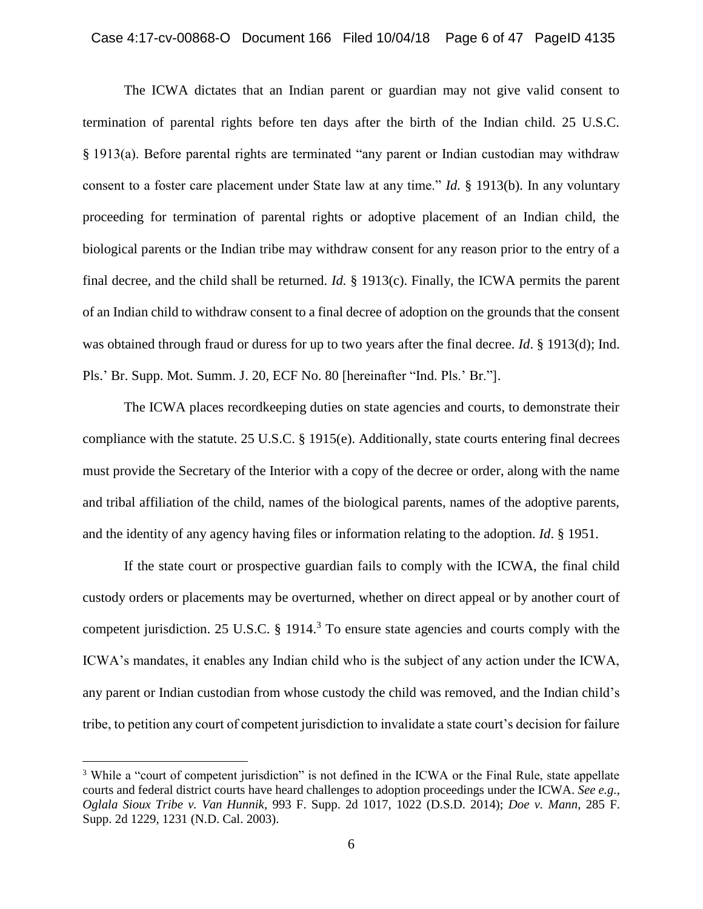The ICWA dictates that an Indian parent or guardian may not give valid consent to termination of parental rights before ten days after the birth of the Indian child. 25 U.S.C. § 1913(a). Before parental rights are terminated "any parent or Indian custodian may withdraw consent to a foster care placement under State law at any time." *Id.* § 1913(b). In any voluntary proceeding for termination of parental rights or adoptive placement of an Indian child, the biological parents or the Indian tribe may withdraw consent for any reason prior to the entry of a final decree, and the child shall be returned. *Id.* § 1913(c). Finally, the ICWA permits the parent of an Indian child to withdraw consent to a final decree of adoption on the grounds that the consent was obtained through fraud or duress for up to two years after the final decree. *Id*. § 1913(d); Ind. Pls.' Br. Supp. Mot. Summ. J. 20, ECF No. 80 [hereinafter "Ind. Pls.' Br."].

The ICWA places recordkeeping duties on state agencies and courts, to demonstrate their compliance with the statute. 25 U.S.C. § 1915(e). Additionally, state courts entering final decrees must provide the Secretary of the Interior with a copy of the decree or order, along with the name and tribal affiliation of the child, names of the biological parents, names of the adoptive parents, and the identity of any agency having files or information relating to the adoption. *Id*. § 1951.

If the state court or prospective guardian fails to comply with the ICWA, the final child custody orders or placements may be overturned, whether on direct appeal or by another court of competent jurisdiction. 25 U.S.C. § 1914.[3] To ensure state agencies and courts comply with the ICWA's mandates, it enables any Indian child who is the subject of any action under the ICWA, any parent or Indian custodian from whose custody the child was removed, and the Indian child's tribe, to petition any court of competent jurisdiction to invalidate a state court's decision for failure

[3] While a "court of competent jurisdiction" is not defined in the ICWA or the Final Rule, state appellate courts and federal district courts have heard challenges to adoption proceedings under the ICWA. *See e.g.*, *Oglala Sioux Tribe v. Van Hunnik*, 993 F. Supp. 2d 1017, 1022 (D.S.D. 2014); *Doe v. Mann*, 285 F. Supp. 2d 1229, 1231 (N.D. Cal. 2003).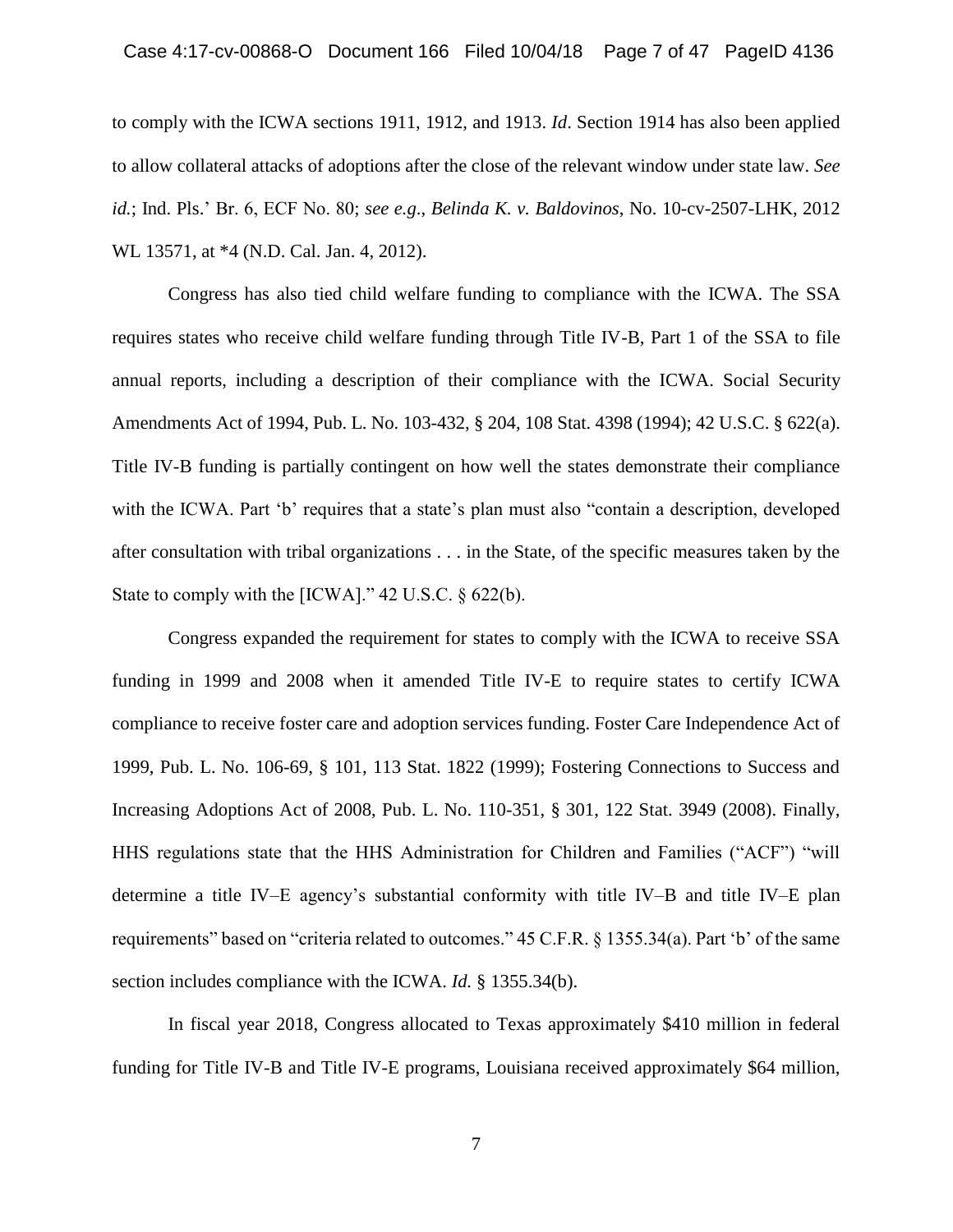to comply with the ICWA sections 1911, 1912, and 1913. *Id*. Section 1914 has also been applied to allow collateral attacks of adoptions after the close of the relevant window under state law. *See id.*; Ind. Pls.' Br. 6, ECF No. 80; *see e.g*., *Belinda K. v. Baldovinos*, No. 10-cv-2507-LHK, 2012 WL 13571, at *4 (N.D. Cal. Jan. 4, 2012).

Congress has also tied child welfare funding to compliance with the ICWA. The SSA requires states who receive child welfare funding through Title IV-B, Part 1 of the SSA to file annual reports, including a description of their compliance with the ICWA. Social Security Amendments Act of 1994, Pub. L. No. 103-432, § 204, 108 Stat. 4398 (1994); 42 U.S.C. § 622(a). Title IV-B funding is partially contingent on how well the states demonstrate their compliance with the ICWA. Part 'b' requires that a state's plan must also "contain a description, developed after consultation with tribal organizations . . . in the State, of the specific measures taken by the State to comply with the [ICWA]." 42 U.S.C. § 622(b).

Congress expanded the requirement for states to comply with the ICWA to receive SSA funding in 1999 and 2008 when it amended Title IV-E to require states to certify ICWA compliance to receive foster care and adoption services funding. Foster Care Independence Act of 1999, Pub. L. No. 106-69, § 101, 113 Stat. 1822 (1999); Fostering Connections to Success and Increasing Adoptions Act of 2008, Pub. L. No. 110-351, § 301, 122 Stat. 3949 (2008). Finally, HHS regulations state that the HHS Administration for Children and Families ("ACF") "will determine a title IV–E agency's substantial conformity with title IV–B and title IV–E plan requirements" based on "criteria related to outcomes." 45 C.F.R. § 1355.34(a). Part 'b' of the same section includes compliance with the ICWA. *Id.* § 1355.34(b).

In fiscal year 2018, Congress allocated to Texas approximately $410 million in federal funding for Title IV-B and Title IV-E programs, Louisiana received approximately $64 million,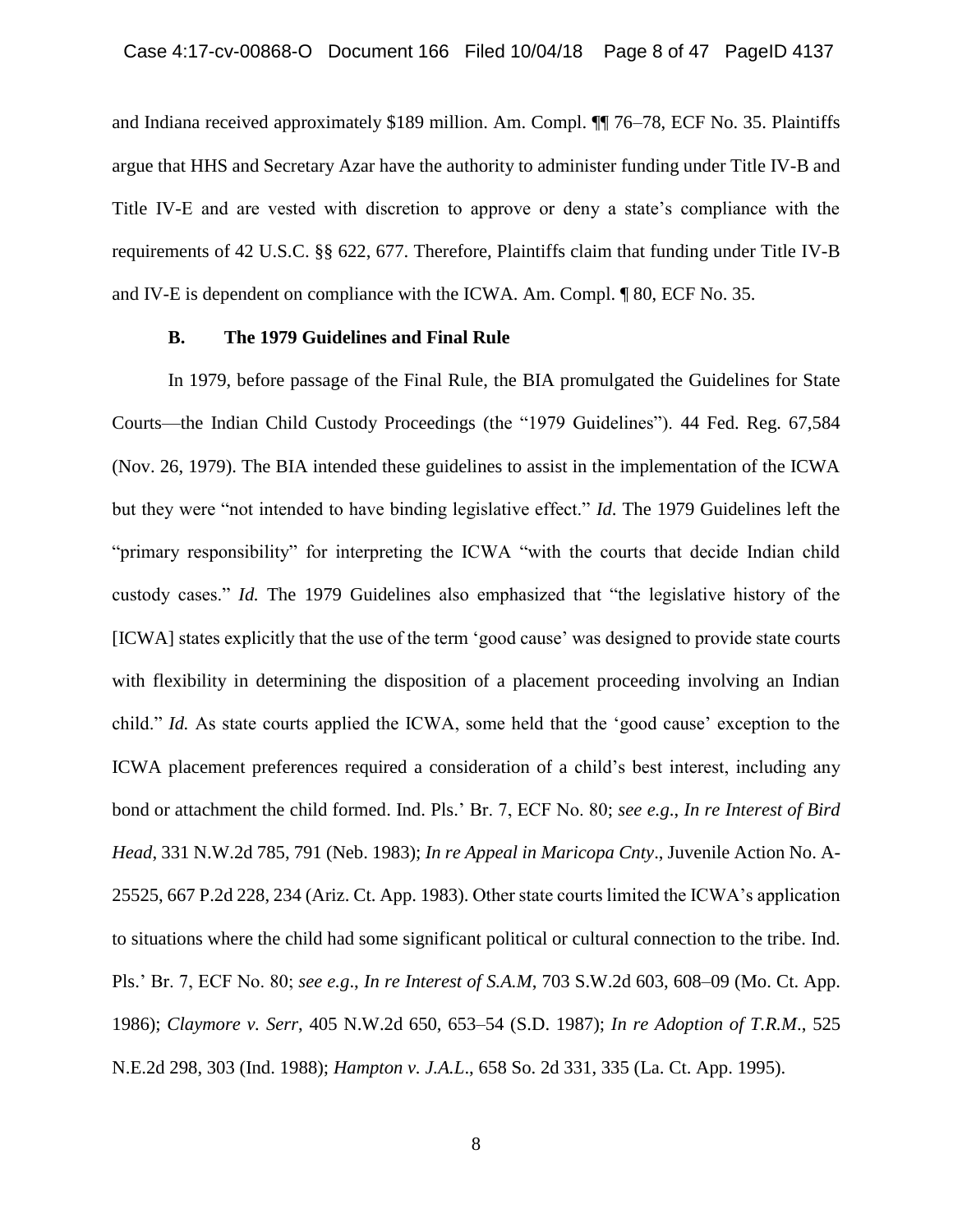and Indiana received approximately $189 million. Am. Compl. ¶¶ 76–78, ECF No. 35. Plaintiffs argue that HHS and Secretary Azar have the authority to administer funding under Title IV-B and Title IV-E and are vested with discretion to approve or deny a state's compliance with the requirements of 42 U.S.C. §§ 622, 677. Therefore, Plaintiffs claim that funding under Title IV-B and IV-E is dependent on compliance with the ICWA. Am. Compl. ¶ 80, ECF No. 35.

### B. The 1979 Guidelines and Final Rule

In 1979, before passage of the Final Rule, the BIA promulgated the Guidelines for State Courts—the Indian Child Custody Proceedings (the "1979 Guidelines"). 44 Fed. Reg. 67,584 (Nov. 26, 1979). The BIA intended these guidelines to assist in the implementation of the ICWA but they were "not intended to have binding legislative effect." *Id*. The 1979 Guidelines left the "primary responsibility" for interpreting the ICWA "with the courts that decide Indian child custody cases." *Id.* The 1979 Guidelines also emphasized that "the legislative history of the [ICWA] states explicitly that the use of the term 'good cause' was designed to provide state courts with flexibility in determining the disposition of a placement proceeding involving an Indian child." *Id.* As state courts applied the ICWA, some held that the 'good cause' exception to the ICWA placement preferences required a consideration of a child's best interest, including any bond or attachment the child formed. Ind. Pls.' Br. 7, ECF No. 80; *see e.g.*, *In re Interest of Bird Head*, 331 N.W.2d 785, 791 (Neb. 1983); *In re Appeal in Maricopa Cnty*., Juvenile Action No. A-25525, 667 P.2d 228, 234 (Ariz. Ct. App. 1983). Other state courts limited the ICWA's application to situations where the child had some significant political or cultural connection to the tribe. Ind. Pls.' Br. 7, ECF No. 80; *see e.g*., *In re Interest of S.A.M*, 703 S.W.2d 603, 608–09 (Mo. Ct. App. 1986); *Claymore v. Serr*, 405 N.W.2d 650, 653–54 (S.D. 1987); *In re Adoption of T.R.M*., 525 N.E.2d 298, 303 (Ind. 1988); *Hampton v. J.A.L*., 658 So. 2d 331, 335 (La. Ct. App. 1995).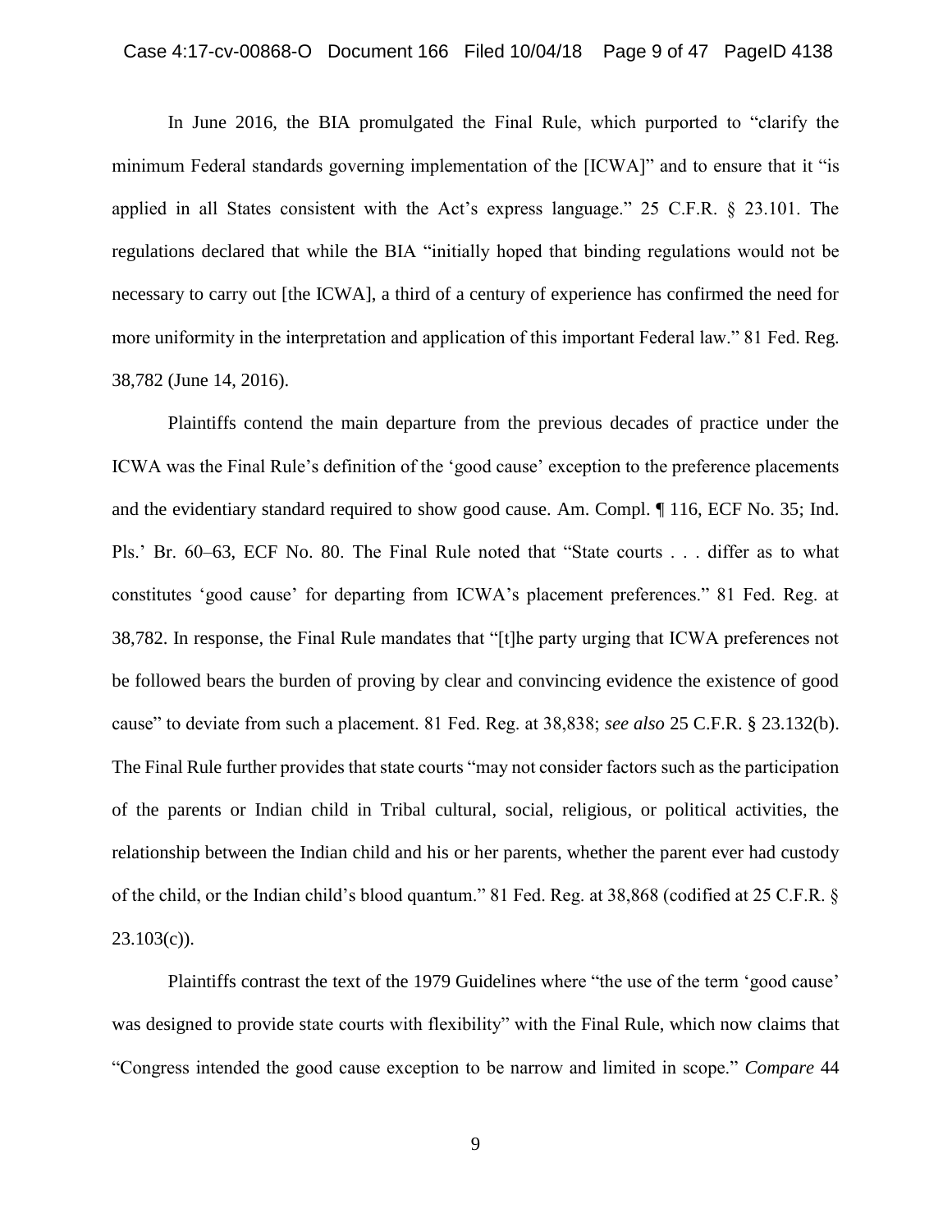In June 2016, the BIA promulgated the Final Rule, which purported to "clarify the minimum Federal standards governing implementation of the [ICWA]" and to ensure that it "is applied in all States consistent with the Act's express language." 25 C.F.R. § 23.101. The regulations declared that while the BIA "initially hoped that binding regulations would not be necessary to carry out [the ICWA], a third of a century of experience has confirmed the need for more uniformity in the interpretation and application of this important Federal law." 81 Fed. Reg. 38,782 (June 14, 2016).

Plaintiffs contend the main departure from the previous decades of practice under the ICWA was the Final Rule's definition of the 'good cause' exception to the preference placements and the evidentiary standard required to show good cause. Am. Compl. ¶ 116, ECF No. 35; Ind. Pls.' Br. 60–63, ECF No. 80. The Final Rule noted that "State courts . . . differ as to what constitutes 'good cause' for departing from ICWA's placement preferences." 81 Fed. Reg. at 38,782. In response, the Final Rule mandates that "[t]he party urging that ICWA preferences not be followed bears the burden of proving by clear and convincing evidence the existence of good cause" to deviate from such a placement. 81 Fed. Reg. at 38,838; *see also* 25 C.F.R. § 23.132(b). The Final Rule further provides that state courts "may not consider factors such as the participation of the parents or Indian child in Tribal cultural, social, religious, or political activities, the relationship between the Indian child and his or her parents, whether the parent ever had custody of the child, or the Indian child's blood quantum." 81 Fed. Reg. at 38,868 (codified at 25 C.F.R. § 23.103(c)).

Plaintiffs contrast the text of the 1979 Guidelines where "the use of the term 'good cause' was designed to provide state courts with flexibility" with the Final Rule, which now claims that "Congress intended the good cause exception to be narrow and limited in scope." *Compare* 44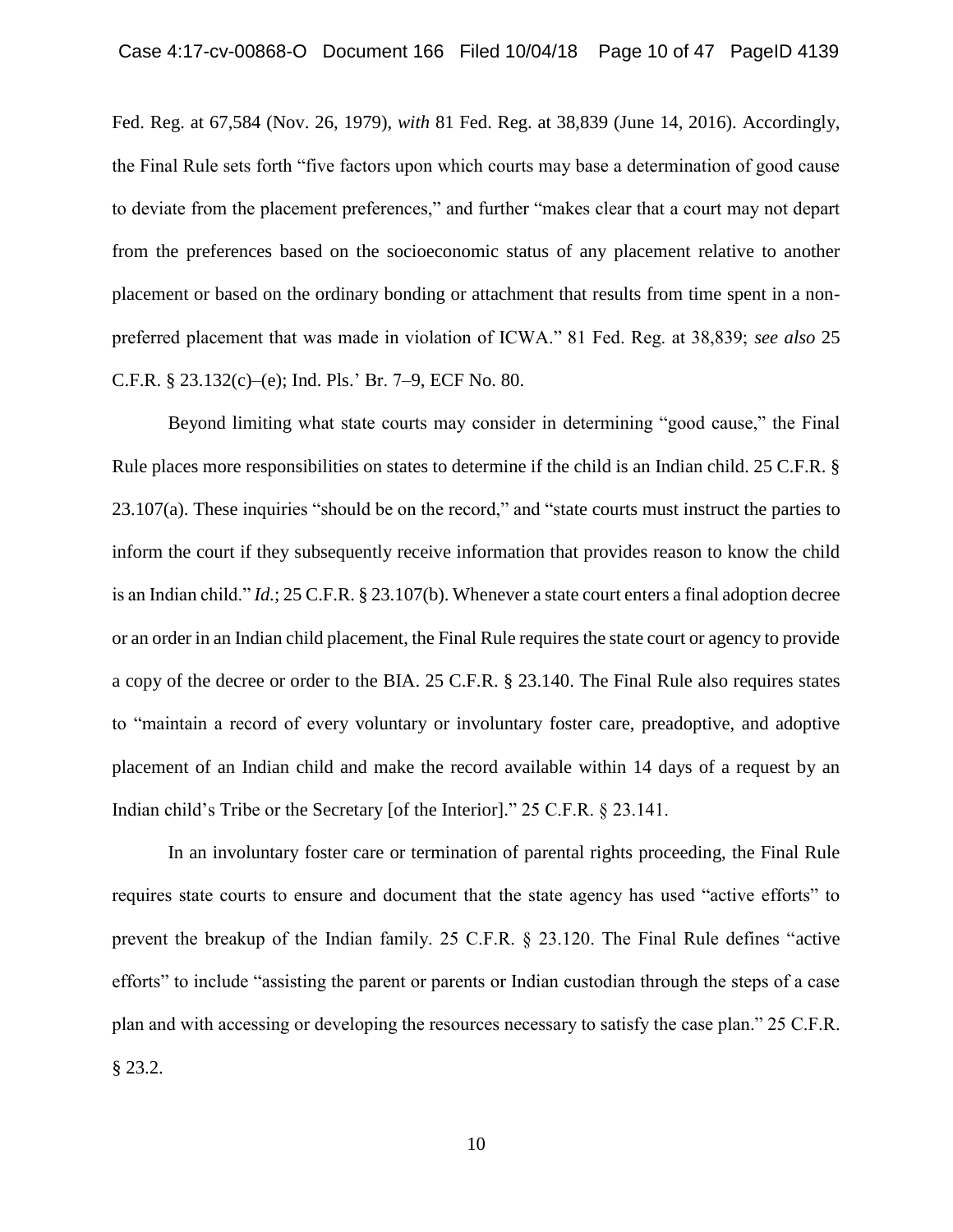Fed. Reg. at 67,584 (Nov. 26, 1979), *with* 81 Fed. Reg. at 38,839 (June 14, 2016). Accordingly, the Final Rule sets forth "five factors upon which courts may base a determination of good cause to deviate from the placement preferences," and further "makes clear that a court may not depart from the preferences based on the socioeconomic status of any placement relative to another placement or based on the ordinary bonding or attachment that results from time spent in a non-preferred placement that was made in violation of ICWA." 81 Fed. Reg. at 38,839; *see also* 25 C.F.R. § 23.132(c)–(e); Ind. Pls.' Br. 7–9, ECF No. 80.

Beyond limiting what state courts may consider in determining "good cause," the Final Rule places more responsibilities on states to determine if the child is an Indian child. 25 C.F.R. § 23.107(a). These inquiries "should be on the record," and "state courts must instruct the parties to inform the court if they subsequently receive information that provides reason to know the child is an Indian child." *Id.*; 25 C.F.R. § 23.107(b). Whenever a state court enters a final adoption decree or an order in an Indian child placement, the Final Rule requires the state court or agency to provide a copy of the decree or order to the BIA. 25 C.F.R. § 23.140. The Final Rule also requires states to "maintain a record of every voluntary or involuntary foster care, preadoptive, and adoptive placement of an Indian child and make the record available within 14 days of a request by an Indian child's Tribe or the Secretary [of the Interior]." 25 C.F.R. § 23.141.

In an involuntary foster care or termination of parental rights proceeding, the Final Rule requires state courts to ensure and document that the state agency has used "active efforts" to prevent the breakup of the Indian family. 25 C.F.R. § 23.120. The Final Rule defines "active efforts" to include "assisting the parent or parents or Indian custodian through the steps of a case plan and with accessing or developing the resources necessary to satisfy the case plan." 25 C.F.R. § 23.2.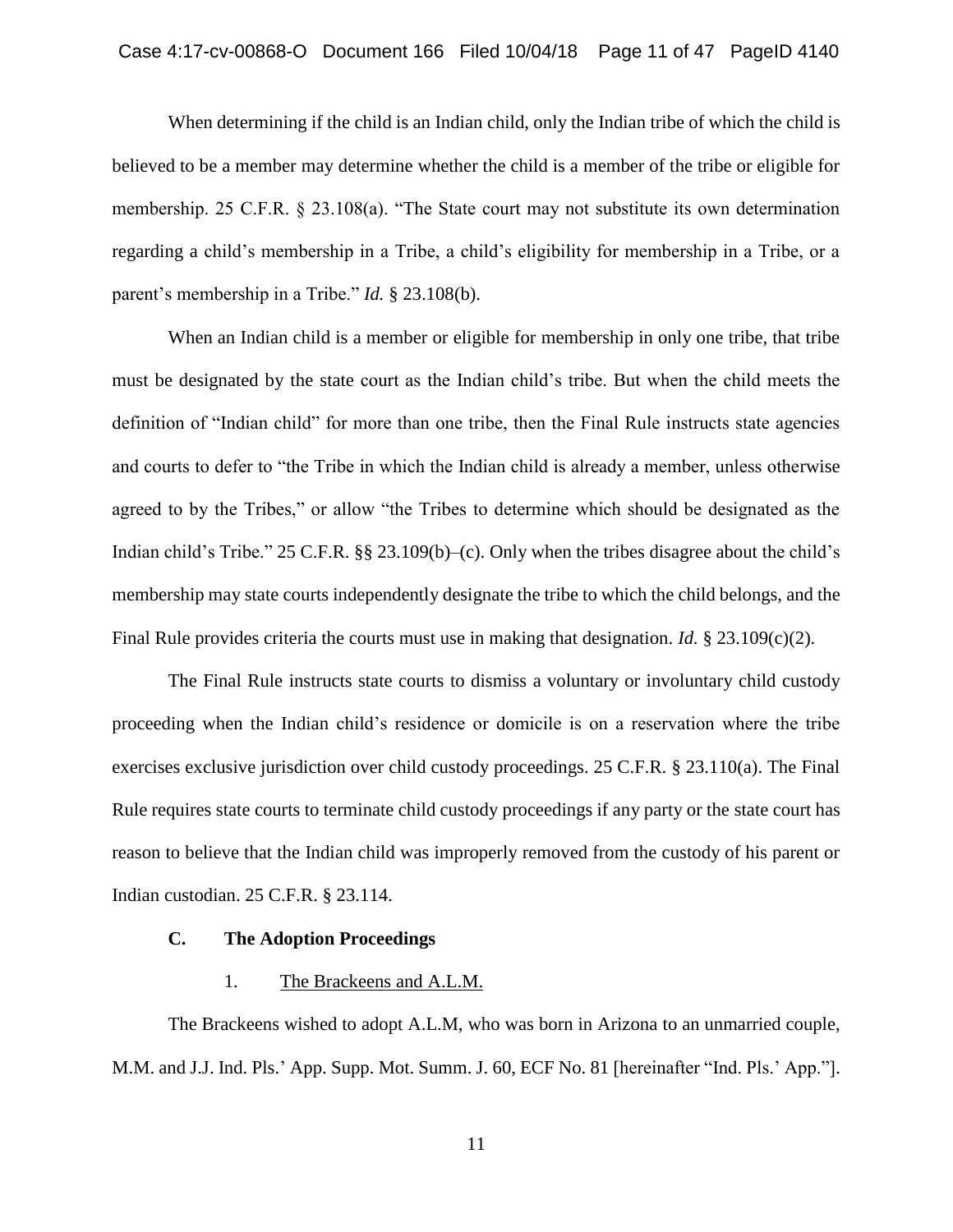When determining if the child is an Indian child, only the Indian tribe of which the child is believed to be a member may determine whether the child is a member of the tribe or eligible for membership. 25 C.F.R. § 23.108(a). "The State court may not substitute its own determination regarding a child's membership in a Tribe, a child's eligibility for membership in a Tribe, or a parent's membership in a Tribe." *Id.* § 23.108(b).

When an Indian child is a member or eligible for membership in only one tribe, that tribe must be designated by the state court as the Indian child's tribe. But when the child meets the definition of "Indian child" for more than one tribe, then the Final Rule instructs state agencies and courts to defer to "the Tribe in which the Indian child is already a member, unless otherwise agreed to by the Tribes," or allow "the Tribes to determine which should be designated as the Indian child's Tribe." 25 C.F.R. §§ 23.109(b)–(c). Only when the tribes disagree about the child's membership may state courts independently designate the tribe to which the child belongs, and the Final Rule provides criteria the courts must use in making that designation. *Id.* § 23.109(c)(2).

The Final Rule instructs state courts to dismiss a voluntary or involuntary child custody proceeding when the Indian child's residence or domicile is on a reservation where the tribe exercises exclusive jurisdiction over child custody proceedings. 25 C.F.R. § 23.110(a). The Final Rule requires state courts to terminate child custody proceedings if any party or the state court has reason to believe that the Indian child was improperly removed from the custody of his parent or Indian custodian. 25 C.F.R. § 23.114.

### C. The Adoption Proceedings

#### 1. The Brackeens and A.L.M.

The Brackeens wished to adopt A.L.M, who was born in Arizona to an unmarried couple, M.M. and J.J. Ind. Pls.' App. Supp. Mot. Summ. J. 60, ECF No. 81 [hereinafter "Ind. Pls.' App."].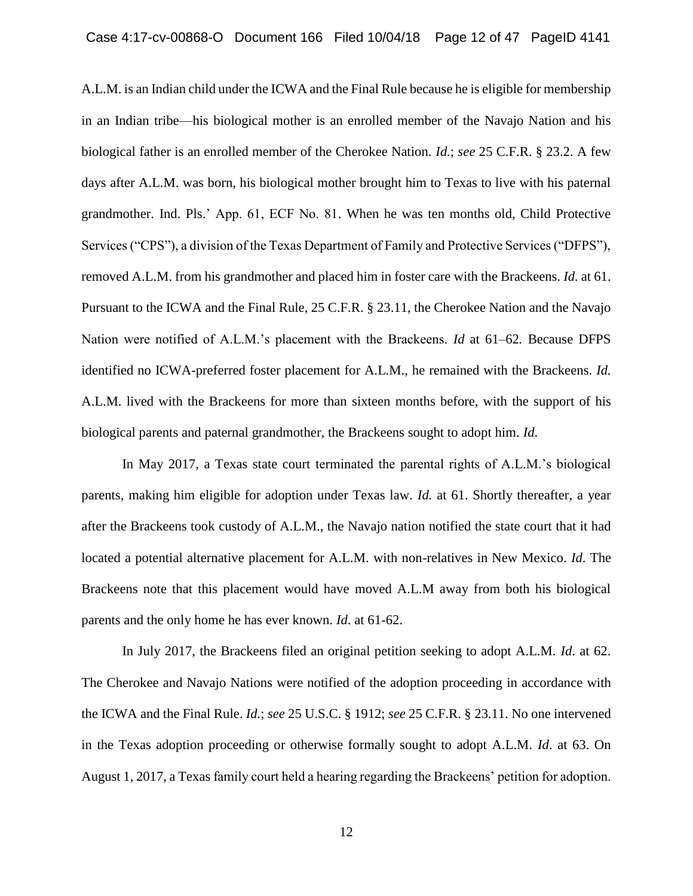A.L.M. is an Indian child under the ICWA and the Final Rule because he is eligible for membership in an Indian tribe—his biological mother is an enrolled member of the Navajo Nation and his biological father is an enrolled member of the Cherokee Nation. *Id.*; *see* 25 C.F.R. § 23.2. A few days after A.L.M. was born, his biological mother brought him to Texas to live with his paternal grandmother. Ind. Pls.' App. 61, ECF No. 81. When he was ten months old, Child Protective Services ("CPS"), a division of the Texas Department of Family and Protective Services ("DFPS"), removed A.L.M. from his grandmother and placed him in foster care with the Brackeens. *Id.* at 61. Pursuant to the ICWA and the Final Rule, 25 C.F.R. § 23.11, the Cherokee Nation and the Navajo Nation were notified of A.L.M.'s placement with the Brackeens. *Id* at 61–62. Because DFPS identified no ICWA-preferred foster placement for A.L.M., he remained with the Brackeens. *Id.* A.L.M. lived with the Brackeens for more than sixteen months before, with the support of his biological parents and paternal grandmother, the Brackeens sought to adopt him. *Id.*

In May 2017, a Texas state court terminated the parental rights of A.L.M.'s biological parents, making him eligible for adoption under Texas law. *Id.* at 61. Shortly thereafter, a year after the Brackeens took custody of A.L.M., the Navajo nation notified the state court that it had located a potential alternative placement for A.L.M. with non-relatives in New Mexico. *Id.* The Brackeens note that this placement would have moved A.L.M away from both his biological parents and the only home he has ever known. *Id.* at 61-62.

In July 2017, the Brackeens filed an original petition seeking to adopt A.L.M. *Id*. at 62. The Cherokee and Navajo Nations were notified of the adoption proceeding in accordance with the ICWA and the Final Rule. *Id.*; *see* 25 U.S.C. § 1912; *see* 25 C.F.R. § 23.11. No one intervened in the Texas adoption proceeding or otherwise formally sought to adopt A.L.M. *Id*. at 63. On August 1, 2017, a Texas family court held a hearing regarding the Brackeens' petition for adoption.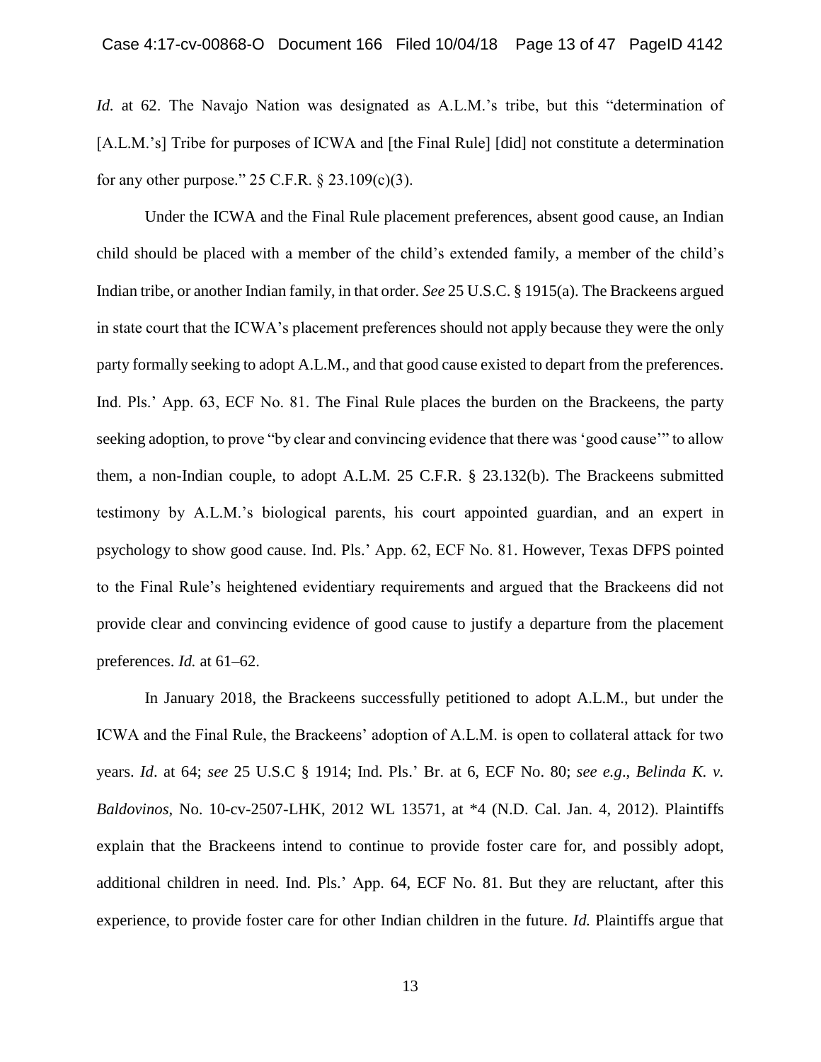*Id.* at 62. The Navajo Nation was designated as A.L.M.'s tribe, but this "determination of [A.L.M.'s] Tribe for purposes of ICWA and [the Final Rule] [did] not constitute a determination for any other purpose." 25 C.F.R. § 23.109(c)(3).

Under the ICWA and the Final Rule placement preferences, absent good cause, an Indian child should be placed with a member of the child's extended family, a member of the child's Indian tribe, or another Indian family, in that order. *See* 25 U.S.C. § 1915(a). The Brackeens argued in state court that the ICWA's placement preferences should not apply because they were the only party formally seeking to adopt A.L.M., and that good cause existed to depart from the preferences. Ind. Pls.' App. 63, ECF No. 81. The Final Rule places the burden on the Brackeens, the party seeking adoption, to prove "by clear and convincing evidence that there was 'good cause'" to allow them, a non-Indian couple, to adopt A.L.M. 25 C.F.R. § 23.132(b). The Brackeens submitted testimony by A.L.M.'s biological parents, his court appointed guardian, and an expert in psychology to show good cause. Ind. Pls.' App. 62, ECF No. 81. However, Texas DFPS pointed to the Final Rule's heightened evidentiary requirements and argued that the Brackeens did not provide clear and convincing evidence of good cause to justify a departure from the placement preferences. *Id.* at 61–62.

In January 2018, the Brackeens successfully petitioned to adopt A.L.M., but under the ICWA and the Final Rule, the Brackeens' adoption of A.L.M. is open to collateral attack for two years. *Id*. at 64; *see* 25 U.S.C § 1914; Ind. Pls.' Br. at 6, ECF No. 80; *see e.g*., *Belinda K. v. Baldovinos*, No. 10-cv-2507-LHK, 2012 WL 13571, at *4 (N.D. Cal. Jan. 4, 2012). Plaintiffs explain that the Brackeens intend to continue to provide foster care for, and possibly adopt, additional children in need. Ind. Pls.' App. 64, ECF No. 81. But they are reluctant, after this experience, to provide foster care for other Indian children in the future. *Id.* Plaintiffs argue that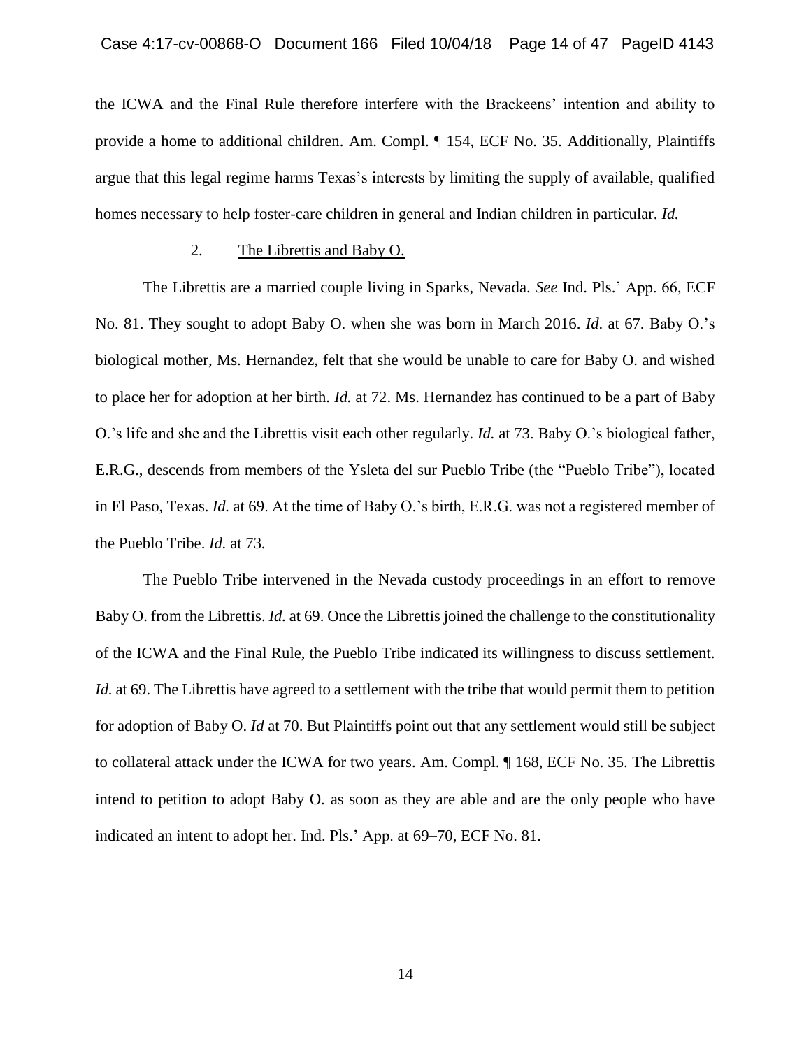the ICWA and the Final Rule therefore interfere with the Brackeens' intention and ability to provide a home to additional children. Am. Compl. ¶ 154, ECF No. 35. Additionally, Plaintiffs argue that this legal regime harms Texas's interests by limiting the supply of available, qualified homes necessary to help foster-care children in general and Indian children in particular. *Id.*

2. The Librettis and Baby O.

The Librettis are a married couple living in Sparks, Nevada. *See* Ind. Pls.' App. 66, ECF No. 81. They sought to adopt Baby O. when she was born in March 2016. *Id.* at 67. Baby O.'s biological mother, Ms. Hernandez, felt that she would be unable to care for Baby O. and wished to place her for adoption at her birth. *Id.* at 72. Ms. Hernandez has continued to be a part of Baby O.'s life and she and the Librettis visit each other regularly. *Id.* at 73. Baby O.'s biological father, E.R.G., descends from members of the Ysleta del sur Pueblo Tribe (the "Pueblo Tribe"), located in El Paso, Texas. *Id.* at 69. At the time of Baby O.'s birth, E.R.G. was not a registered member of the Pueblo Tribe. *Id.* at 73.

The Pueblo Tribe intervened in the Nevada custody proceedings in an effort to remove Baby O. from the Librettis. *Id.* at 69. Once the Librettis joined the challenge to the constitutionality of the ICWA and the Final Rule, the Pueblo Tribe indicated its willingness to discuss settlement. *Id.* at 69. The Librettis have agreed to a settlement with the tribe that would permit them to petition for adoption of Baby O. *Id* at 70. But Plaintiffs point out that any settlement would still be subject to collateral attack under the ICWA for two years. Am. Compl. ¶ 168, ECF No. 35. The Librettis intend to petition to adopt Baby O. as soon as they are able and are the only people who have indicated an intent to adopt her. Ind. Pls.' App. at 69–70, ECF No. 81.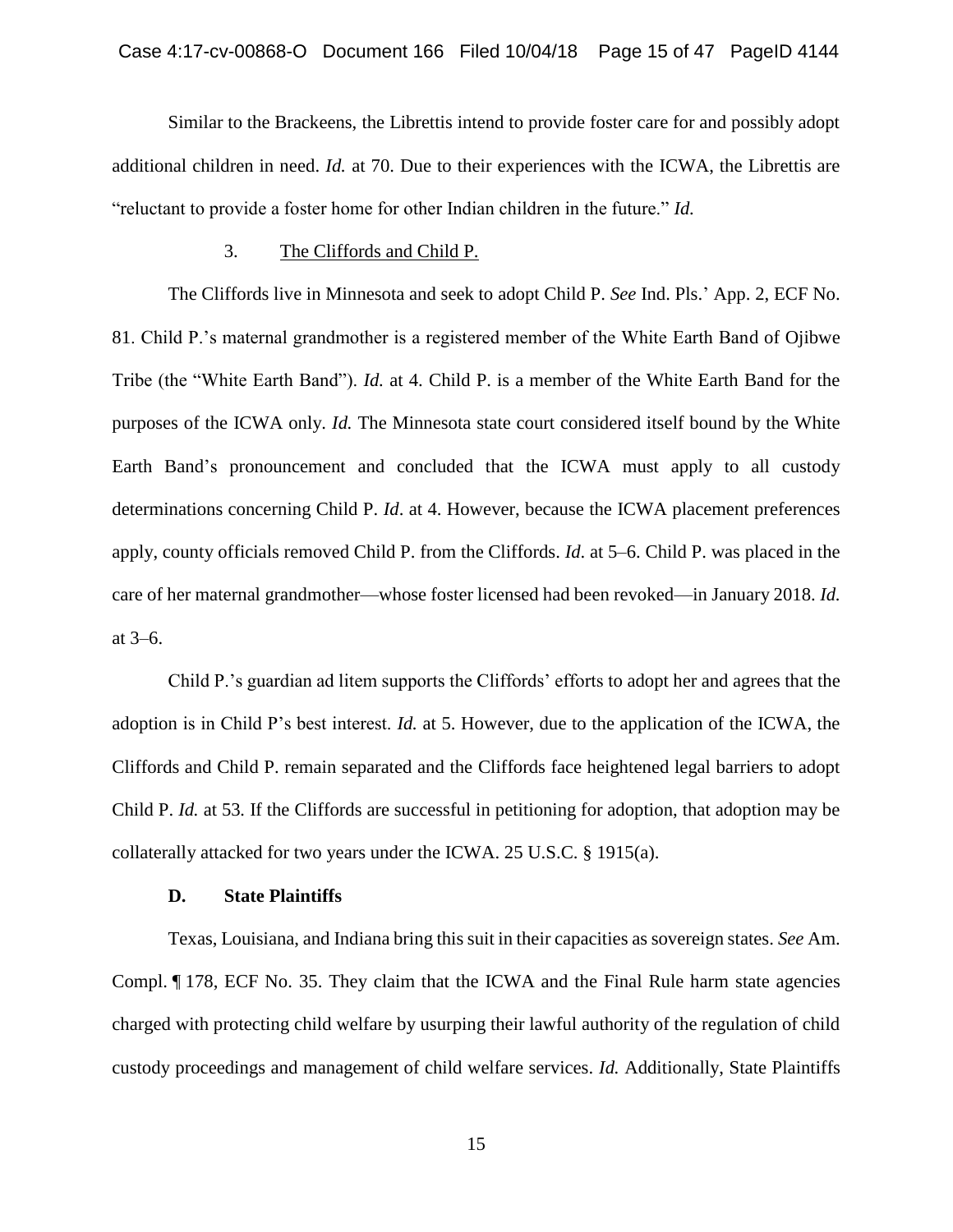Similar to the Brackeens, the Librettis intend to provide foster care for and possibly adopt additional children in need. *Id.* at 70. Due to their experiences with the ICWA, the Librettis are "reluctant to provide a foster home for other Indian children in the future." *Id.*

3. The Cliffords and Child P.

The Cliffords live in Minnesota and seek to adopt Child P. *See* Ind. Pls.' App. 2, ECF No. 81. Child P.'s maternal grandmother is a registered member of the White Earth Band of Ojibwe Tribe (the "White Earth Band"). *Id.* at 4. Child P. is a member of the White Earth Band for the purposes of the ICWA only. *Id.* The Minnesota state court considered itself bound by the White Earth Band's pronouncement and concluded that the ICWA must apply to all custody determinations concerning Child P. *Id*. at 4. However, because the ICWA placement preferences apply, county officials removed Child P. from the Cliffords. *Id*. at 5–6. Child P. was placed in the care of her maternal grandmother—whose foster licensed had been revoked—in January 2018. *Id.* at 3–6.

Child P.'s guardian ad litem supports the Cliffords' efforts to adopt her and agrees that the adoption is in Child P's best interest. *Id.* at 5. However, due to the application of the ICWA, the Cliffords and Child P. remain separated and the Cliffords face heightened legal barriers to adopt Child P. *Id.* at 53. If the Cliffords are successful in petitioning for adoption, that adoption may be collaterally attacked for two years under the ICWA. 25 U.S.C. § 1915(a).

**D. State Plaintiffs**

Texas, Louisiana, and Indiana bring this suit in their capacities as sovereign states. *See* Am. Compl. ¶ 178, ECF No. 35. They claim that the ICWA and the Final Rule harm state agencies charged with protecting child welfare by usurping their lawful authority of the regulation of child custody proceedings and management of child welfare services. *Id.* Additionally, State Plaintiffs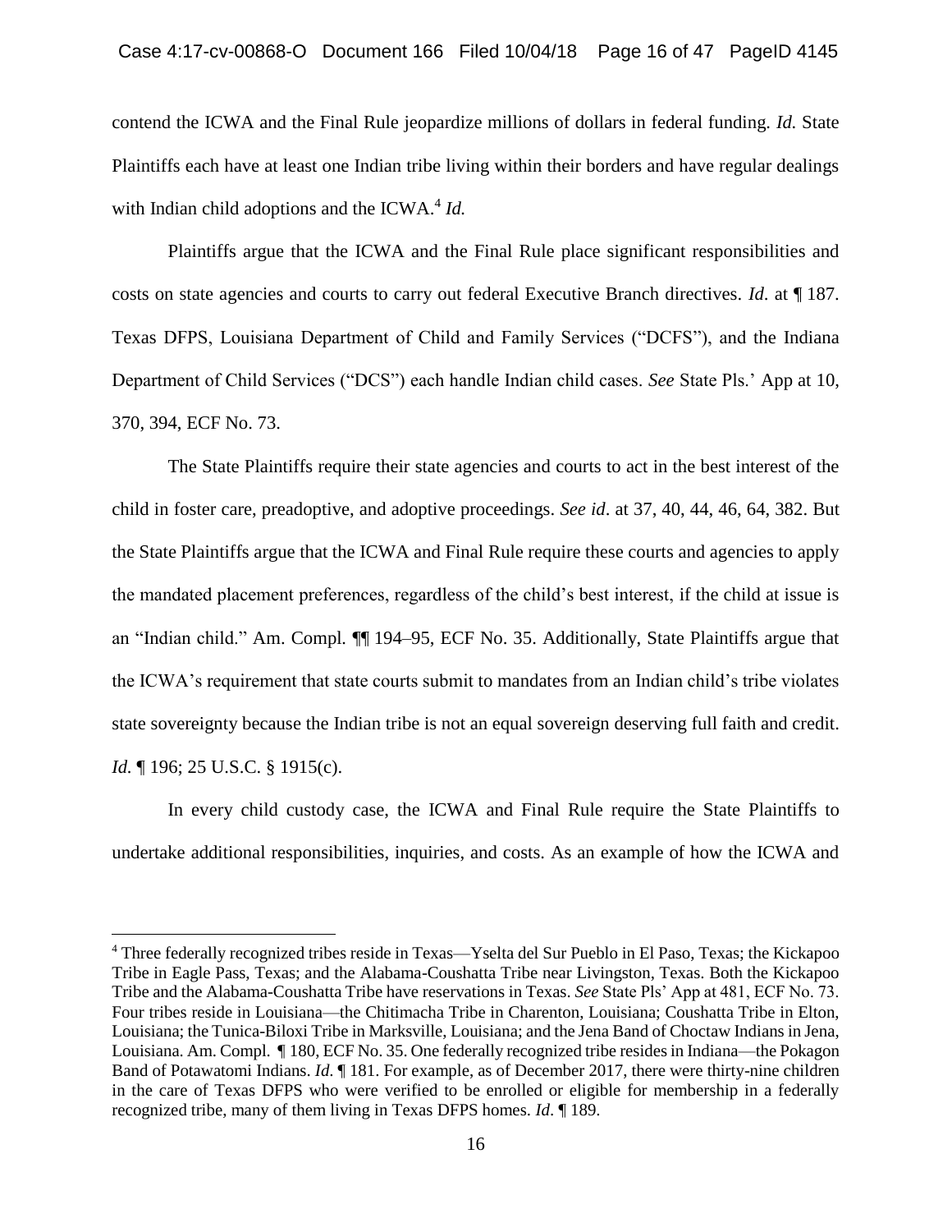contend the ICWA and the Final Rule jeopardize millions of dollars in federal funding. *Id.* State Plaintiffs each have at least one Indian tribe living within their borders and have regular dealings with Indian child adoptions and the ICWA.[4] *Id.*

Plaintiffs argue that the ICWA and the Final Rule place significant responsibilities and costs on state agencies and courts to carry out federal Executive Branch directives. *Id*. at ¶ 187. Texas DFPS, Louisiana Department of Child and Family Services ("DCFS"), and the Indiana Department of Child Services ("DCS") each handle Indian child cases. *See* State Pls.' App at 10, 370, 394, ECF No. 73.

The State Plaintiffs require their state agencies and courts to act in the best interest of the child in foster care, preadoptive, and adoptive proceedings. *See id*. at 37, 40, 44, 46, 64, 382. But the State Plaintiffs argue that the ICWA and Final Rule require these courts and agencies to apply the mandated placement preferences, regardless of the child's best interest, if the child at issue is an "Indian child." Am. Compl. ¶¶ 194–95, ECF No. 35. Additionally, State Plaintiffs argue that the ICWA's requirement that state courts submit to mandates from an Indian child's tribe violates state sovereignty because the Indian tribe is not an equal sovereign deserving full faith and credit. *Id.* ¶ 196; 25 U.S.C. § 1915(c).

In every child custody case, the ICWA and Final Rule require the State Plaintiffs to undertake additional responsibilities, inquiries, and costs. As an example of how the ICWA and

---

[4] Three federally recognized tribes reside in Texas—Yselta del Sur Pueblo in El Paso, Texas; the Kickapoo Tribe in Eagle Pass, Texas; and the Alabama-Coushatta Tribe near Livingston, Texas. Both the Kickapoo Tribe and the Alabama-Coushatta Tribe have reservations in Texas. *See* State Pls' App at 481, ECF No. 73. Four tribes reside in Louisiana—the Chitimacha Tribe in Charenton, Louisiana; Coushatta Tribe in Elton, Louisiana; the Tunica-Biloxi Tribe in Marksville, Louisiana; and the Jena Band of Choctaw Indians in Jena, Louisiana. Am. Compl. ¶ 180, ECF No. 35. One federally recognized tribe resides in Indiana—the Pokagon Band of Potawatomi Indians. *Id*. ¶ 181. For example, as of December 2017, there were thirty-nine children in the care of Texas DFPS who were verified to be enrolled or eligible for membership in a federally recognized tribe, many of them living in Texas DFPS homes. *Id*. ¶ 189.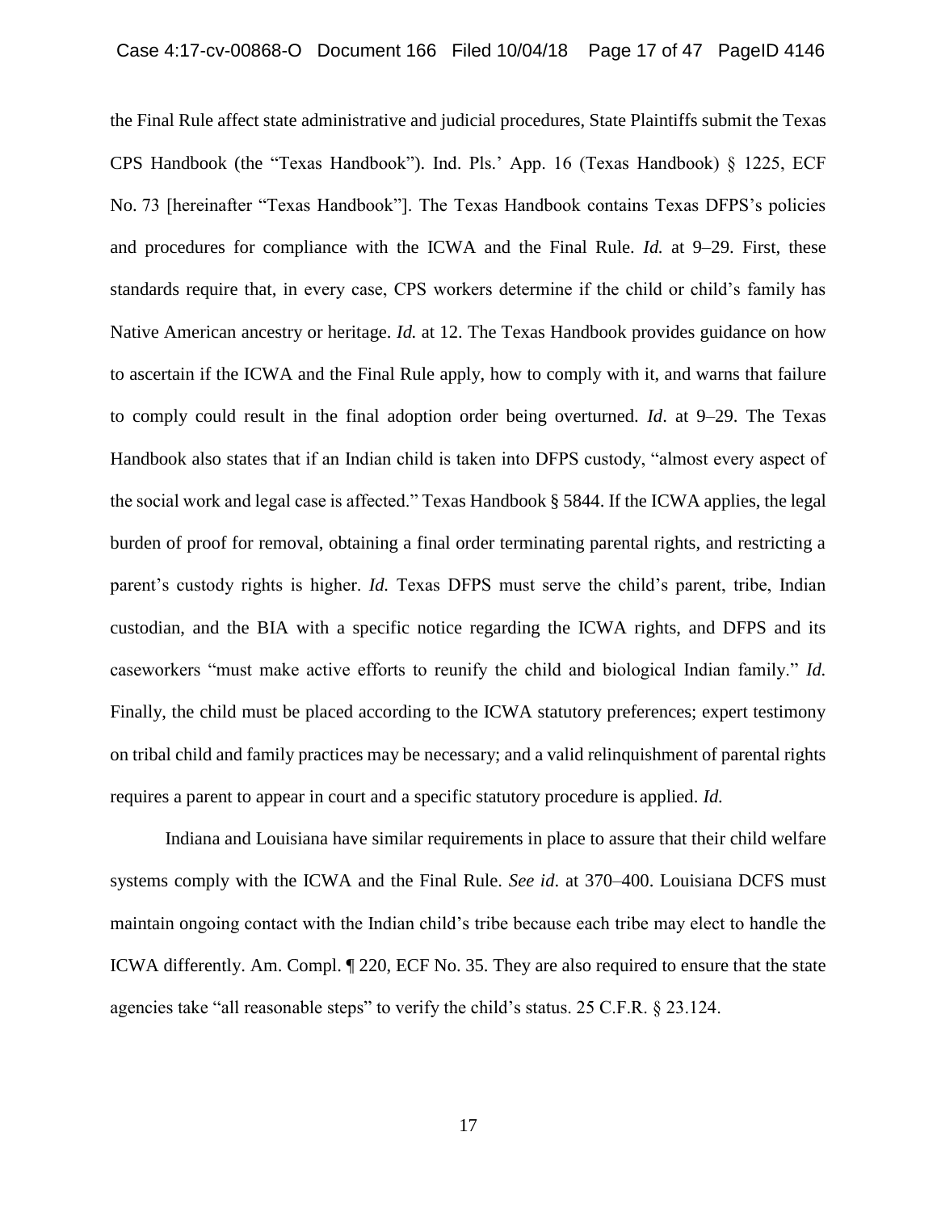the Final Rule affect state administrative and judicial procedures, State Plaintiffs submit the Texas CPS Handbook (the "Texas Handbook"). Ind. Pls.' App. 16 (Texas Handbook) § 1225, ECF No. 73 [hereinafter "Texas Handbook"]. The Texas Handbook contains Texas DFPS's policies and procedures for compliance with the ICWA and the Final Rule. *Id.* at 9–29. First, these standards require that, in every case, CPS workers determine if the child or child's family has Native American ancestry or heritage. *Id.* at 12. The Texas Handbook provides guidance on how to ascertain if the ICWA and the Final Rule apply, how to comply with it, and warns that failure to comply could result in the final adoption order being overturned. *Id*. at 9–29. The Texas Handbook also states that if an Indian child is taken into DFPS custody, "almost every aspect of the social work and legal case is affected." Texas Handbook § 5844. If the ICWA applies, the legal burden of proof for removal, obtaining a final order terminating parental rights, and restricting a parent's custody rights is higher. *Id.* Texas DFPS must serve the child's parent, tribe, Indian custodian, and the BIA with a specific notice regarding the ICWA rights, and DFPS and its caseworkers "must make active efforts to reunify the child and biological Indian family." *Id.* Finally, the child must be placed according to the ICWA statutory preferences; expert testimony on tribal child and family practices may be necessary; and a valid relinquishment of parental rights requires a parent to appear in court and a specific statutory procedure is applied. *Id.*

Indiana and Louisiana have similar requirements in place to assure that their child welfare systems comply with the ICWA and the Final Rule. *See id.* at 370–400. Louisiana DCFS must maintain ongoing contact with the Indian child's tribe because each tribe may elect to handle the ICWA differently. Am. Compl. ¶ 220, ECF No. 35. They are also required to ensure that the state agencies take "all reasonable steps" to verify the child's status. 25 C.F.R. § 23.124.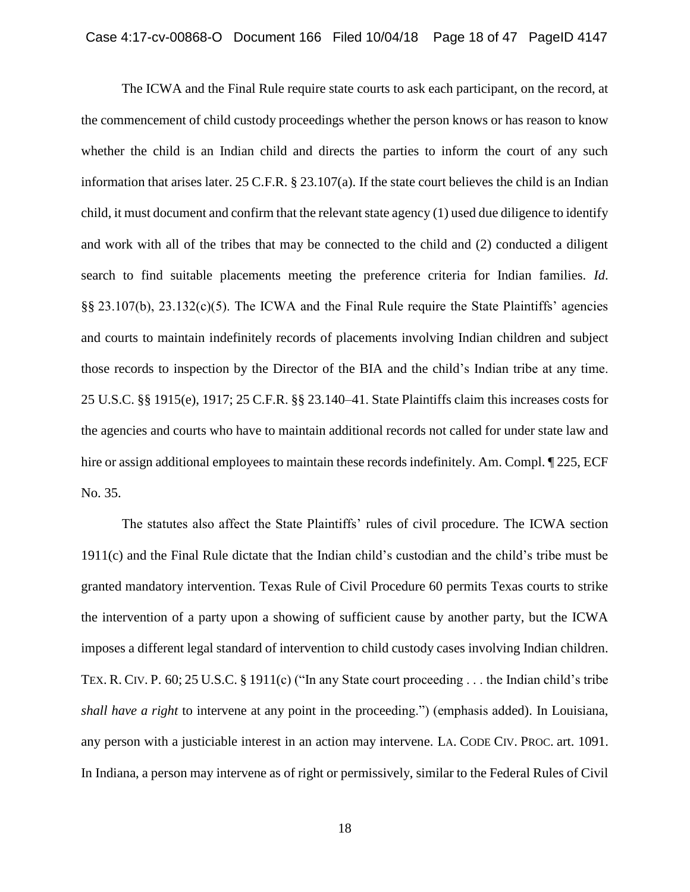The ICWA and the Final Rule require state courts to ask each participant, on the record, at the commencement of child custody proceedings whether the person knows or has reason to know whether the child is an Indian child and directs the parties to inform the court of any such information that arises later. 25 C.F.R. § 23.107(a). If the state court believes the child is an Indian child, it must document and confirm that the relevant state agency (1) used due diligence to identify and work with all of the tribes that may be connected to the child and (2) conducted a diligent search to find suitable placements meeting the preference criteria for Indian families. *Id.* §§ 23.107(b), 23.132(c)(5). The ICWA and the Final Rule require the State Plaintiffs' agencies and courts to maintain indefinitely records of placements involving Indian children and subject those records to inspection by the Director of the BIA and the child's Indian tribe at any time. 25 U.S.C. §§ 1915(e), 1917; 25 C.F.R. §§ 23.140–41. State Plaintiffs claim this increases costs for the agencies and courts who have to maintain additional records not called for under state law and hire or assign additional employees to maintain these records indefinitely. Am. Compl. ¶ 225, ECF No. 35.

The statutes also affect the State Plaintiffs' rules of civil procedure. The ICWA section 1911(c) and the Final Rule dictate that the Indian child's custodian and the child's tribe must be granted mandatory intervention. Texas Rule of Civil Procedure 60 permits Texas courts to strike the intervention of a party upon a showing of sufficient cause by another party, but the ICWA imposes a different legal standard of intervention to child custody cases involving Indian children. TEX. R. CIV. P. 60; 25 U.S.C. § 1911(c) ("In any State court proceeding . . . the Indian child's tribe *shall have a right* to intervene at any point in the proceeding.") (emphasis added). In Louisiana, any person with a justiciable interest in an action may intervene. LA. CODE CIV. PROC. art. 1091. In Indiana, a person may intervene as of right or permissively, similar to the Federal Rules of Civil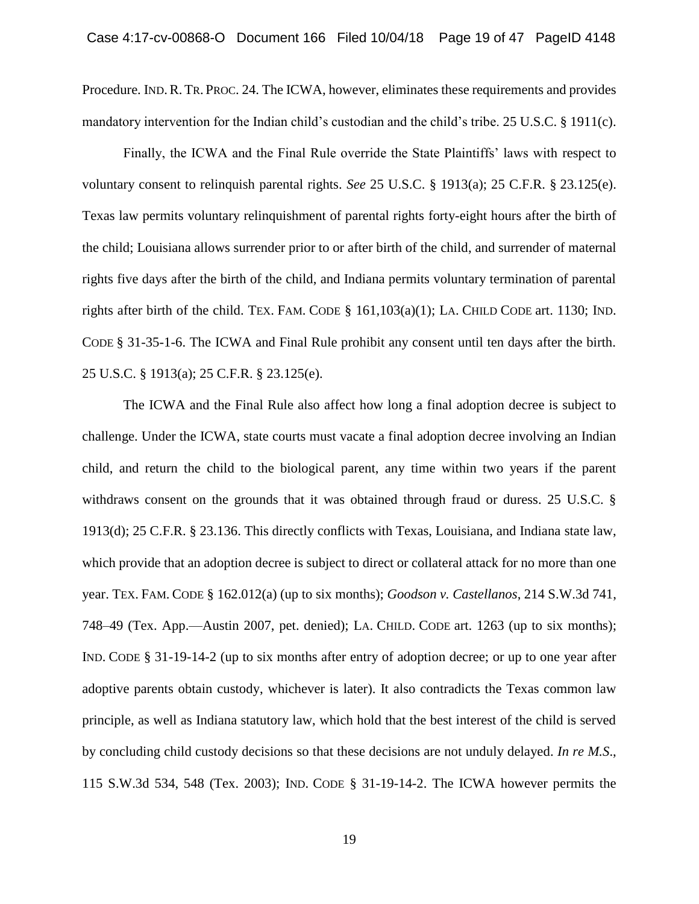Procedure. IND. R. TR. PROC. 24. The ICWA, however, eliminates these requirements and provides mandatory intervention for the Indian child's custodian and the child's tribe. 25 U.S.C. § 1911(c).

Finally, the ICWA and the Final Rule override the State Plaintiffs' laws with respect to voluntary consent to relinquish parental rights. *See* 25 U.S.C. § 1913(a); 25 C.F.R. § 23.125(e). Texas law permits voluntary relinquishment of parental rights forty-eight hours after the birth of the child; Louisiana allows surrender prior to or after birth of the child, and surrender of maternal rights five days after the birth of the child, and Indiana permits voluntary termination of parental rights after birth of the child. TEX. FAM. CODE § 161,103(a)(1); LA. CHILD CODE art. 1130; IND. CODE § 31-35-1-6. The ICWA and Final Rule prohibit any consent until ten days after the birth. 25 U.S.C. § 1913(a); 25 C.F.R. § 23.125(e).

The ICWA and the Final Rule also affect how long a final adoption decree is subject to challenge. Under the ICWA, state courts must vacate a final adoption decree involving an Indian child, and return the child to the biological parent, any time within two years if the parent withdraws consent on the grounds that it was obtained through fraud or duress. 25 U.S.C. § 1913(d); 25 C.F.R. § 23.136. This directly conflicts with Texas, Louisiana, and Indiana state law, which provide that an adoption decree is subject to direct or collateral attack for no more than one year. TEX. FAM. CODE § 162.012(a) (up to six months); *Goodson v. Castellanos*, 214 S.W.3d 741, 748–49 (Tex. App.—Austin 2007, pet. denied); LA. CHILD. CODE art. 1263 (up to six months); IND. CODE § 31-19-14-2 (up to six months after entry of adoption decree; or up to one year after adoptive parents obtain custody, whichever is later). It also contradicts the Texas common law principle, as well as Indiana statutory law, which hold that the best interest of the child is served by concluding child custody decisions so that these decisions are not unduly delayed. *In re M.S.*, 115 S.W.3d 534, 548 (Tex. 2003); IND. CODE § 31-19-14-2. The ICWA however permits the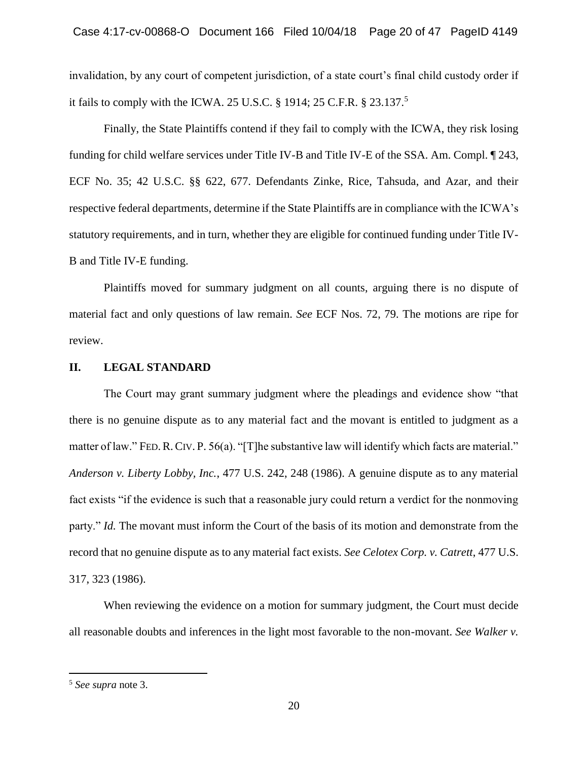invalidation, by any court of competent jurisdiction, of a state court's final child custody order if it fails to comply with the ICWA. 25 U.S.C. § 1914; 25 C.F.R. § 23.137.[5]

Finally, the State Plaintiffs contend if they fail to comply with the ICWA, they risk losing funding for child welfare services under Title IV-B and Title IV-E of the SSA. Am. Compl. ¶ 243, ECF No. 35; 42 U.S.C. §§ 622, 677. Defendants Zinke, Rice, Tahsuda, and Azar, and their respective federal departments, determine if the State Plaintiffs are in compliance with the ICWA's statutory requirements, and in turn, whether they are eligible for continued funding under Title IV-B and Title IV-E funding.

Plaintiffs moved for summary judgment on all counts, arguing there is no dispute of material fact and only questions of law remain. *See* ECF Nos. 72, 79. The motions are ripe for review.

## II. LEGAL STANDARD

The Court may grant summary judgment where the pleadings and evidence show "that there is no genuine dispute as to any material fact and the movant is entitled to judgment as a matter of law." FED. R. CIV. P. 56(a). "[T]he substantive law will identify which facts are material." *Anderson v. Liberty Lobby, Inc.*, 477 U.S. 242, 248 (1986). A genuine dispute as to any material fact exists "if the evidence is such that a reasonable jury could return a verdict for the nonmoving party." *Id.* The movant must inform the Court of the basis of its motion and demonstrate from the record that no genuine dispute as to any material fact exists. *See Celotex Corp. v. Catrett*, 477 U.S. 317, 323 (1986).

When reviewing the evidence on a motion for summary judgment, the Court must decide all reasonable doubts and inferences in the light most favorable to the non-movant. *See Walker v.*

---

[5] *See supra* note 3.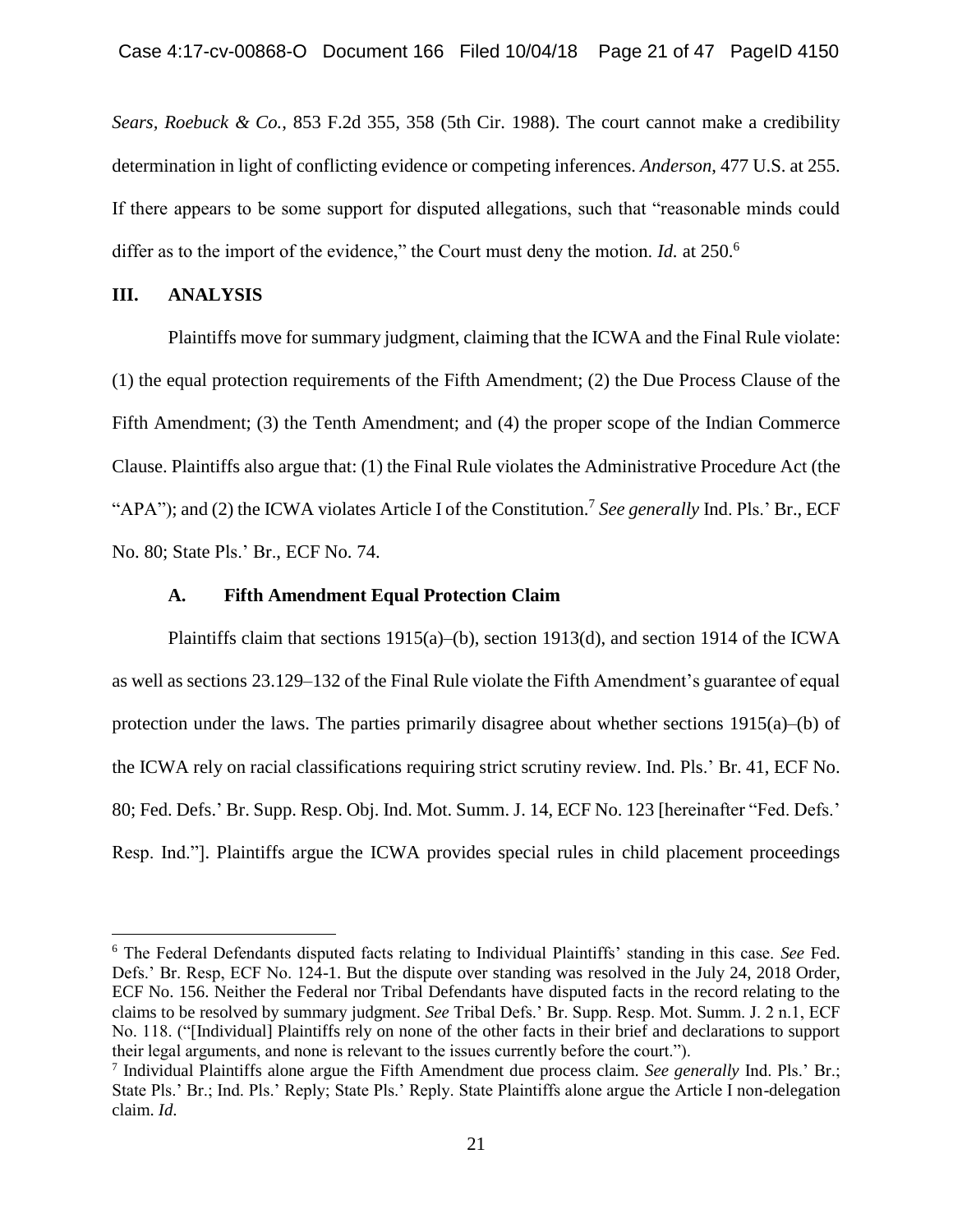*Sears, Roebuck & Co.*, 853 F.2d 355, 358 (5th Cir. 1988). The court cannot make a credibility determination in light of conflicting evidence or competing inferences. *Anderson*, 477 U.S. at 255. If there appears to be some support for disputed allegations, such that "reasonable minds could differ as to the import of the evidence," the Court must deny the motion. *Id.* at 250.[6]

## III. ANALYSIS

Plaintiffs move for summary judgment, claiming that the ICWA and the Final Rule violate: (1) the equal protection requirements of the Fifth Amendment; (2) the Due Process Clause of the Fifth Amendment; (3) the Tenth Amendment; and (4) the proper scope of the Indian Commerce Clause. Plaintiffs also argue that: (1) the Final Rule violates the Administrative Procedure Act (the "APA"); and (2) the ICWA violates Article I of the Constitution.[7] *See generally* Ind. Pls.' Br., ECF No. 80; State Pls.' Br., ECF No. 74.

### A. Fifth Amendment Equal Protection Claim

Plaintiffs claim that sections 1915(a)–(b), section 1913(d), and section 1914 of the ICWA as well as sections 23.129–132 of the Final Rule violate the Fifth Amendment's guarantee of equal protection under the laws. The parties primarily disagree about whether sections 1915(a)–(b) of the ICWA rely on racial classifications requiring strict scrutiny review. Ind. Pls.' Br. 41, ECF No. 80; Fed. Defs.' Br. Supp. Resp. Obj. Ind. Mot. Summ. J. 14, ECF No. 123 [hereinafter "Fed. Defs.' Resp. Ind."]. Plaintiffs argue the ICWA provides special rules in child placement proceedings

---

[6] The Federal Defendants disputed facts relating to Individual Plaintiffs' standing in this case. *See* Fed. Defs.' Br. Resp, ECF No. 124-1. But the dispute over standing was resolved in the July 24, 2018 Order, ECF No. 156. Neither the Federal nor Tribal Defendants have disputed facts in the record relating to the claims to be resolved by summary judgment. *See* Tribal Defs.' Br. Supp. Resp. Mot. Summ. J. 2 n.1, ECF No. 118. ("[Individual] Plaintiffs rely on none of the other facts in their brief and declarations to support their legal arguments, and none is relevant to the issues currently before the court.").

[7] Individual Plaintiffs alone argue the Fifth Amendment due process claim. *See generally* Ind. Pls.' Br.; State Pls.' Br.; Ind. Pls.' Reply; State Pls.' Reply. State Plaintiffs alone argue the Article I non-delegation claim. *Id.*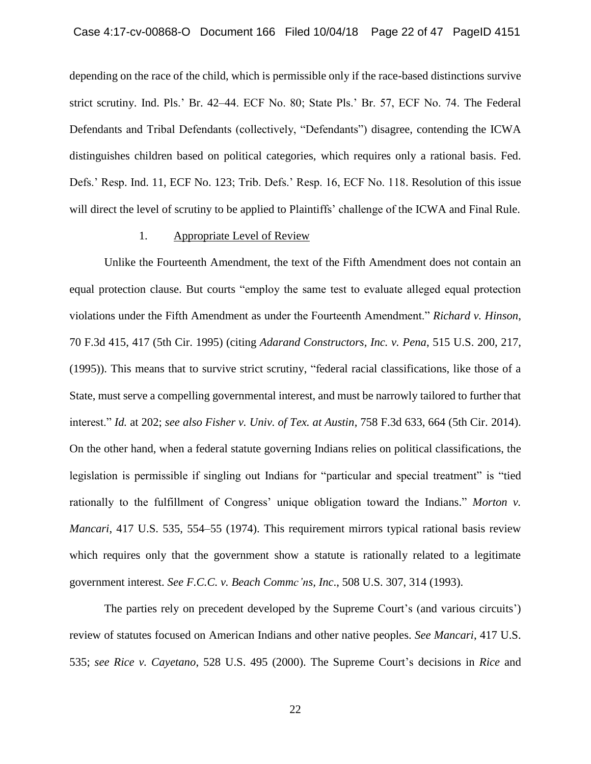depending on the race of the child, which is permissible only if the race-based distinctions survive strict scrutiny. Ind. Pls.' Br. 42–44. ECF No. 80; State Pls.' Br. 57, ECF No. 74. The Federal Defendants and Tribal Defendants (collectively, "Defendants") disagree, contending the ICWA distinguishes children based on political categories, which requires only a rational basis. Fed. Defs.' Resp. Ind. 11, ECF No. 123; Trib. Defs.' Resp. 16, ECF No. 118. Resolution of this issue will direct the level of scrutiny to be applied to Plaintiffs' challenge of the ICWA and Final Rule.

1. Appropriate Level of Review

Unlike the Fourteenth Amendment, the text of the Fifth Amendment does not contain an equal protection clause. But courts "employ the same test to evaluate alleged equal protection violations under the Fifth Amendment as under the Fourteenth Amendment." *Richard v. Hinson*, 70 F.3d 415, 417 (5th Cir. 1995) (citing *Adarand Constructors, Inc. v. Pena*, 515 U.S. 200, 217, (1995)). This means that to survive strict scrutiny, "federal racial classifications, like those of a State, must serve a compelling governmental interest, and must be narrowly tailored to further that interest." *Id.* at 202; *see also Fisher v. Univ. of Tex. at Austin*, 758 F.3d 633, 664 (5th Cir. 2014). On the other hand, when a federal statute governing Indians relies on political classifications, the legislation is permissible if singling out Indians for "particular and special treatment" is "tied rationally to the fulfillment of Congress' unique obligation toward the Indians." *Morton v. Mancari*, 417 U.S. 535, 554–55 (1974). This requirement mirrors typical rational basis review which requires only that the government show a statute is rationally related to a legitimate government interest. *See F.C.C. v. Beach Commc'ns, Inc.*, 508 U.S. 307, 314 (1993).

The parties rely on precedent developed by the Supreme Court's (and various circuits') review of statutes focused on American Indians and other native peoples. *See Mancari*, 417 U.S. 535; *see Rice v. Cayetano*, 528 U.S. 495 (2000). The Supreme Court's decisions in *Rice* and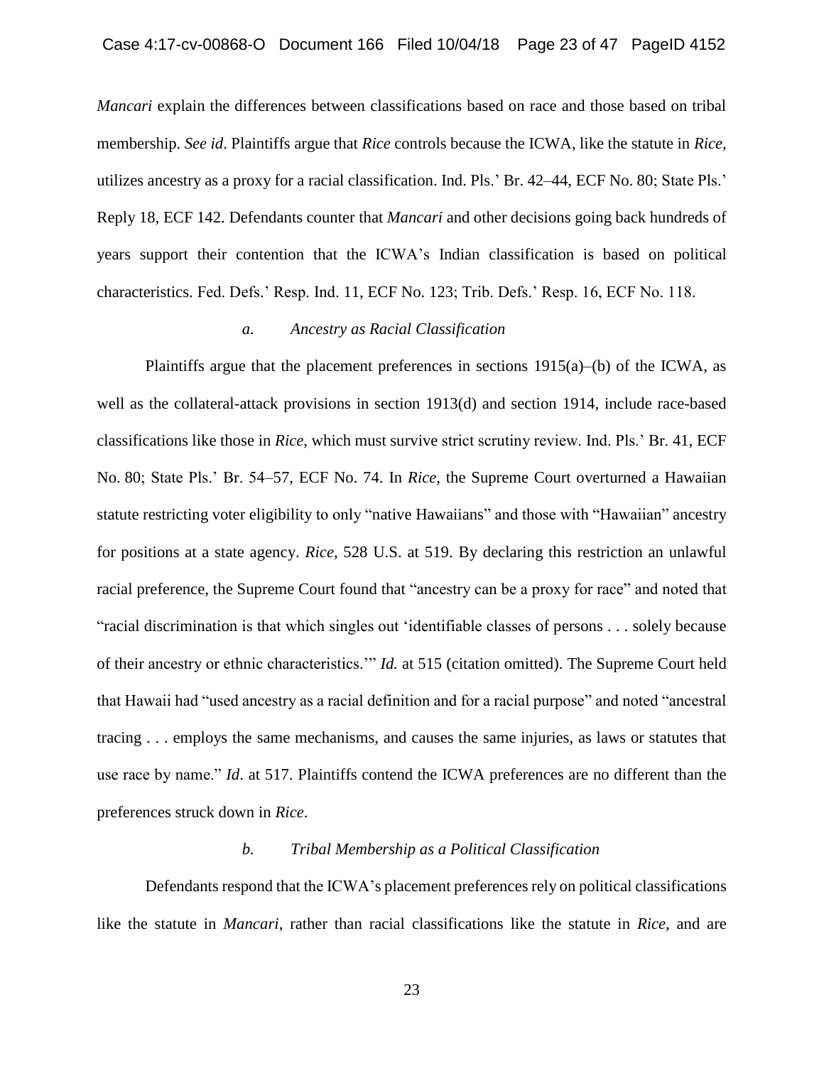*Mancari* explain the differences between classifications based on race and those based on tribal membership. *See id*. Plaintiffs argue that *Rice* controls because the ICWA, like the statute in *Rice*, utilizes ancestry as a proxy for a racial classification. Ind. Pls.' Br. 42–44, ECF No. 80; State Pls.' Reply 18, ECF 142. Defendants counter that *Mancari* and other decisions going back hundreds of years support their contention that the ICWA's Indian classification is based on political characteristics. Fed. Defs.' Resp. Ind. 11, ECF No. 123; Trib. Defs.' Resp. 16, ECF No. 118.

*a. Ancestry as Racial Classification*

Plaintiffs argue that the placement preferences in sections 1915(a)–(b) of the ICWA, as well as the collateral-attack provisions in section 1913(d) and section 1914, include race-based classifications like those in *Rice*, which must survive strict scrutiny review. Ind. Pls.' Br. 41, ECF No. 80; State Pls.' Br. 54–57, ECF No. 74. In *Rice*, the Supreme Court overturned a Hawaiian statute restricting voter eligibility to only "native Hawaiians" and those with "Hawaiian" ancestry for positions at a state agency. *Rice*, 528 U.S. at 519. By declaring this restriction an unlawful racial preference, the Supreme Court found that "ancestry can be a proxy for race" and noted that "racial discrimination is that which singles out 'identifiable classes of persons . . . solely because of their ancestry or ethnic characteristics.'" *Id.* at 515 (citation omitted). The Supreme Court held that Hawaii had "used ancestry as a racial definition and for a racial purpose" and noted "ancestral tracing . . . employs the same mechanisms, and causes the same injuries, as laws or statutes that use race by name." *Id*. at 517. Plaintiffs contend the ICWA preferences are no different than the preferences struck down in *Rice*.

*b. Tribal Membership as a Political Classification*

Defendants respond that the ICWA's placement preferences rely on political classifications like the statute in *Mancari*, rather than racial classifications like the statute in *Rice*, and are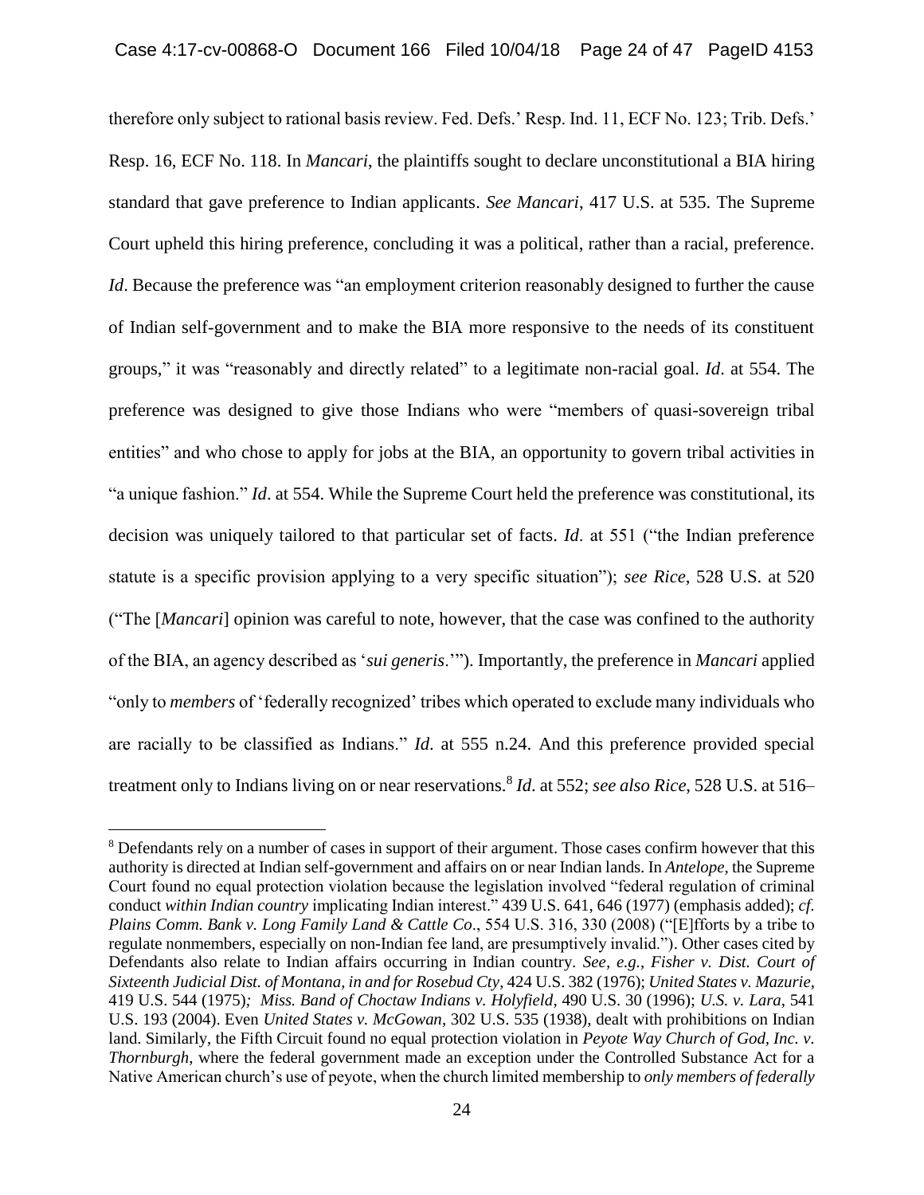therefore only subject to rational basis review. Fed. Defs.' Resp. Ind. 11, ECF No. 123; Trib. Defs.' Resp. 16, ECF No. 118. In *Mancari*, the plaintiffs sought to declare unconstitutional a BIA hiring standard that gave preference to Indian applicants. *See Mancari*, 417 U.S. at 535. The Supreme Court upheld this hiring preference, concluding it was a political, rather than a racial, preference. *Id*. Because the preference was "an employment criterion reasonably designed to further the cause of Indian self-government and to make the BIA more responsive to the needs of its constituent groups," it was "reasonably and directly related" to a legitimate non-racial goal. *Id*. at 554. The preference was designed to give those Indians who were "members of quasi-sovereign tribal entities" and who chose to apply for jobs at the BIA, an opportunity to govern tribal activities in "a unique fashion." *Id*. at 554. While the Supreme Court held the preference was constitutional, its decision was uniquely tailored to that particular set of facts. *Id*. at 551 ("the Indian preference statute is a specific provision applying to a very specific situation"); *see Rice*, 528 U.S. at 520 ("The [*Mancari*] opinion was careful to note, however, that the case was confined to the authority of the BIA, an agency described as '*sui generis*.'"). Importantly, the preference in *Mancari* applied "only to *members* of 'federally recognized' tribes which operated to exclude many individuals who are racially to be classified as Indians." *Id*. at 555 n.24. And this preference provided special treatment only to Indians living on or near reservations.[8] *Id*. at 552; *see also Rice*, 528 U.S. at 516–

[8] Defendants rely on a number of cases in support of their argument. Those cases confirm however that this authority is directed at Indian self-government and affairs on or near Indian lands. In *Antelope*, the Supreme Court found no equal protection violation because the legislation involved "federal regulation of criminal conduct *within Indian country* implicating Indian interest." 439 U.S. 641, 646 (1977) (emphasis added); *cf. Plains Comm. Bank v. Long Family Land & Cattle Co*., 554 U.S. 316, 330 (2008) ("[E]fforts by a tribe to regulate nonmembers, especially on non-Indian fee land, are presumptively invalid."). Other cases cited by Defendants also relate to Indian affairs occurring in Indian country. *See, e.g.*, *Fisher v. Dist. Court of Sixteenth Judicial Dist. of Montana, in and for Rosebud Cty*, 424 U.S. 382 (1976); *United States v. Mazurie*, 419 U.S. 544 (1975); *Miss. Band of Choctaw Indians v. Holyfield*, 490 U.S. 30 (1996); *U.S. v. Lara*, 541 U.S. 193 (2004). Even *United States v. McGowan*, 302 U.S. 535 (1938), dealt with prohibitions on Indian land. Similarly, the Fifth Circuit found no equal protection violation in *Peyote Way Church of God, Inc. v. Thornburgh*, where the federal government made an exception under the Controlled Substance Act for a Native American church's use of peyote, when the church limited membership to *only members of federally*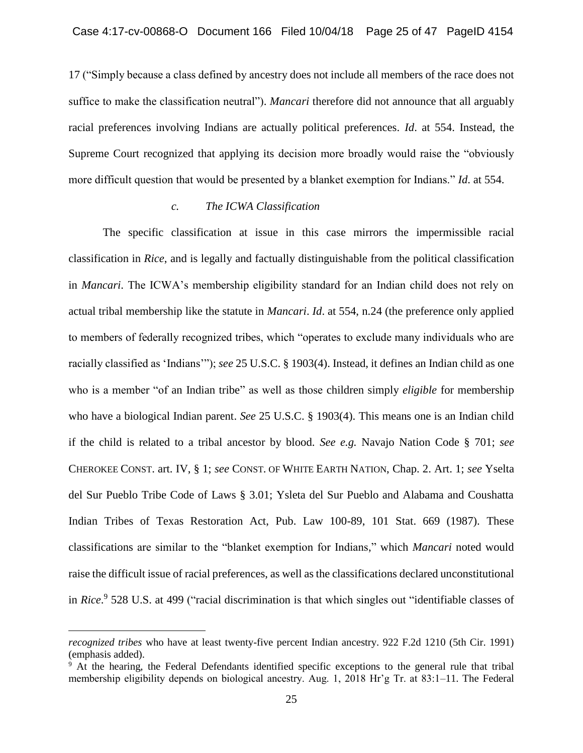17 ("Simply because a class defined by ancestry does not include all members of the race does not suffice to make the classification neutral"). *Mancari* therefore did not announce that all arguably racial preferences involving Indians are actually political preferences. *Id*. at 554. Instead, the Supreme Court recognized that applying its decision more broadly would raise the "obviously more difficult question that would be presented by a blanket exemption for Indians." *Id*. at 554.

#### *c. The ICWA Classification*

The specific classification at issue in this case mirrors the impermissible racial classification in *Rice*, and is legally and factually distinguishable from the political classification in *Mancari*. The ICWA's membership eligibility standard for an Indian child does not rely on actual tribal membership like the statute in *Mancari*. *Id*. at 554, n.24 (the preference only applied to members of federally recognized tribes, which "operates to exclude many individuals who are racially classified as 'Indians'"); *see* 25 U.S.C. § 1903(4). Instead, it defines an Indian child as one who is a member "of an Indian tribe" as well as those children simply *eligible* for membership who have a biological Indian parent. *See* 25 U.S.C. § 1903(4). This means one is an Indian child if the child is related to a tribal ancestor by blood. *See e.g.* Navajo Nation Code § 701; *see* CHEROKEE CONST. art. IV, § 1; *see* CONST. OF WHITE EARTH NATION, Chap. 2. Art. 1; *see* Yselta del Sur Pueblo Tribe Code of Laws § 3.01; Ysleta del Sur Pueblo and Alabama and Coushatta Indian Tribes of Texas Restoration Act, Pub. Law 100-89, 101 Stat. 669 (1987). These classifications are similar to the "blanket exemption for Indians," which *Mancari* noted would raise the difficult issue of racial preferences, as well as the classifications declared unconstitutional in *Rice*.[9] 528 U.S. at 499 ("racial discrimination is that which singles out "identifiable classes of

---

*recognized tribes* who have at least twenty-five percent Indian ancestry. 922 F.2d 1210 (5th Cir. 1991) (emphasis added).

[9] At the hearing, the Federal Defendants identified specific exceptions to the general rule that tribal membership eligibility depends on biological ancestry. Aug. 1, 2018 Hr'g Tr. at 83:1–11. The Federal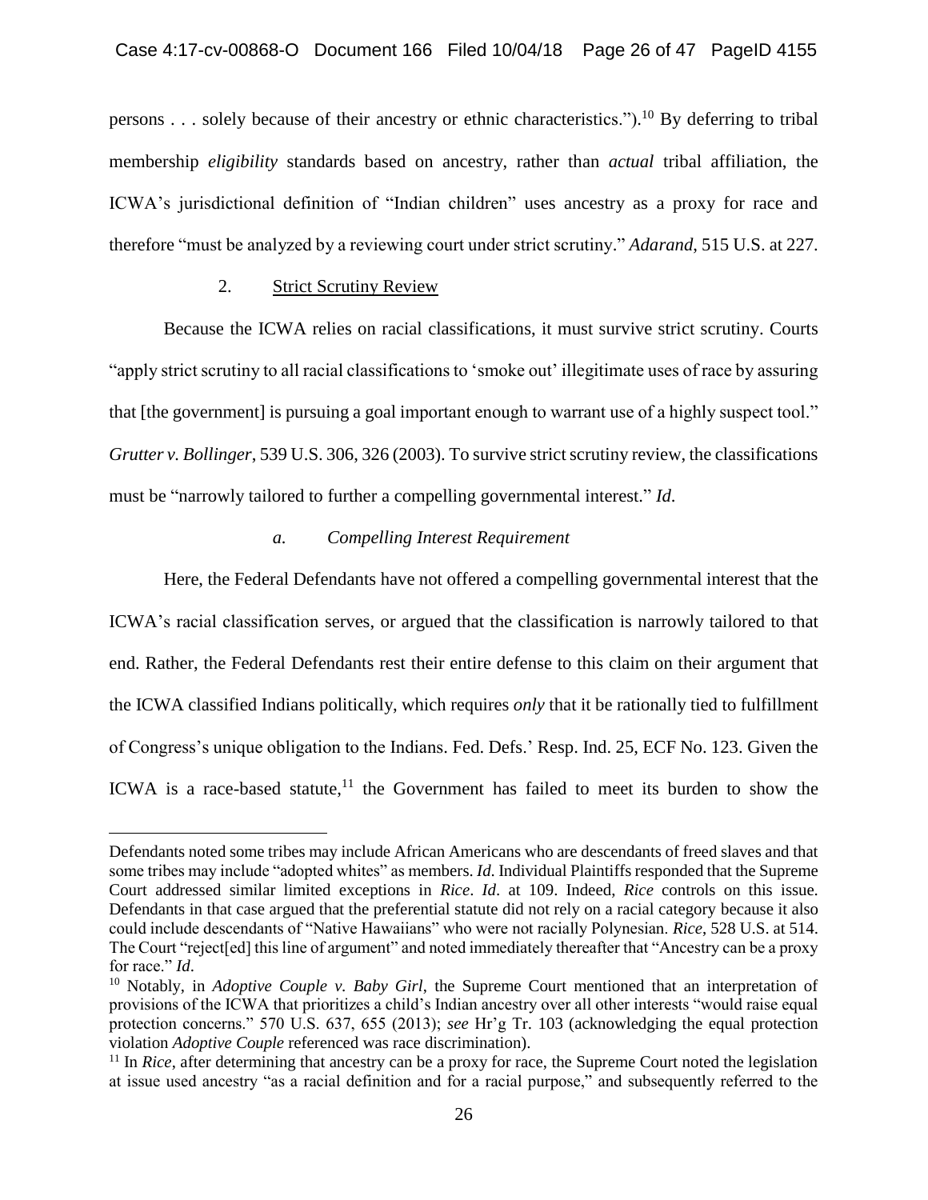persons . . . solely because of their ancestry or ethnic characteristics.").[10] By deferring to tribal membership *eligibility* standards based on ancestry, rather than *actual* tribal affiliation, the ICWA's jurisdictional definition of "Indian children" uses ancestry as a proxy for race and therefore "must be analyzed by a reviewing court under strict scrutiny." *Adarand*, 515 U.S. at 227.

### 2. Strict Scrutiny Review

Because the ICWA relies on racial classifications, it must survive strict scrutiny. Courts "apply strict scrutiny to all racial classifications to 'smoke out' illegitimate uses of race by assuring that [the government] is pursuing a goal important enough to warrant use of a highly suspect tool." *Grutter v. Bollinger*, 539 U.S. 306, 326 (2003). To survive strict scrutiny review, the classifications must be "narrowly tailored to further a compelling governmental interest." *Id.*

#### *a. Compelling Interest Requirement*

Here, the Federal Defendants have not offered a compelling governmental interest that the ICWA's racial classification serves, or argued that the classification is narrowly tailored to that end. Rather, the Federal Defendants rest their entire defense to this claim on their argument that the ICWA classified Indians politically, which requires *only* that it be rationally tied to fulfillment of Congress's unique obligation to the Indians. Fed. Defs.' Resp. Ind. 25, ECF No. 123. Given the ICWA is a race-based statute,[11] the Government has failed to meet its burden to show the

---

Defendants noted some tribes may include African Americans who are descendants of freed slaves and that some tribes may include "adopted whites" as members. *Id.* Individual Plaintiffs responded that the Supreme Court addressed similar limited exceptions in *Rice*. *Id.* at 109. Indeed, *Rice* controls on this issue. Defendants in that case argued that the preferential statute did not rely on a racial category because it also could include descendants of "Native Hawaiians" who were not racially Polynesian. *Rice*, 528 U.S. at 514. The Court "reject[ed] this line of argument" and noted immediately thereafter that "Ancestry can be a proxy for race." *Id.*

[10] Notably, in *Adoptive Couple v. Baby Girl*, the Supreme Court mentioned that an interpretation of provisions of the ICWA that prioritizes a child's Indian ancestry over all other interests "would raise equal protection concerns." 570 U.S. 637, 655 (2013); *see* Hr'g Tr. 103 (acknowledging the equal protection violation *Adoptive Couple* referenced was race discrimination).

[11] In *Rice*, after determining that ancestry can be a proxy for race, the Supreme Court noted the legislation at issue used ancestry "as a racial definition and for a racial purpose," and subsequently referred to the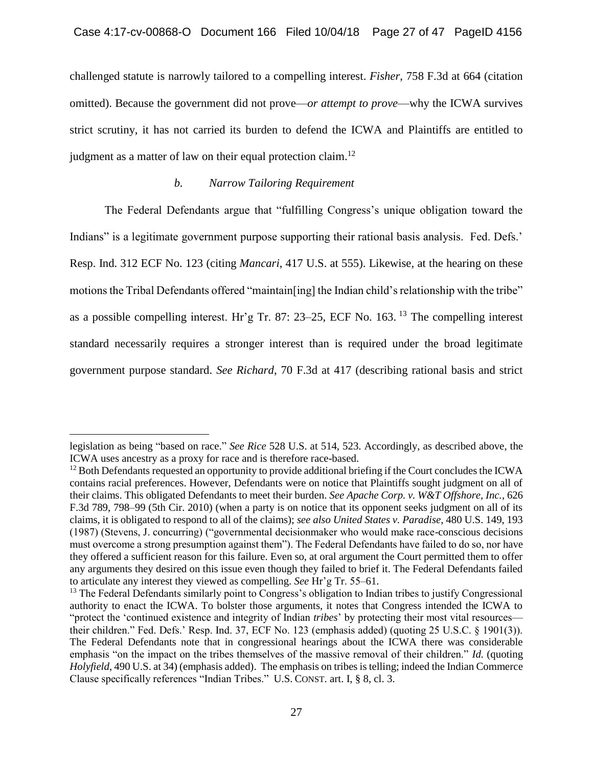challenged statute is narrowly tailored to a compelling interest. *Fisher*, 758 F.3d at 664 (citation omitted). Because the government did not prove—*or attempt to prove*—why the ICWA survives strict scrutiny, it has not carried its burden to defend the ICWA and Plaintiffs are entitled to judgment as a matter of law on their equal protection claim.[12]

### *b. Narrow Tailoring Requirement*

The Federal Defendants argue that "fulfilling Congress's unique obligation toward the Indians" is a legitimate government purpose supporting their rational basis analysis. Fed. Defs.' Resp. Ind. 312 ECF No. 123 (citing *Mancari*, 417 U.S. at 555). Likewise, at the hearing on these motions the Tribal Defendants offered "maintain[ing] the Indian child's relationship with the tribe" as a possible compelling interest. Hr'g Tr. 87: 23–25, ECF No. 163.[13] The compelling interest standard necessarily requires a stronger interest than is required under the broad legitimate government purpose standard. *See Richard*, 70 F.3d at 417 (describing rational basis and strict

---

legislation as being "based on race." *See Rice* 528 U.S. at 514, 523. Accordingly, as described above, the ICWA uses ancestry as a proxy for race and is therefore race-based.

[12] Both Defendants requested an opportunity to provide additional briefing if the Court concludes the ICWA contains racial preferences. However, Defendants were on notice that Plaintiffs sought judgment on all of their claims. This obligated Defendants to meet their burden. *See Apache Corp. v. W&T Offshore, Inc.*, 626 F.3d 789, 798–99 (5th Cir. 2010) (when a party is on notice that its opponent seeks judgment on all of its claims, it is obligated to respond to all of the claims); *see also United States v. Paradise*, 480 U.S. 149, 193 (1987) (Stevens, J. concurring) ("governmental decisionmaker who would make race-conscious decisions must overcome a strong presumption against them"). The Federal Defendants have failed to do so, nor have they offered a sufficient reason for this failure. Even so, at oral argument the Court permitted them to offer any arguments they desired on this issue even though they failed to brief it. The Federal Defendants failed to articulate any interest they viewed as compelling. *See* Hr'g Tr. 55–61.

[13] The Federal Defendants similarly point to Congress's obligation to Indian tribes to justify Congressional authority to enact the ICWA. To bolster those arguments, it notes that Congress intended the ICWA to "protect the 'continued existence and integrity of Indian *tribes*' by protecting their most vital resources—their children." Fed. Defs.' Resp. Ind. 37, ECF No. 123 (emphasis added) (quoting 25 U.S.C. § 1901(3)). The Federal Defendants note that in congressional hearings about the ICWA there was considerable emphasis "on the impact on the tribes themselves of the massive removal of their children." *Id.* (quoting *Holyfield*, 490 U.S. at 34) (emphasis added). The emphasis on tribes is telling; indeed the Indian Commerce Clause specifically references "Indian Tribes." U.S. CONST. art. I, § 8, cl. 3.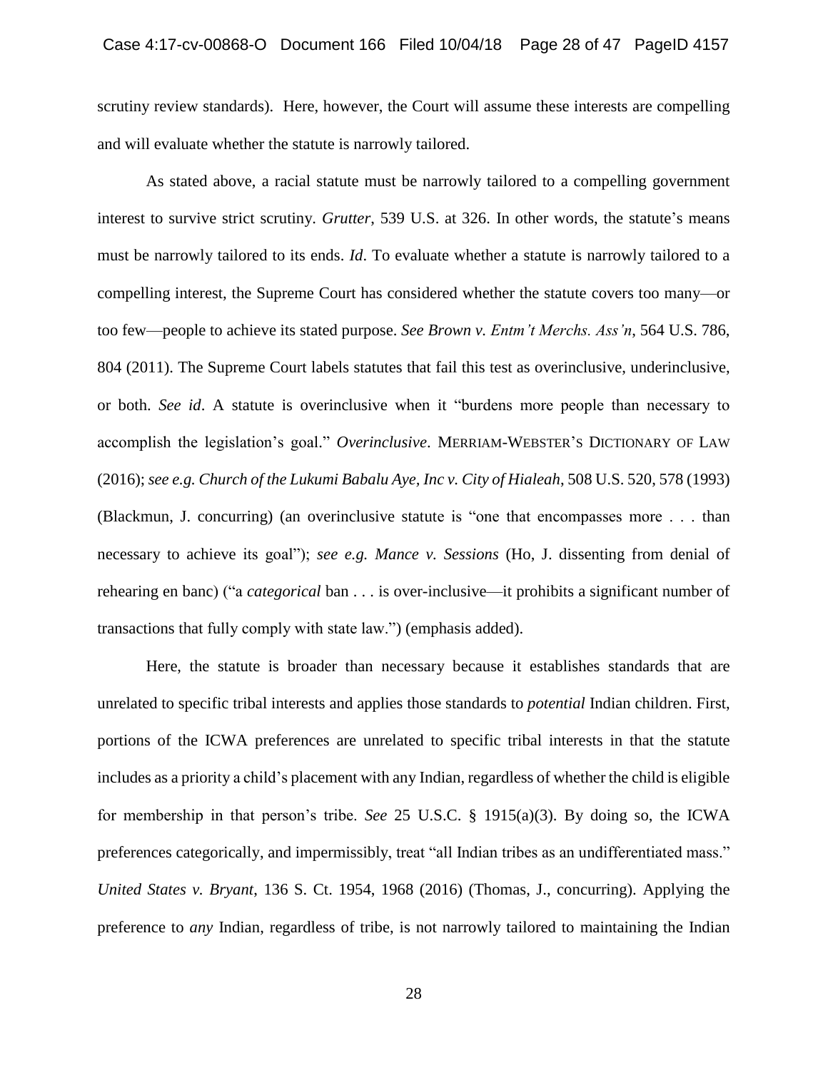scrutiny review standards). Here, however, the Court will assume these interests are compelling and will evaluate whether the statute is narrowly tailored.

As stated above, a racial statute must be narrowly tailored to a compelling government interest to survive strict scrutiny. *Grutter*, 539 U.S. at 326. In other words, the statute's means must be narrowly tailored to its ends. *Id*. To evaluate whether a statute is narrowly tailored to a compelling interest, the Supreme Court has considered whether the statute covers too many—or too few—people to achieve its stated purpose. *See Brown v. Entm't Merchs. Ass'n*, 564 U.S. 786, 804 (2011). The Supreme Court labels statutes that fail this test as overinclusive, underinclusive, or both. *See id*. A statute is overinclusive when it "burdens more people than necessary to accomplish the legislation's goal." *Overinclusive*. MERRIAM-WEBSTER'S DICTIONARY OF LAW (2016); *see e.g. Church of the Lukumi Babalu Aye, Inc v. City of Hialeah*, 508 U.S. 520, 578 (1993) (Blackmun, J. concurring) (an overinclusive statute is "one that encompasses more . . . than necessary to achieve its goal"); *see e.g. Mance v. Sessions* (Ho, J. dissenting from denial of rehearing en banc) ("a *categorical* ban . . . is over-inclusive—it prohibits a significant number of transactions that fully comply with state law.") (emphasis added).

Here, the statute is broader than necessary because it establishes standards that are unrelated to specific tribal interests and applies those standards to *potential* Indian children. First, portions of the ICWA preferences are unrelated to specific tribal interests in that the statute includes as a priority a child's placement with any Indian, regardless of whether the child is eligible for membership in that person's tribe. *See* 25 U.S.C. § 1915(a)(3). By doing so, the ICWA preferences categorically, and impermissibly, treat "all Indian tribes as an undifferentiated mass." *United States v. Bryant*, 136 S. Ct. 1954, 1968 (2016) (Thomas, J., concurring). Applying the preference to *any* Indian, regardless of tribe, is not narrowly tailored to maintaining the Indian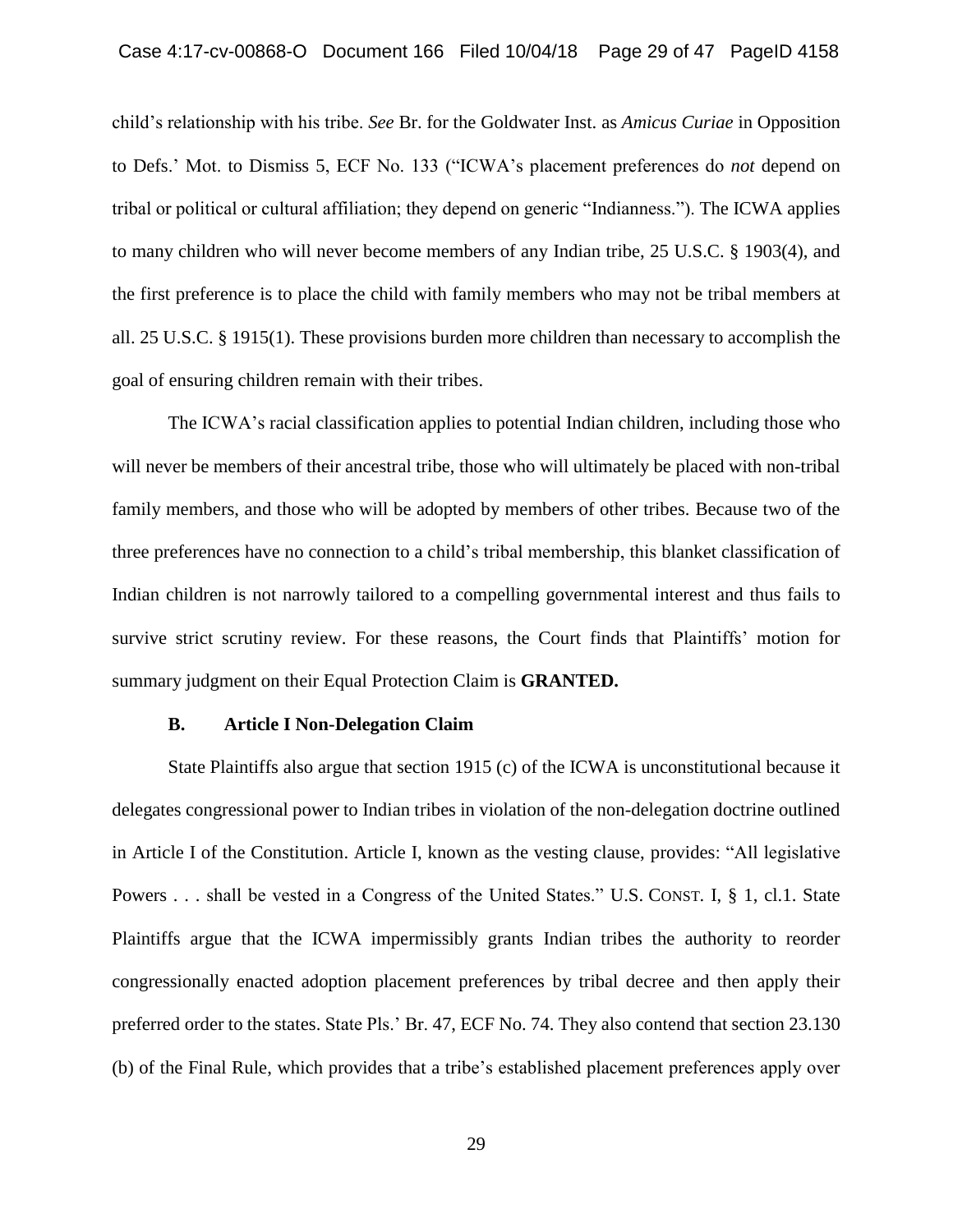child's relationship with his tribe. *See* Br. for the Goldwater Inst. as *Amicus Curiae* in Opposition to Defs.' Mot. to Dismiss 5, ECF No. 133 ("ICWA's placement preferences do *not* depend on tribal or political or cultural affiliation; they depend on generic "Indianness."). The ICWA applies to many children who will never become members of any Indian tribe, 25 U.S.C. § 1903(4), and the first preference is to place the child with family members who may not be tribal members at all. 25 U.S.C. § 1915(1). These provisions burden more children than necessary to accomplish the goal of ensuring children remain with their tribes.

The ICWA's racial classification applies to potential Indian children, including those who will never be members of their ancestral tribe, those who will ultimately be placed with non-tribal family members, and those who will be adopted by members of other tribes. Because two of the three preferences have no connection to a child's tribal membership, this blanket classification of Indian children is not narrowly tailored to a compelling governmental interest and thus fails to survive strict scrutiny review. For these reasons, the Court finds that Plaintiffs' motion for summary judgment on their Equal Protection Claim is **GRANTED.**

### B. Article I Non-Delegation Claim

State Plaintiffs also argue that section 1915 (c) of the ICWA is unconstitutional because it delegates congressional power to Indian tribes in violation of the non-delegation doctrine outlined in Article I of the Constitution. Article I, known as the vesting clause, provides: "All legislative Powers . . . shall be vested in a Congress of the United States." U.S. CONST. I, § 1, cl.1. State Plaintiffs argue that the ICWA impermissibly grants Indian tribes the authority to reorder congressionally enacted adoption placement preferences by tribal decree and then apply their preferred order to the states. State Pls.' Br. 47, ECF No. 74. They also contend that section 23.130 (b) of the Final Rule, which provides that a tribe's established placement preferences apply over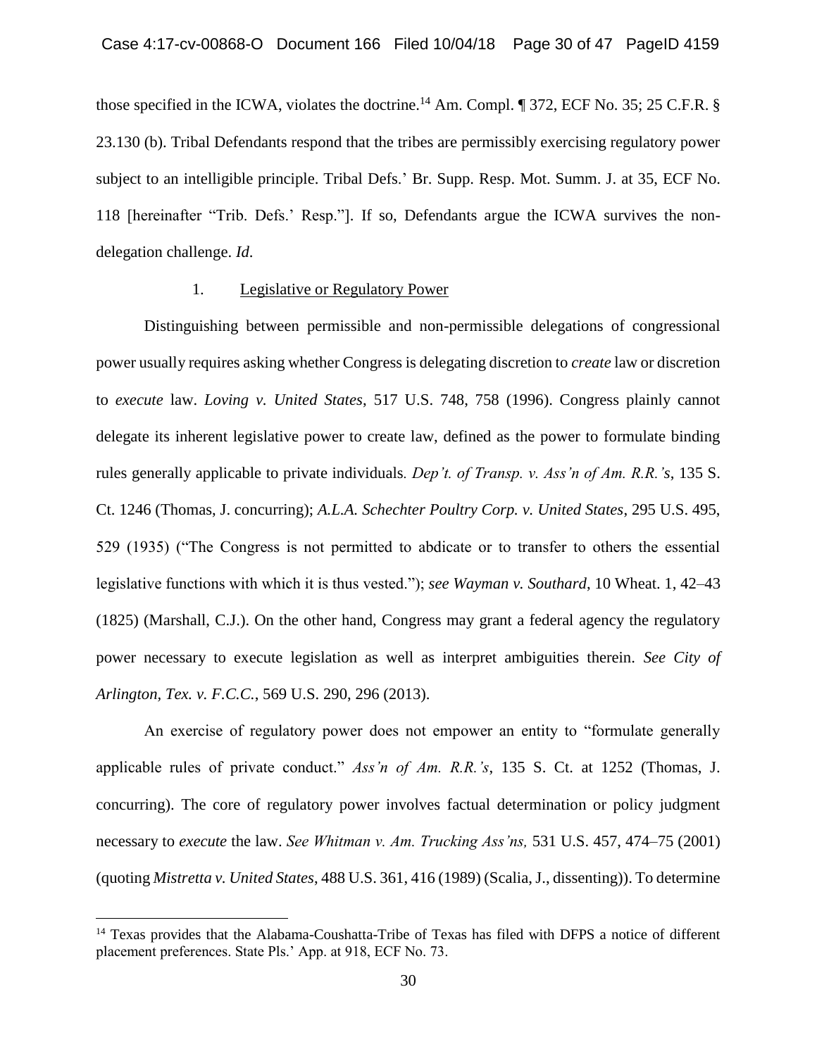those specified in the ICWA, violates the doctrine.[14] Am. Compl. ¶ 372, ECF No. 35; 25 C.F.R. § 23.130 (b). Tribal Defendants respond that the tribes are permissibly exercising regulatory power subject to an intelligible principle. Tribal Defs.' Br. Supp. Resp. Mot. Summ. J. at 35, ECF No. 118 [hereinafter "Trib. Defs.' Resp."]. If so, Defendants argue the ICWA survives the non-delegation challenge. *Id.*

1. Legislative or Regulatory Power

Distinguishing between permissible and non-permissible delegations of congressional power usually requires asking whether Congress is delegating discretion to *create* law or discretion to *execute* law. *Loving v. United States*, 517 U.S. 748, 758 (1996). Congress plainly cannot delegate its inherent legislative power to create law, defined as the power to formulate binding rules generally applicable to private individuals. *Dep't. of Transp. v. Ass'n of Am. R.R.'s*, 135 S. Ct. 1246 (Thomas, J. concurring); *A.L.A. Schechter Poultry Corp. v. United States*, 295 U.S. 495, 529 (1935) ("The Congress is not permitted to abdicate or to transfer to others the essential legislative functions with which it is thus vested."); *see Wayman v. Southard*, 10 Wheat. 1, 42–43 (1825) (Marshall, C.J.). On the other hand, Congress may grant a federal agency the regulatory power necessary to execute legislation as well as interpret ambiguities therein. *See City of Arlington, Tex. v. F.C.C.*, 569 U.S. 290, 296 (2013).

An exercise of regulatory power does not empower an entity to "formulate generally applicable rules of private conduct." *Ass'n of Am. R.R.'s*, 135 S. Ct. at 1252 (Thomas, J. concurring). The core of regulatory power involves factual determination or policy judgment necessary to *execute* the law. *See Whitman v. Am. Trucking Ass'ns,* 531 U.S. 457, 474–75 (2001) (quoting *Mistretta v. United States*, 488 U.S. 361, 416 (1989) (Scalia, J., dissenting)). To determine

[14] Texas provides that the Alabama-Coushatta-Tribe of Texas has filed with DFPS a notice of different placement preferences. State Pls.' App. at 918, ECF No. 73.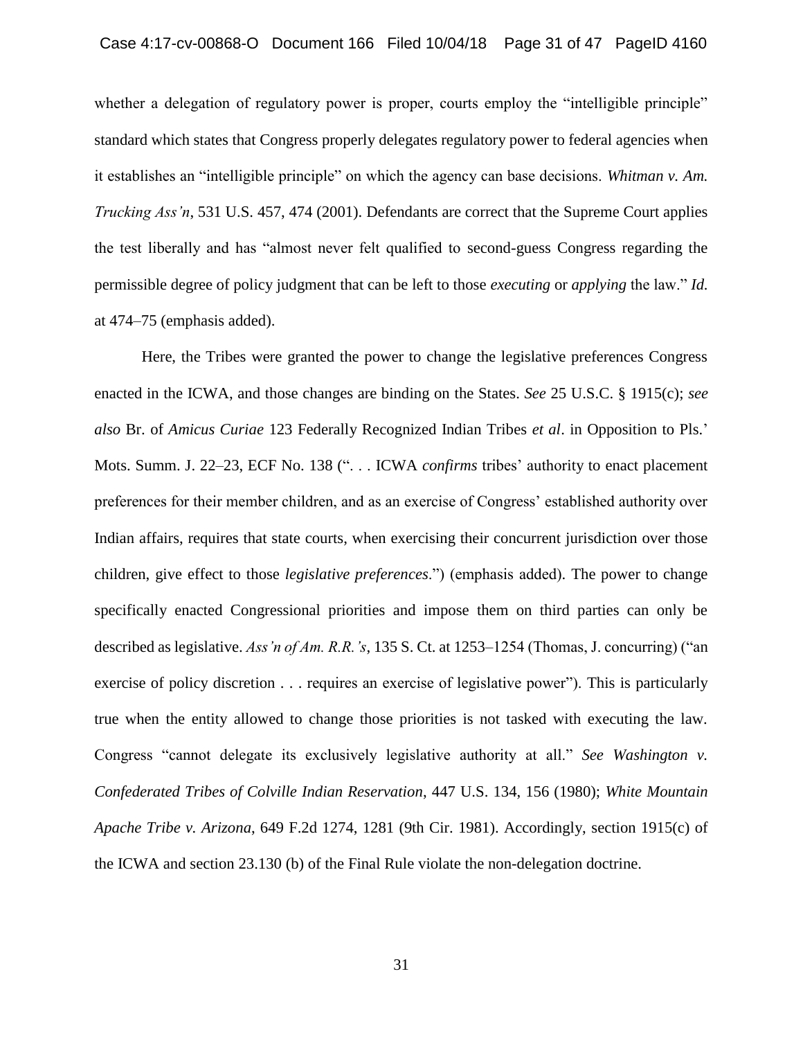whether a delegation of regulatory power is proper, courts employ the "intelligible principle" standard which states that Congress properly delegates regulatory power to federal agencies when it establishes an "intelligible principle" on which the agency can base decisions. *Whitman v. Am. Trucking Ass'n*, 531 U.S. 457, 474 (2001). Defendants are correct that the Supreme Court applies the test liberally and has "almost never felt qualified to second-guess Congress regarding the permissible degree of policy judgment that can be left to those *executing* or *applying* the law." *Id.* at 474–75 (emphasis added).

Here, the Tribes were granted the power to change the legislative preferences Congress enacted in the ICWA, and those changes are binding on the States. *See* 25 U.S.C. § 1915(c); *see also* Br. of *Amicus Curiae* 123 Federally Recognized Indian Tribes *et al*. in Opposition to Pls.' Mots. Summ. J. 22–23, ECF No. 138 (". . . ICWA *confirms* tribes' authority to enact placement preferences for their member children, and as an exercise of Congress' established authority over Indian affairs, requires that state courts, when exercising their concurrent jurisdiction over those children, give effect to those *legislative preferences*.") (emphasis added). The power to change specifically enacted Congressional priorities and impose them on third parties can only be described as legislative. *Ass'n of Am. R.R.'s*, 135 S. Ct. at 1253–1254 (Thomas, J. concurring) ("an exercise of policy discretion . . . requires an exercise of legislative power"). This is particularly true when the entity allowed to change those priorities is not tasked with executing the law. Congress "cannot delegate its exclusively legislative authority at all." *See Washington v. Confederated Tribes of Colville Indian Reservation*, 447 U.S. 134, 156 (1980); *White Mountain Apache Tribe v. Arizona*, 649 F.2d 1274, 1281 (9th Cir. 1981). Accordingly, section 1915(c) of the ICWA and section 23.130 (b) of the Final Rule violate the non-delegation doctrine.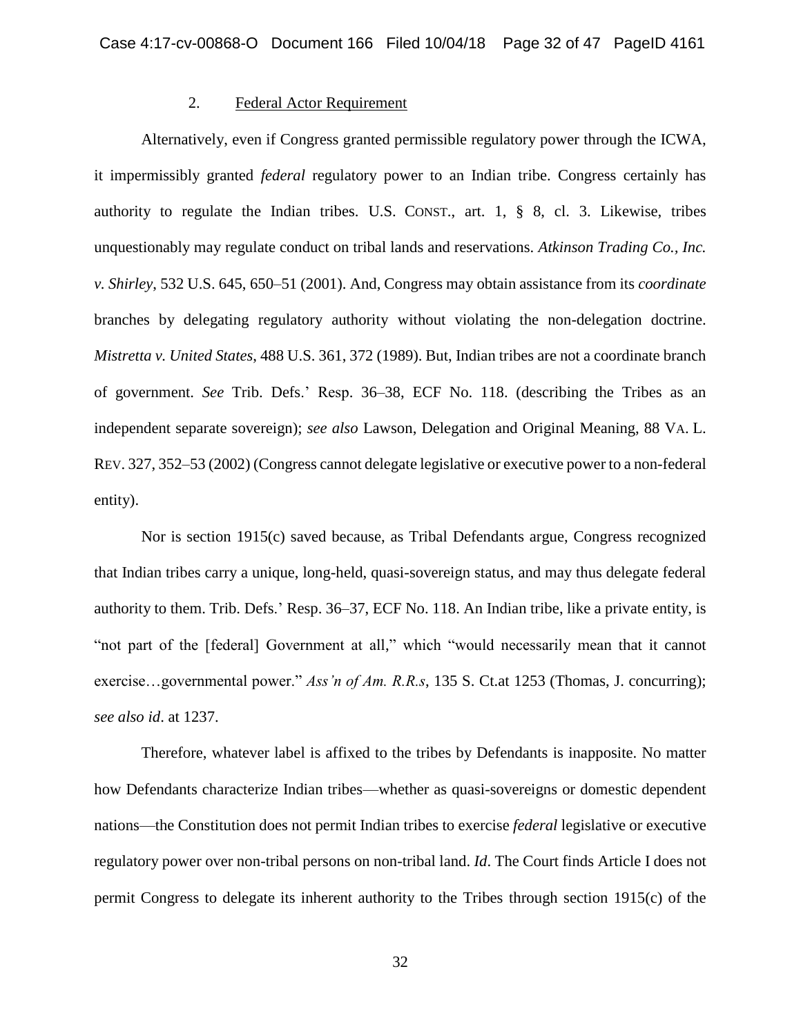### 2. Federal Actor Requirement

Alternatively, even if Congress granted permissible regulatory power through the ICWA, it impermissibly granted *federal* regulatory power to an Indian tribe. Congress certainly has authority to regulate the Indian tribes. U.S. CONST., art. 1, § 8, cl. 3. Likewise, tribes unquestionably may regulate conduct on tribal lands and reservations. *Atkinson Trading Co., Inc. v. Shirley*, 532 U.S. 645, 650–51 (2001). And, Congress may obtain assistance from its *coordinate* branches by delegating regulatory authority without violating the non-delegation doctrine. *Mistretta v. United States*, 488 U.S. 361, 372 (1989). But, Indian tribes are not a coordinate branch of government. *See* Trib. Defs.' Resp. 36–38, ECF No. 118. (describing the Tribes as an independent separate sovereign); *see also* Lawson, Delegation and Original Meaning, 88 VA. L. REV. 327, 352–53 (2002) (Congress cannot delegate legislative or executive power to a non-federal entity).

Nor is section 1915(c) saved because, as Tribal Defendants argue, Congress recognized that Indian tribes carry a unique, long-held, quasi-sovereign status, and may thus delegate federal authority to them. Trib. Defs.' Resp. 36–37, ECF No. 118. An Indian tribe, like a private entity, is "not part of the [federal] Government at all," which "would necessarily mean that it cannot exercise…governmental power." *Ass'n of Am. R.R.s*, 135 S. Ct.at 1253 (Thomas, J. concurring); *see also id*. at 1237.

Therefore, whatever label is affixed to the tribes by Defendants is inapposite. No matter how Defendants characterize Indian tribes—whether as quasi-sovereigns or domestic dependent nations—the Constitution does not permit Indian tribes to exercise *federal* legislative or executive regulatory power over non-tribal persons on non-tribal land. *Id*. The Court finds Article I does not permit Congress to delegate its inherent authority to the Tribes through section 1915(c) of the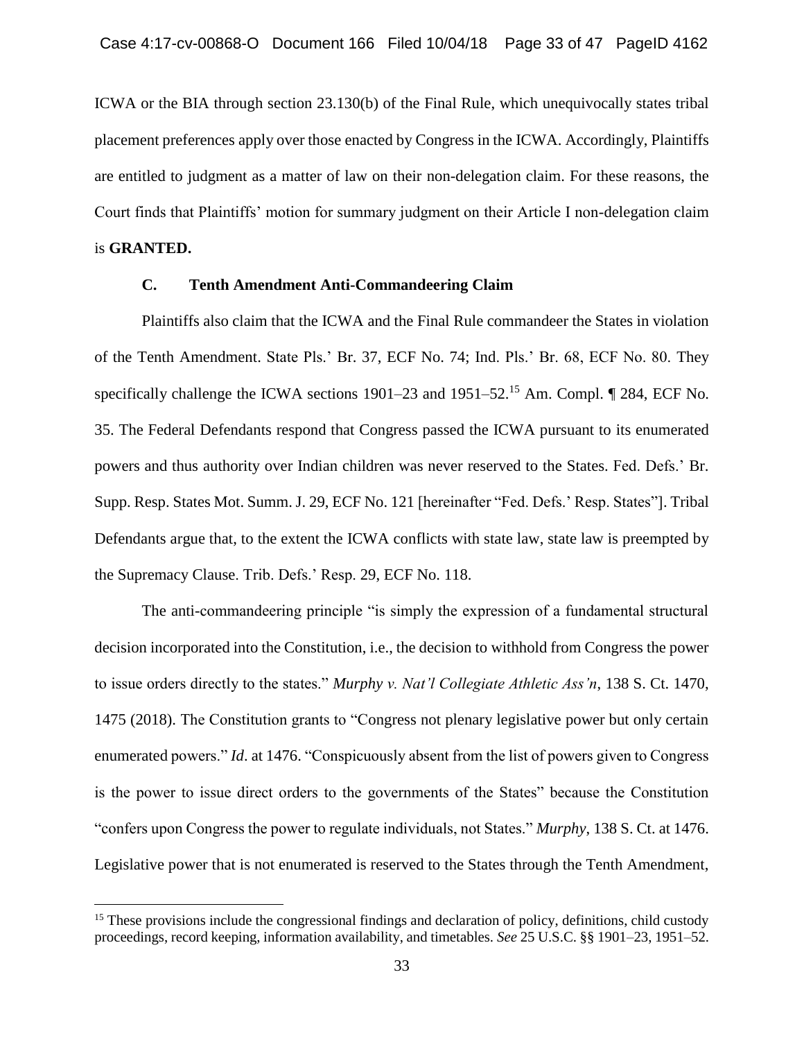ICWA or the BIA through section 23.130(b) of the Final Rule, which unequivocally states tribal placement preferences apply over those enacted by Congress in the ICWA. Accordingly, Plaintiffs are entitled to judgment as a matter of law on their non-delegation claim. For these reasons, the Court finds that Plaintiffs' motion for summary judgment on their Article I non-delegation claim is **GRANTED.**

### C. Tenth Amendment Anti-Commandeering Claim

Plaintiffs also claim that the ICWA and the Final Rule commandeer the States in violation of the Tenth Amendment. State Pls.' Br. 37, ECF No. 74; Ind. Pls.' Br. 68, ECF No. 80. They specifically challenge the ICWA sections 1901–23 and 1951–52.[15] Am. Compl. ¶ 284, ECF No. 35. The Federal Defendants respond that Congress passed the ICWA pursuant to its enumerated powers and thus authority over Indian children was never reserved to the States. Fed. Defs.' Br. Supp. Resp. States Mot. Summ. J. 29, ECF No. 121 [hereinafter "Fed. Defs.' Resp. States"]. Tribal Defendants argue that, to the extent the ICWA conflicts with state law, state law is preempted by the Supremacy Clause. Trib. Defs.' Resp. 29, ECF No. 118.

The anti-commandeering principle "is simply the expression of a fundamental structural decision incorporated into the Constitution, i.e., the decision to withhold from Congress the power to issue orders directly to the states." *Murphy v. Nat'l Collegiate Athletic Ass'n*, 138 S. Ct. 1470, 1475 (2018). The Constitution grants to "Congress not plenary legislative power but only certain enumerated powers." *Id*. at 1476. "Conspicuously absent from the list of powers given to Congress is the power to issue direct orders to the governments of the States" because the Constitution "confers upon Congress the power to regulate individuals, not States." *Murphy*, 138 S. Ct. at 1476. Legislative power that is not enumerated is reserved to the States through the Tenth Amendment,

---

[15] These provisions include the congressional findings and declaration of policy, definitions, child custody proceedings, record keeping, information availability, and timetables. *See* 25 U.S.C. §§ 1901–23, 1951–52.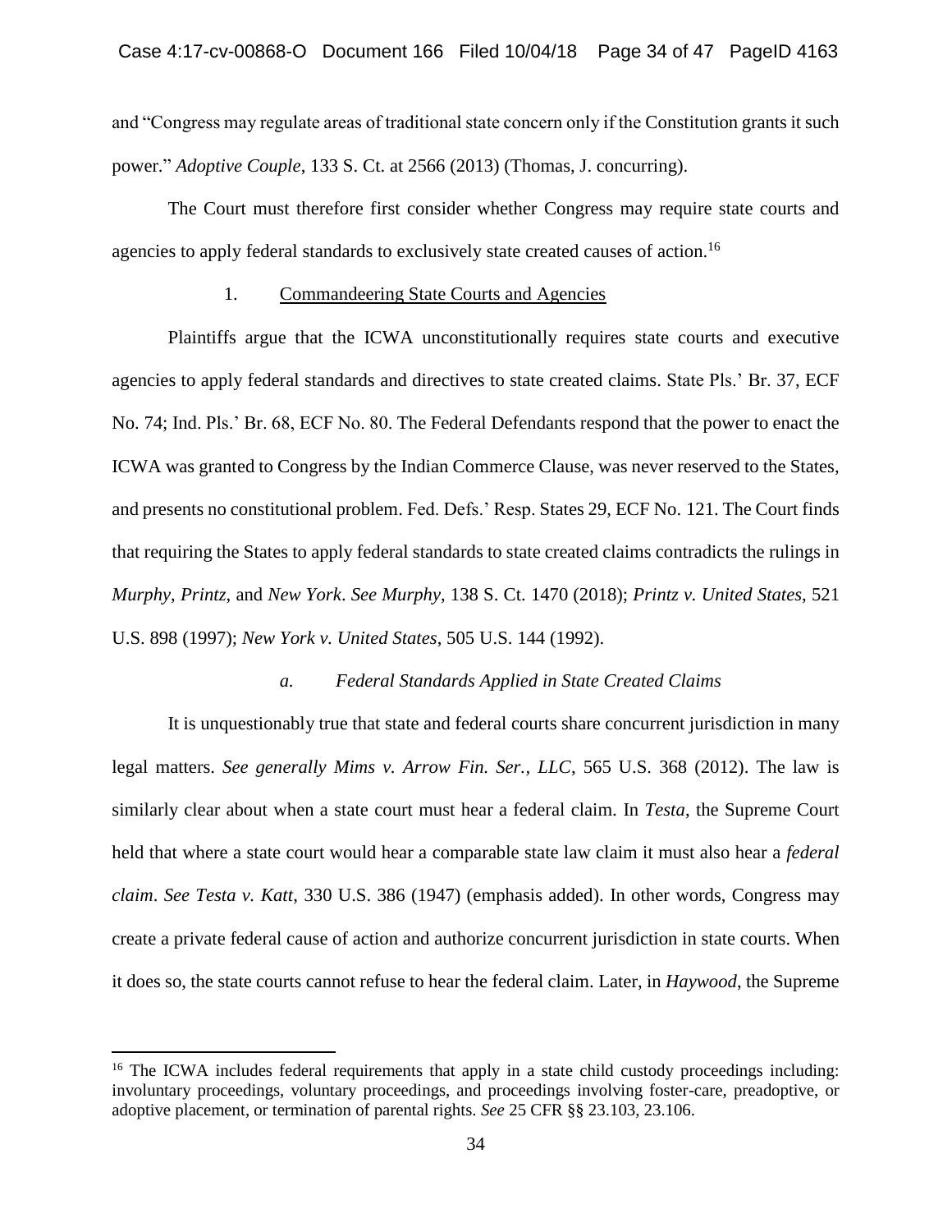and "Congress may regulate areas of traditional state concern only if the Constitution grants it such power." *Adoptive Couple*, 133 S. Ct. at 2566 (2013) (Thomas, J. concurring).

The Court must therefore first consider whether Congress may require state courts and agencies to apply federal standards to exclusively state created causes of action.[16]

1. Commandeering State Courts and Agencies

Plaintiffs argue that the ICWA unconstitutionally requires state courts and executive agencies to apply federal standards and directives to state created claims. State Pls.' Br. 37, ECF No. 74; Ind. Pls.' Br. 68, ECF No. 80. The Federal Defendants respond that the power to enact the ICWA was granted to Congress by the Indian Commerce Clause, was never reserved to the States, and presents no constitutional problem. Fed. Defs.' Resp. States 29, ECF No. 121. The Court finds that requiring the States to apply federal standards to state created claims contradicts the rulings in *Murphy*, *Printz*, and *New York*. *See Murphy*, 138 S. Ct. 1470 (2018); *Printz v. United States*, 521 U.S. 898 (1997); *New York v. United States*, 505 U.S. 144 (1992).

*a. Federal Standards Applied in State Created Claims*

It is unquestionably true that state and federal courts share concurrent jurisdiction in many legal matters. *See generally Mims v. Arrow Fin. Ser., LLC*, 565 U.S. 368 (2012). The law is similarly clear about when a state court must hear a federal claim. In *Testa*, the Supreme Court held that where a state court would hear a comparable state law claim it must also hear a *federal claim*. *See Testa v. Katt*, 330 U.S. 386 (1947) (emphasis added). In other words, Congress may create a private federal cause of action and authorize concurrent jurisdiction in state courts. When it does so, the state courts cannot refuse to hear the federal claim. Later, in *Haywood*, the Supreme

[16] The ICWA includes federal requirements that apply in a state child custody proceedings including: involuntary proceedings, voluntary proceedings, and proceedings involving foster-care, preadoptive, or adoptive placement, or termination of parental rights. *See* 25 CFR §§ 23.103, 23.106.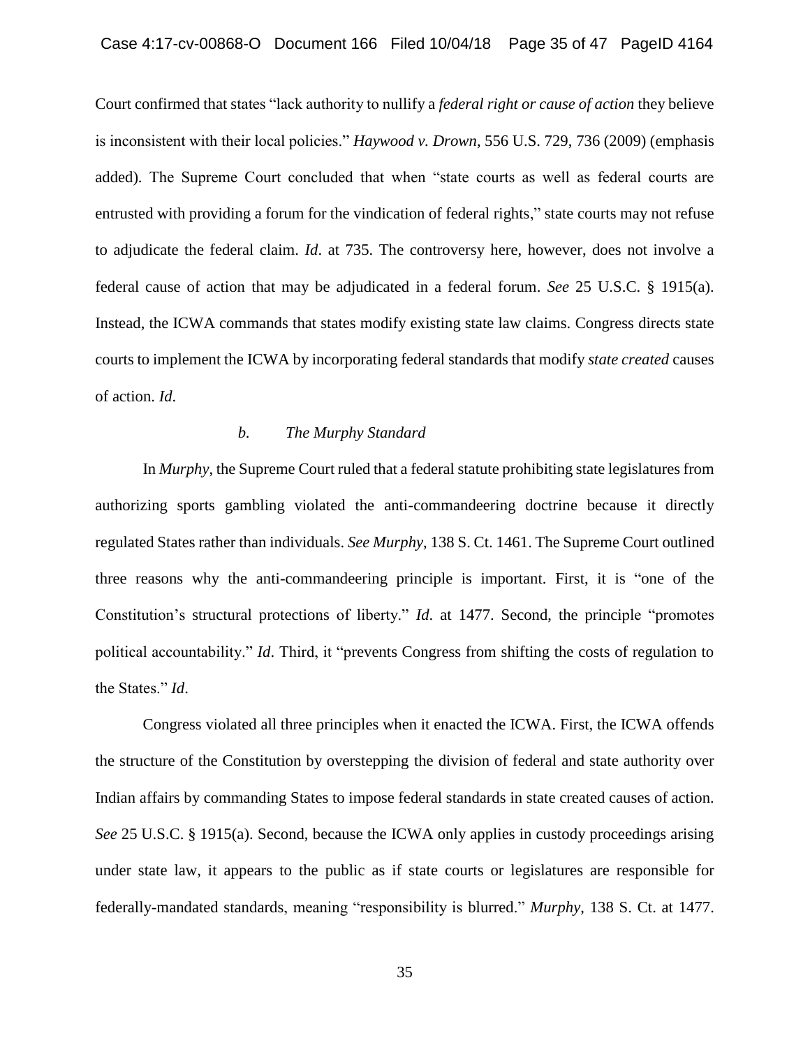Court confirmed that states "lack authority to nullify a *federal right or cause of action* they believe is inconsistent with their local policies." *Haywood v. Drown*, 556 U.S. 729, 736 (2009) (emphasis added). The Supreme Court concluded that when "state courts as well as federal courts are entrusted with providing a forum for the vindication of federal rights," state courts may not refuse to adjudicate the federal claim. *Id*. at 735. The controversy here, however, does not involve a federal cause of action that may be adjudicated in a federal forum. *See* 25 U.S.C. § 1915(a). Instead, the ICWA commands that states modify existing state law claims. Congress directs state courts to implement the ICWA by incorporating federal standards that modify *state created* causes of action. *Id*.

*b. The Murphy Standard*

In *Murphy*, the Supreme Court ruled that a federal statute prohibiting state legislatures from authorizing sports gambling violated the anti-commandeering doctrine because it directly regulated States rather than individuals. *See Murphy*, 138 S. Ct. 1461. The Supreme Court outlined three reasons why the anti-commandeering principle is important. First, it is "one of the Constitution's structural protections of liberty." *Id*. at 1477. Second, the principle "promotes political accountability." *Id*. Third, it "prevents Congress from shifting the costs of regulation to the States." *Id*.

Congress violated all three principles when it enacted the ICWA. First, the ICWA offends the structure of the Constitution by overstepping the division of federal and state authority over Indian affairs by commanding States to impose federal standards in state created causes of action. *See* 25 U.S.C. § 1915(a). Second, because the ICWA only applies in custody proceedings arising under state law, it appears to the public as if state courts or legislatures are responsible for federally-mandated standards, meaning "responsibility is blurred." *Murphy*, 138 S. Ct. at 1477.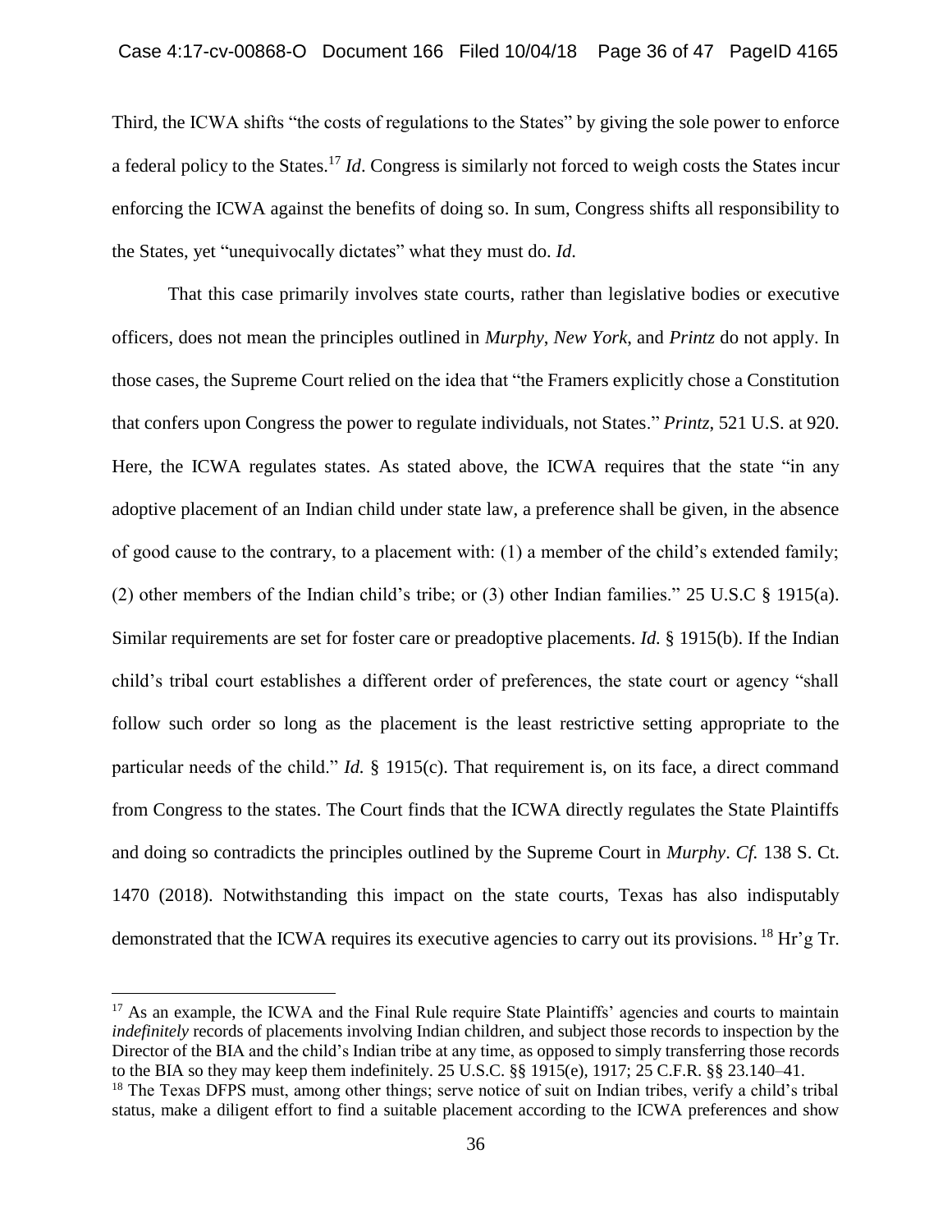Third, the ICWA shifts "the costs of regulations to the States" by giving the sole power to enforce a federal policy to the States.[17] *Id*. Congress is similarly not forced to weigh costs the States incur enforcing the ICWA against the benefits of doing so. In sum, Congress shifts all responsibility to the States, yet "unequivocally dictates" what they must do. *Id*.

That this case primarily involves state courts, rather than legislative bodies or executive officers, does not mean the principles outlined in *Murphy*, *New York*, and *Printz* do not apply. In those cases, the Supreme Court relied on the idea that "the Framers explicitly chose a Constitution that confers upon Congress the power to regulate individuals, not States." *Printz*, 521 U.S. at 920. Here, the ICWA regulates states. As stated above, the ICWA requires that the state "in any adoptive placement of an Indian child under state law, a preference shall be given, in the absence of good cause to the contrary, to a placement with: (1) a member of the child's extended family; (2) other members of the Indian child's tribe; or (3) other Indian families." 25 U.S.C § 1915(a). Similar requirements are set for foster care or preadoptive placements. *Id.* § 1915(b). If the Indian child's tribal court establishes a different order of preferences, the state court or agency "shall follow such order so long as the placement is the least restrictive setting appropriate to the particular needs of the child." *Id.* § 1915(c). That requirement is, on its face, a direct command from Congress to the states. The Court finds that the ICWA directly regulates the State Plaintiffs and doing so contradicts the principles outlined by the Supreme Court in *Murphy*. *Cf.* 138 S. Ct. 1470 (2018). Notwithstanding this impact on the state courts, Texas has also indisputably demonstrated that the ICWA requires its executive agencies to carry out its provisions.[18] Hr'g Tr.

[17] As an example, the ICWA and the Final Rule require State Plaintiffs' agencies and courts to maintain *indefinitely* records of placements involving Indian children, and subject those records to inspection by the Director of the BIA and the child's Indian tribe at any time, as opposed to simply transferring those records to the BIA so they may keep them indefinitely. 25 U.S.C. §§ 1915(e), 1917; 25 C.F.R. §§ 23.140–41.

[18] The Texas DFPS must, among other things; serve notice of suit on Indian tribes, verify a child's tribal status, make a diligent effort to find a suitable placement according to the ICWA preferences and show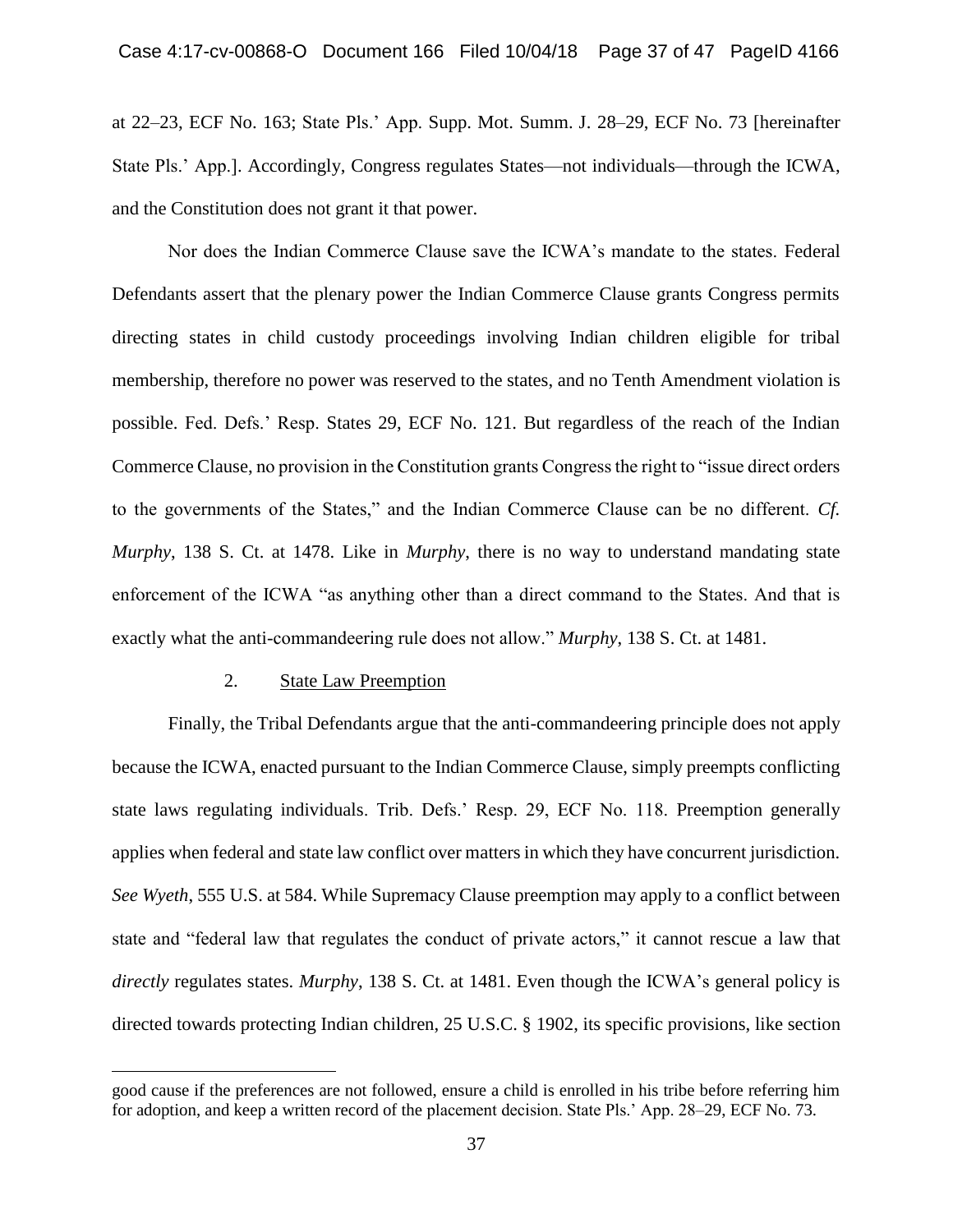at 22–23, ECF No. 163; State Pls.' App. Supp. Mot. Summ. J. 28–29, ECF No. 73 [hereinafter State Pls.' App.]. Accordingly, Congress regulates States—not individuals—through the ICWA, and the Constitution does not grant it that power.

Nor does the Indian Commerce Clause save the ICWA's mandate to the states. Federal Defendants assert that the plenary power the Indian Commerce Clause grants Congress permits directing states in child custody proceedings involving Indian children eligible for tribal membership, therefore no power was reserved to the states, and no Tenth Amendment violation is possible. Fed. Defs.' Resp. States 29, ECF No. 121. But regardless of the reach of the Indian Commerce Clause, no provision in the Constitution grants Congress the right to "issue direct orders to the governments of the States," and the Indian Commerce Clause can be no different. *Cf. Murphy*, 138 S. Ct. at 1478. Like in *Murphy*, there is no way to understand mandating state enforcement of the ICWA "as anything other than a direct command to the States. And that is exactly what the anti-commandeering rule does not allow." *Murphy*, 138 S. Ct. at 1481.

2. <u>State Law Preemption</u>

Finally, the Tribal Defendants argue that the anti-commandeering principle does not apply because the ICWA, enacted pursuant to the Indian Commerce Clause, simply preempts conflicting state laws regulating individuals. Trib. Defs.' Resp. 29, ECF No. 118. Preemption generally applies when federal and state law conflict over matters in which they have concurrent jurisdiction. *See Wyeth*, 555 U.S. at 584. While Supremacy Clause preemption may apply to a conflict between state and "federal law that regulates the conduct of private actors," it cannot rescue a law that *directly* regulates states. *Murphy*, 138 S. Ct. at 1481. Even though the ICWA's general policy is directed towards protecting Indian children, 25 U.S.C. § 1902, its specific provisions, like section

---

good cause if the preferences are not followed, ensure a child is enrolled in his tribe before referring him for adoption, and keep a written record of the placement decision. State Pls.' App. 28–29, ECF No. 73.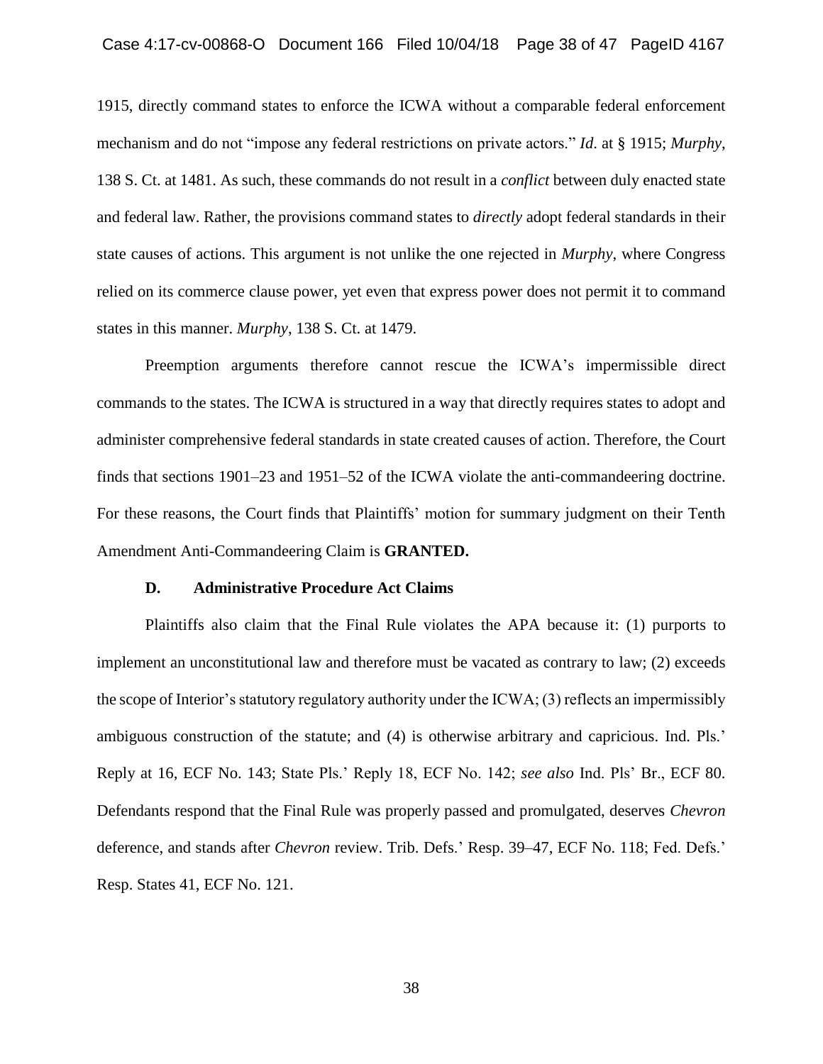1915, directly command states to enforce the ICWA without a comparable federal enforcement mechanism and do not "impose any federal restrictions on private actors." *Id*. at § 1915; *Murphy*, 138 S. Ct. at 1481. As such, these commands do not result in a *conflict* between duly enacted state and federal law. Rather, the provisions command states to *directly* adopt federal standards in their state causes of actions. This argument is not unlike the one rejected in *Murphy*, where Congress relied on its commerce clause power, yet even that express power does not permit it to command states in this manner. *Murphy*, 138 S. Ct. at 1479.

Preemption arguments therefore cannot rescue the ICWA's impermissible direct commands to the states. The ICWA is structured in a way that directly requires states to adopt and administer comprehensive federal standards in state created causes of action. Therefore, the Court finds that sections 1901–23 and 1951–52 of the ICWA violate the anti-commandeering doctrine. For these reasons, the Court finds that Plaintiffs' motion for summary judgment on their Tenth Amendment Anti-Commandeering Claim is **GRANTED.**

### D. Administrative Procedure Act Claims

Plaintiffs also claim that the Final Rule violates the APA because it: (1) purports to implement an unconstitutional law and therefore must be vacated as contrary to law; (2) exceeds the scope of Interior's statutory regulatory authority under the ICWA; (3) reflects an impermissibly ambiguous construction of the statute; and (4) is otherwise arbitrary and capricious. Ind. Pls.' Reply at 16, ECF No. 143; State Pls.' Reply 18, ECF No. 142; *see also* Ind. Pls' Br., ECF 80. Defendants respond that the Final Rule was properly passed and promulgated, deserves *Chevron* deference, and stands after *Chevron* review. Trib. Defs.' Resp. 39–47, ECF No. 118; Fed. Defs.' Resp. States 41, ECF No. 121.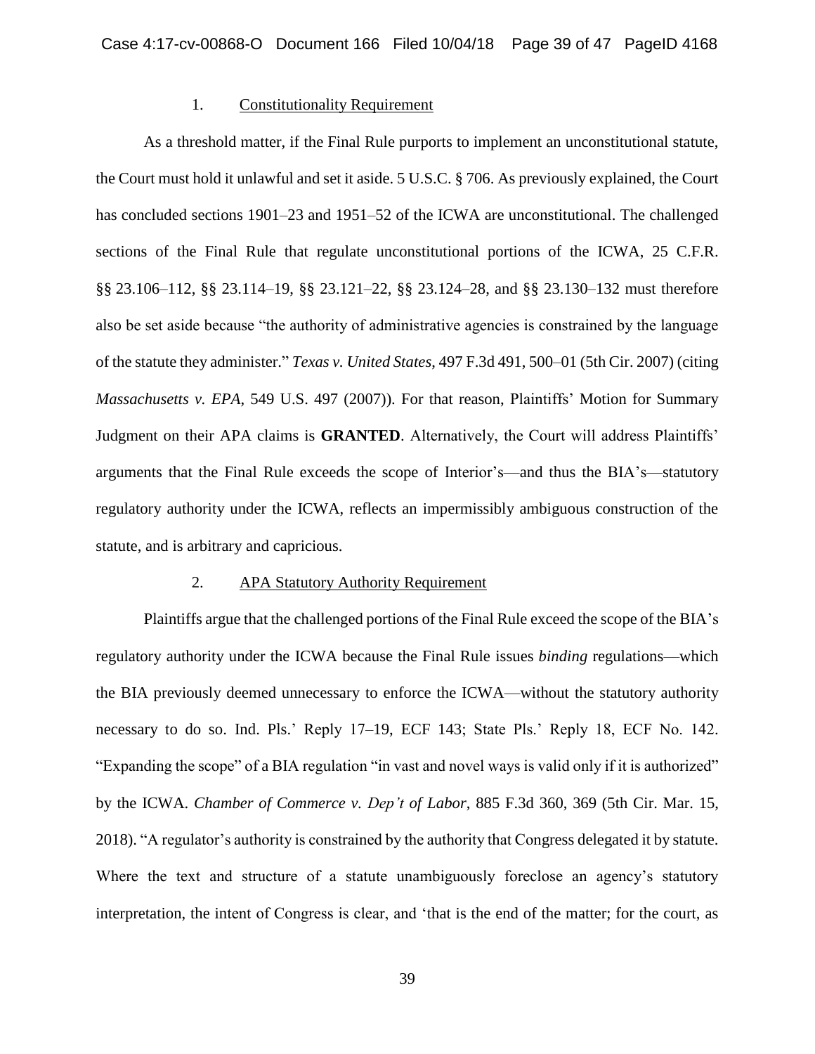### 1. Constitutionality Requirement

As a threshold matter, if the Final Rule purports to implement an unconstitutional statute, the Court must hold it unlawful and set it aside. 5 U.S.C. § 706. As previously explained, the Court has concluded sections 1901–23 and 1951–52 of the ICWA are unconstitutional. The challenged sections of the Final Rule that regulate unconstitutional portions of the ICWA, 25 C.F.R. §§ 23.106–112, §§ 23.114–19, §§ 23.121–22, §§ 23.124–28, and §§ 23.130–132 must therefore also be set aside because "the authority of administrative agencies is constrained by the language of the statute they administer." *Texas v. United States*, 497 F.3d 491, 500–01 (5th Cir. 2007) (citing *Massachusetts v. EPA*, 549 U.S. 497 (2007)). For that reason, Plaintiffs' Motion for Summary Judgment on their APA claims is **GRANTED**. Alternatively, the Court will address Plaintiffs' arguments that the Final Rule exceeds the scope of Interior's—and thus the BIA's—statutory regulatory authority under the ICWA, reflects an impermissibly ambiguous construction of the statute, and is arbitrary and capricious.

### 2. APA Statutory Authority Requirement

Plaintiffs argue that the challenged portions of the Final Rule exceed the scope of the BIA's regulatory authority under the ICWA because the Final Rule issues *binding* regulations—which the BIA previously deemed unnecessary to enforce the ICWA—without the statutory authority necessary to do so. Ind. Pls.' Reply 17–19, ECF 143; State Pls.' Reply 18, ECF No. 142. "Expanding the scope" of a BIA regulation "in vast and novel ways is valid only if it is authorized" by the ICWA. *Chamber of Commerce v. Dep't of Labor*, 885 F.3d 360, 369 (5th Cir. Mar. 15, 2018). "A regulator's authority is constrained by the authority that Congress delegated it by statute. Where the text and structure of a statute unambiguously foreclose an agency's statutory interpretation, the intent of Congress is clear, and 'that is the end of the matter; for the court, as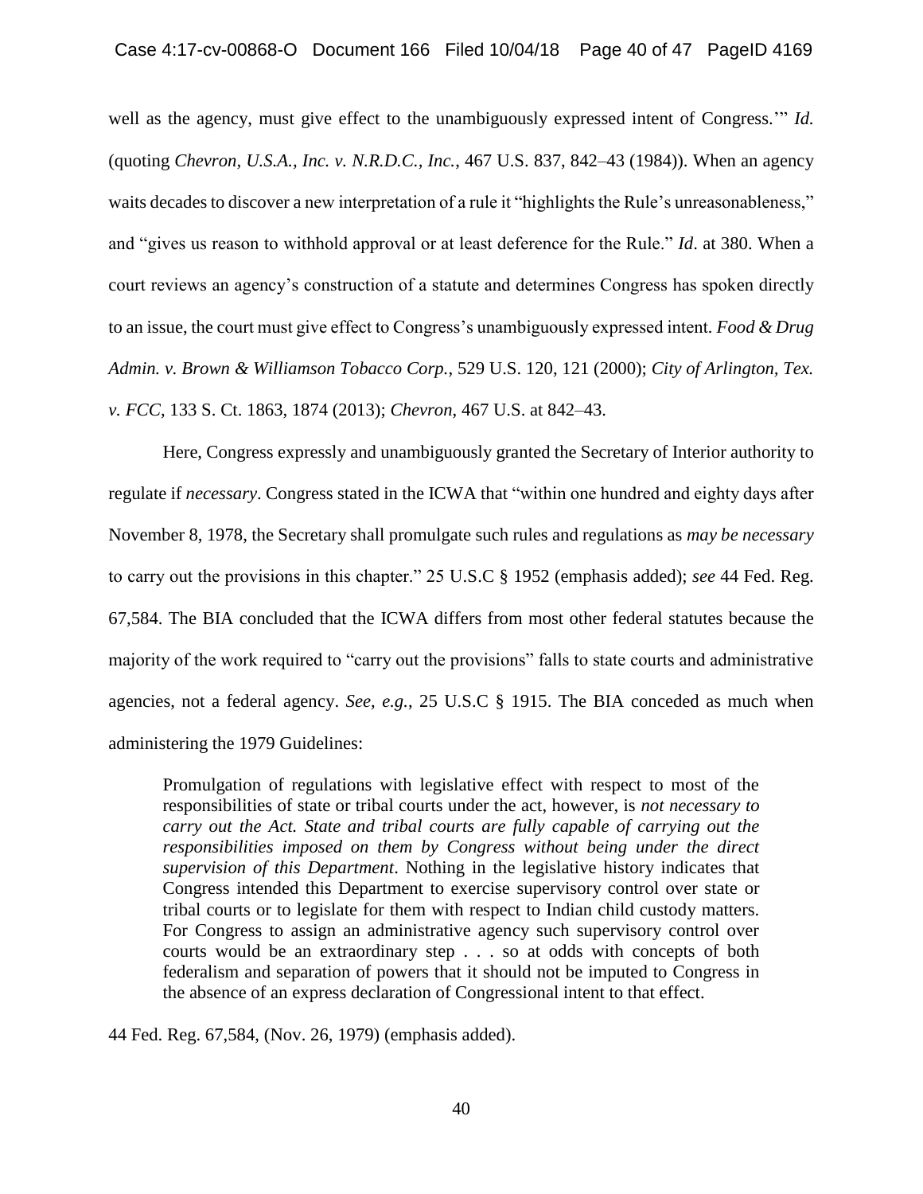well as the agency, must give effect to the unambiguously expressed intent of Congress.'" *Id.* (quoting *Chevron, U.S.A., Inc. v. N.R.D.C., Inc.*, 467 U.S. 837, 842–43 (1984)). When an agency waits decades to discover a new interpretation of a rule it "highlights the Rule's unreasonableness," and "gives us reason to withhold approval or at least deference for the Rule." *Id*. at 380. When a court reviews an agency's construction of a statute and determines Congress has spoken directly to an issue, the court must give effect to Congress's unambiguously expressed intent. *Food & Drug Admin. v. Brown & Williamson Tobacco Corp.*, 529 U.S. 120, 121 (2000); *City of Arlington, Tex. v. FCC*, 133 S. Ct. 1863, 1874 (2013); *Chevron*, 467 U.S. at 842–43.

Here, Congress expressly and unambiguously granted the Secretary of Interior authority to regulate if *necessary*. Congress stated in the ICWA that "within one hundred and eighty days after November 8, 1978, the Secretary shall promulgate such rules and regulations as *may be necessary* to carry out the provisions in this chapter." 25 U.S.C § 1952 (emphasis added); *see* 44 Fed. Reg. 67,584. The BIA concluded that the ICWA differs from most other federal statutes because the majority of the work required to "carry out the provisions" falls to state courts and administrative agencies, not a federal agency. *See, e.g.*, 25 U.S.C § 1915. The BIA conceded as much when administering the 1979 Guidelines:

> Promulgation of regulations with legislative effect with respect to most of the responsibilities of state or tribal courts under the act, however, is *not necessary to carry out the Act. State and tribal courts are fully capable of carrying out the responsibilities imposed on them by Congress without being under the direct supervision of this Department*. Nothing in the legislative history indicates that Congress intended this Department to exercise supervisory control over state or tribal courts or to legislate for them with respect to Indian child custody matters. For Congress to assign an administrative agency such supervisory control over courts would be an extraordinary step . . . so at odds with concepts of both federalism and separation of powers that it should not be imputed to Congress in the absence of an express declaration of Congressional intent to that effect.

44 Fed. Reg. 67,584, (Nov. 26, 1979) (emphasis added).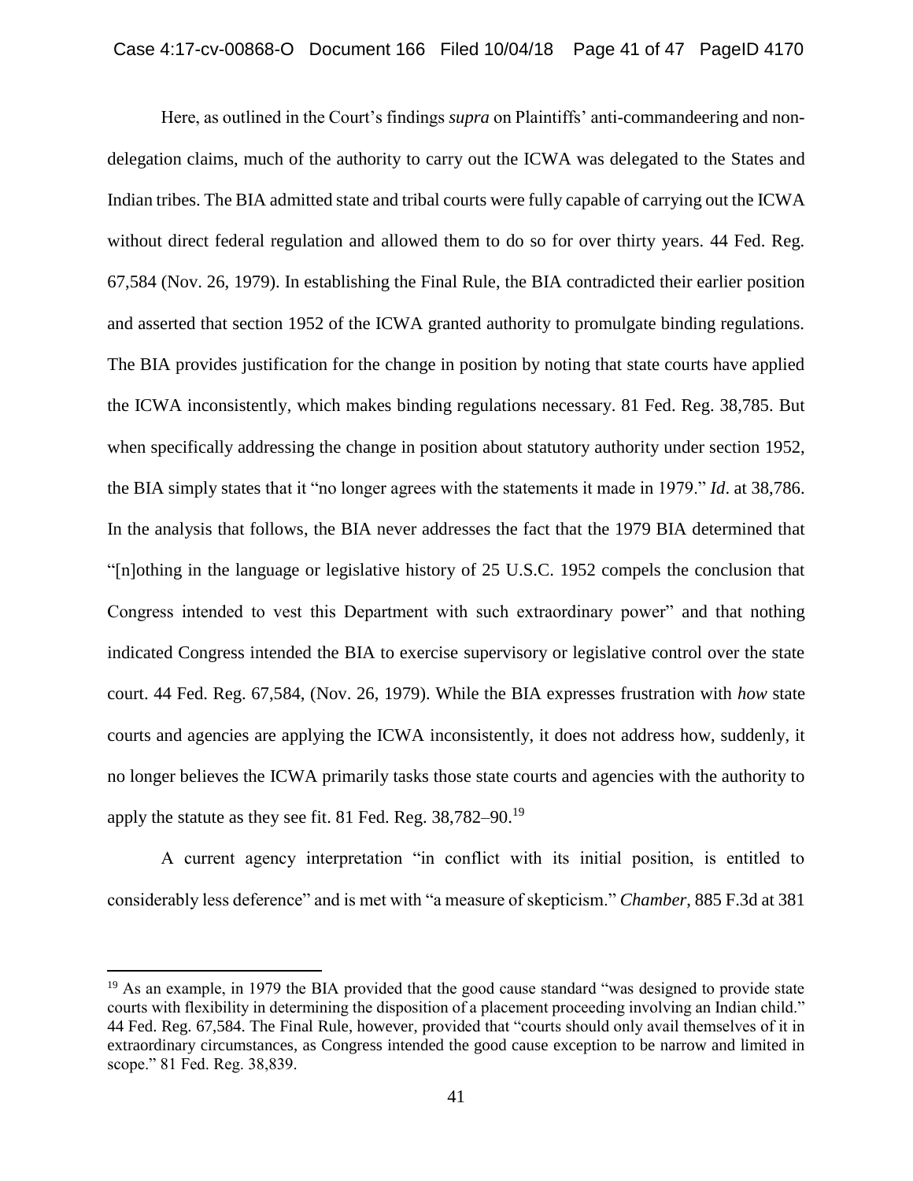Here, as outlined in the Court's findings *supra* on Plaintiffs' anti-commandeering and non-delegation claims, much of the authority to carry out the ICWA was delegated to the States and Indian tribes. The BIA admitted state and tribal courts were fully capable of carrying out the ICWA without direct federal regulation and allowed them to do so for over thirty years. 44 Fed. Reg. 67,584 (Nov. 26, 1979). In establishing the Final Rule, the BIA contradicted their earlier position and asserted that section 1952 of the ICWA granted authority to promulgate binding regulations. The BIA provides justification for the change in position by noting that state courts have applied the ICWA inconsistently, which makes binding regulations necessary. 81 Fed. Reg. 38,785. But when specifically addressing the change in position about statutory authority under section 1952, the BIA simply states that it "no longer agrees with the statements it made in 1979." *Id*. at 38,786. In the analysis that follows, the BIA never addresses the fact that the 1979 BIA determined that "[n]othing in the language or legislative history of 25 U.S.C. 1952 compels the conclusion that Congress intended to vest this Department with such extraordinary power" and that nothing indicated Congress intended the BIA to exercise supervisory or legislative control over the state court. 44 Fed. Reg. 67,584, (Nov. 26, 1979). While the BIA expresses frustration with *how* state courts and agencies are applying the ICWA inconsistently, it does not address how, suddenly, it no longer believes the ICWA primarily tasks those state courts and agencies with the authority to apply the statute as they see fit. 81 Fed. Reg. 38,782–90.[19]

A current agency interpretation "in conflict with its initial position, is entitled to considerably less deference" and is met with "a measure of skepticism." *Chamber*, 885 F.3d at 381

[19] As an example, in 1979 the BIA provided that the good cause standard "was designed to provide state courts with flexibility in determining the disposition of a placement proceeding involving an Indian child." 44 Fed. Reg. 67,584. The Final Rule, however, provided that "courts should only avail themselves of it in extraordinary circumstances, as Congress intended the good cause exception to be narrow and limited in scope." 81 Fed. Reg. 38,839.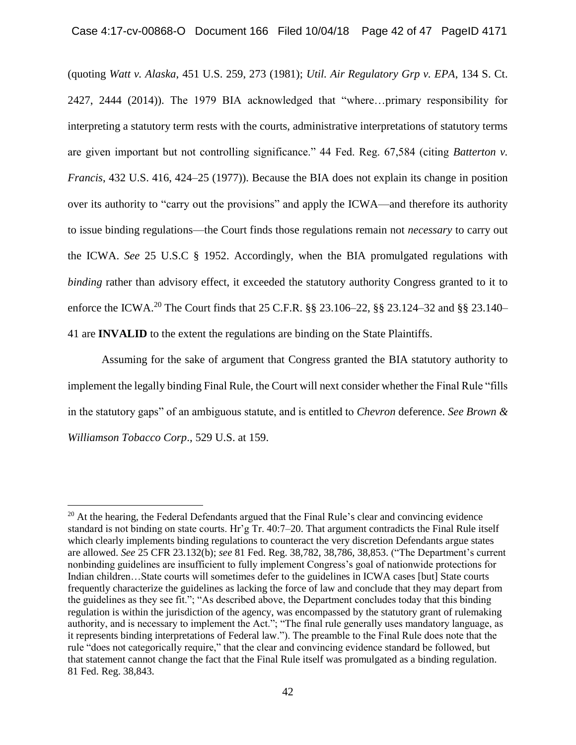(quoting *Watt v. Alaska*, 451 U.S. 259, 273 (1981); *Util. Air Regulatory Grp v. EPA*, 134 S. Ct. 2427, 2444 (2014)). The 1979 BIA acknowledged that "where…primary responsibility for interpreting a statutory term rests with the courts, administrative interpretations of statutory terms are given important but not controlling significance." 44 Fed. Reg. 67,584 (citing *Batterton v. Francis*, 432 U.S. 416, 424–25 (1977)). Because the BIA does not explain its change in position over its authority to "carry out the provisions" and apply the ICWA—and therefore its authority to issue binding regulations—the Court finds those regulations remain not *necessary* to carry out the ICWA. *See* 25 U.S.C § 1952. Accordingly, when the BIA promulgated regulations with *binding* rather than advisory effect, it exceeded the statutory authority Congress granted to it to enforce the ICWA.[20] The Court finds that 25 C.F.R. §§ 23.106–22, §§ 23.124–32 and §§ 23.140–41 are **INVALID** to the extent the regulations are binding on the State Plaintiffs.

Assuming for the sake of argument that Congress granted the BIA statutory authority to implement the legally binding Final Rule, the Court will next consider whether the Final Rule "fills in the statutory gaps" of an ambiguous statute, and is entitled to *Chevron* deference. *See Brown & Williamson Tobacco Corp*., 529 U.S. at 159.

---

[20] At the hearing, the Federal Defendants argued that the Final Rule's clear and convincing evidence standard is not binding on state courts. Hr'g Tr. 40:7–20. That argument contradicts the Final Rule itself which clearly implements binding regulations to counteract the very discretion Defendants argue states are allowed. *See* 25 CFR 23.132(b); *see* 81 Fed. Reg. 38,782, 38,786, 38,853. ("The Department's current nonbinding guidelines are insufficient to fully implement Congress's goal of nationwide protections for Indian children…State courts will sometimes defer to the guidelines in ICWA cases [but] State courts frequently characterize the guidelines as lacking the force of law and conclude that they may depart from the guidelines as they see fit."; "As described above, the Department concludes today that this binding regulation is within the jurisdiction of the agency, was encompassed by the statutory grant of rulemaking authority, and is necessary to implement the Act."; "The final rule generally uses mandatory language, as it represents binding interpretations of Federal law."). The preamble to the Final Rule does note that the rule "does not categorically require," that the clear and convincing evidence standard be followed, but that statement cannot change the fact that the Final Rule itself was promulgated as a binding regulation. 81 Fed. Reg. 38,843.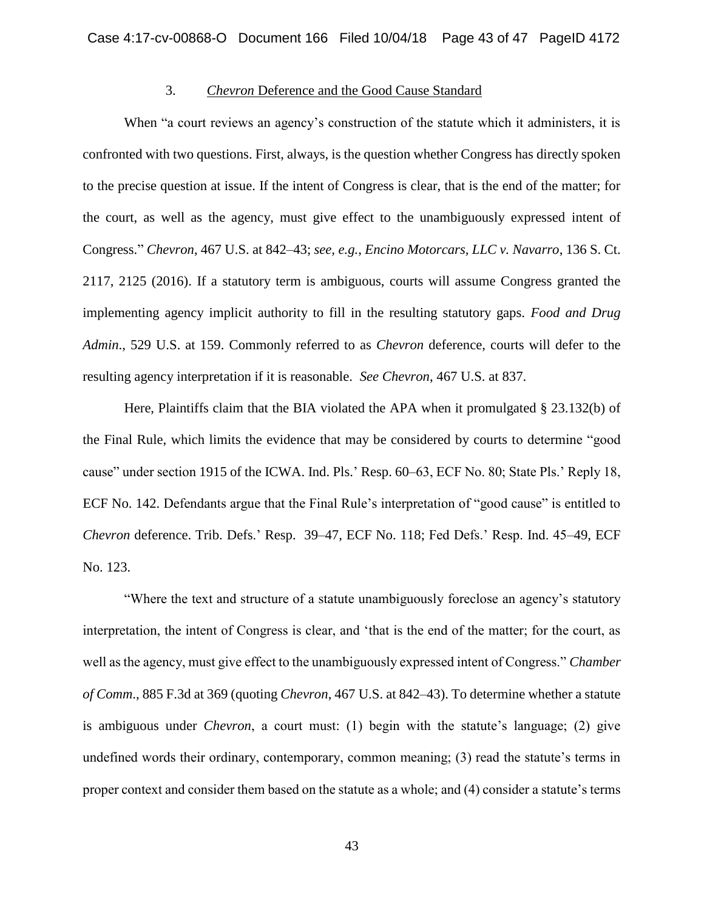### 3. *Chevron* Deference and the Good Cause Standard

When "a court reviews an agency's construction of the statute which it administers, it is confronted with two questions. First, always, is the question whether Congress has directly spoken to the precise question at issue. If the intent of Congress is clear, that is the end of the matter; for the court, as well as the agency, must give effect to the unambiguously expressed intent of Congress." *Chevron*, 467 U.S. at 842–43; *see, e.g.*, *Encino Motorcars, LLC v. Navarro*, 136 S. Ct. 2117, 2125 (2016). If a statutory term is ambiguous, courts will assume Congress granted the implementing agency implicit authority to fill in the resulting statutory gaps. *Food and Drug Admin.*, 529 U.S. at 159. Commonly referred to as *Chevron* deference, courts will defer to the resulting agency interpretation if it is reasonable. *See Chevron*, 467 U.S. at 837.

Here, Plaintiffs claim that the BIA violated the APA when it promulgated § 23.132(b) of the Final Rule, which limits the evidence that may be considered by courts to determine "good cause" under section 1915 of the ICWA. Ind. Pls.' Resp. 60–63, ECF No. 80; State Pls.' Reply 18, ECF No. 142. Defendants argue that the Final Rule's interpretation of "good cause" is entitled to *Chevron* deference. Trib. Defs.' Resp. 39–47, ECF No. 118; Fed Defs.' Resp. Ind. 45–49, ECF No. 123.

"Where the text and structure of a statute unambiguously foreclose an agency's statutory interpretation, the intent of Congress is clear, and 'that is the end of the matter; for the court, as well as the agency, must give effect to the unambiguously expressed intent of Congress." *Chamber of Comm.*, 885 F.3d at 369 (quoting *Chevron*, 467 U.S. at 842–43). To determine whether a statute is ambiguous under *Chevron*, a court must: (1) begin with the statute's language; (2) give undefined words their ordinary, contemporary, common meaning; (3) read the statute's terms in proper context and consider them based on the statute as a whole; and (4) consider a statute's terms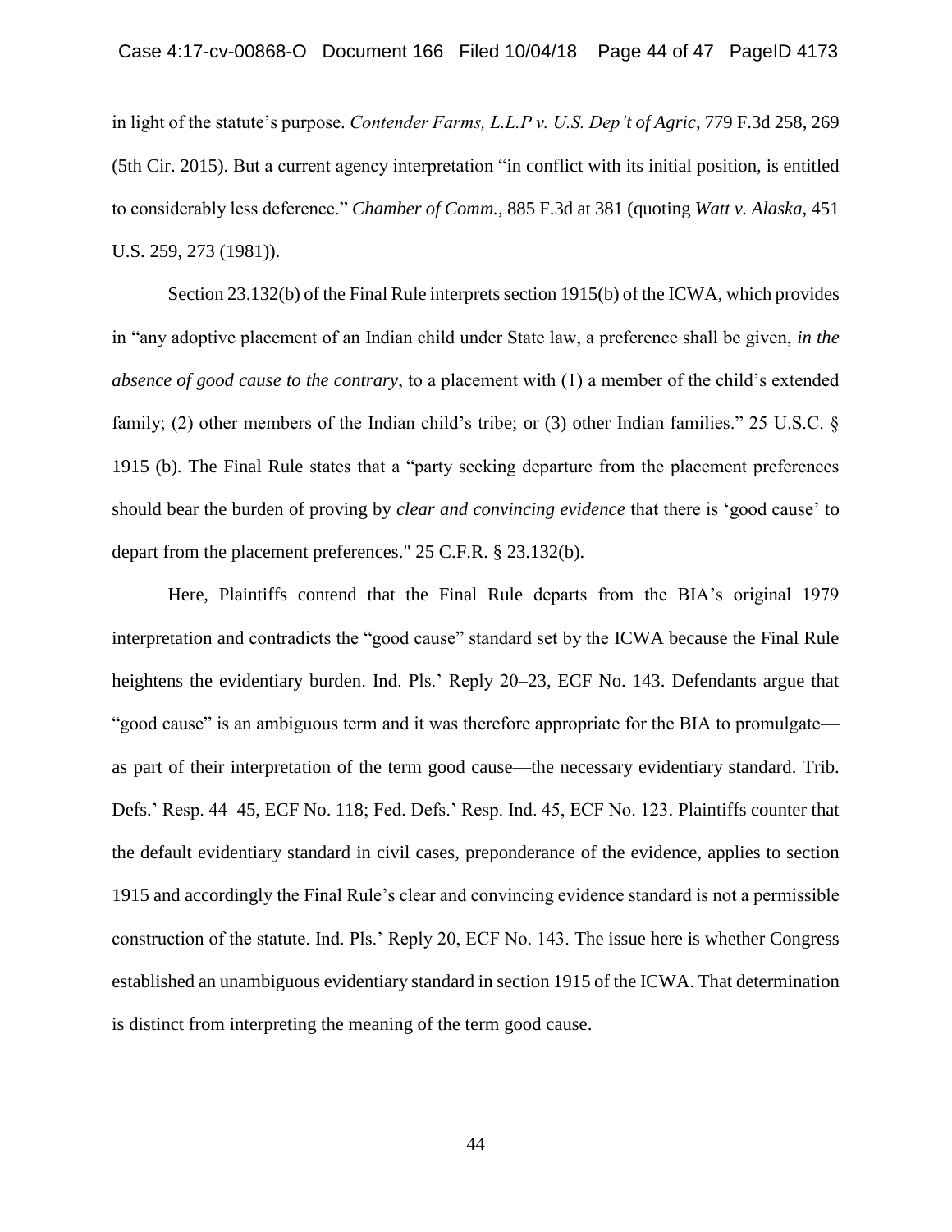in light of the statute's purpose. *Contender Farms, L.L.P v. U.S. Dep't of Agric*, 779 F.3d 258, 269 (5th Cir. 2015). But a current agency interpretation "in conflict with its initial position, is entitled to considerably less deference." *Chamber of Comm.*, 885 F.3d at 381 (quoting *Watt v. Alaska*, 451 U.S. 259, 273 (1981)).

Section 23.132(b) of the Final Rule interprets section 1915(b) of the ICWA, which provides in "any adoptive placement of an Indian child under State law, a preference shall be given, *in the absence of good cause to the contrary*, to a placement with (1) a member of the child's extended family; (2) other members of the Indian child's tribe; or (3) other Indian families." 25 U.S.C. § 1915 (b). The Final Rule states that a "party seeking departure from the placement preferences should bear the burden of proving by *clear and convincing evidence* that there is 'good cause' to depart from the placement preferences." 25 C.F.R. § 23.132(b).

Here, Plaintiffs contend that the Final Rule departs from the BIA's original 1979 interpretation and contradicts the "good cause" standard set by the ICWA because the Final Rule heightens the evidentiary burden. Ind. Pls.' Reply 20–23, ECF No. 143. Defendants argue that "good cause" is an ambiguous term and it was therefore appropriate for the BIA to promulgate—as part of their interpretation of the term good cause—the necessary evidentiary standard. Trib. Defs.' Resp. 44–45, ECF No. 118; Fed. Defs.' Resp. Ind. 45, ECF No. 123. Plaintiffs counter that the default evidentiary standard in civil cases, preponderance of the evidence, applies to section 1915 and accordingly the Final Rule's clear and convincing evidence standard is not a permissible construction of the statute. Ind. Pls.' Reply 20, ECF No. 143. The issue here is whether Congress established an unambiguous evidentiary standard in section 1915 of the ICWA. That determination is distinct from interpreting the meaning of the term good cause.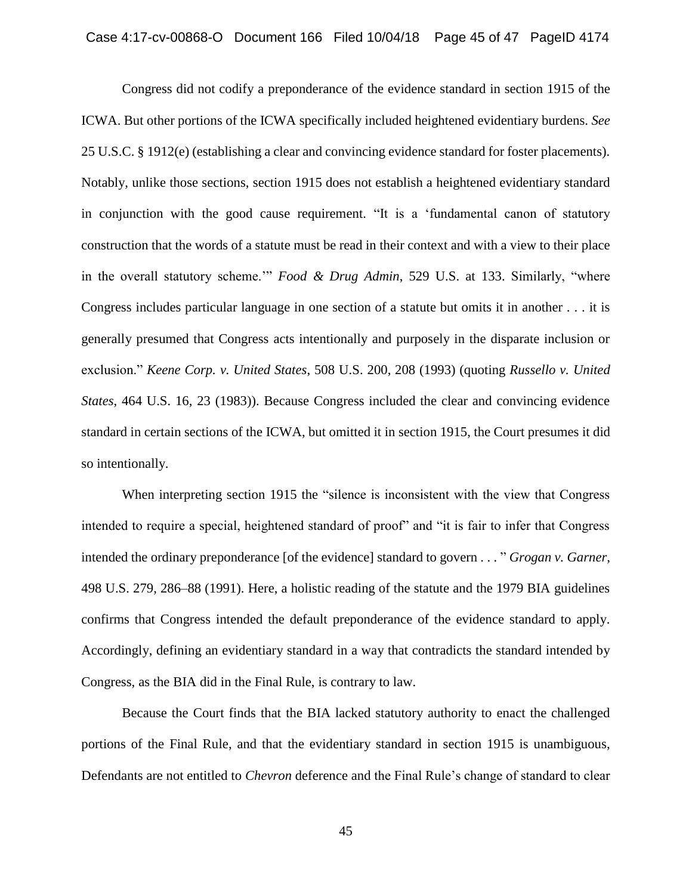Congress did not codify a preponderance of the evidence standard in section 1915 of the ICWA. But other portions of the ICWA specifically included heightened evidentiary burdens. *See* 25 U.S.C. § 1912(e) (establishing a clear and convincing evidence standard for foster placements). Notably, unlike those sections, section 1915 does not establish a heightened evidentiary standard in conjunction with the good cause requirement. "It is a 'fundamental canon of statutory construction that the words of a statute must be read in their context and with a view to their place in the overall statutory scheme.'" *Food & Drug Admin*, 529 U.S. at 133. Similarly, "where Congress includes particular language in one section of a statute but omits it in another . . . it is generally presumed that Congress acts intentionally and purposely in the disparate inclusion or exclusion." *Keene Corp. v. United States*, 508 U.S. 200, 208 (1993) (quoting *Russello v. United States*, 464 U.S. 16, 23 (1983)). Because Congress included the clear and convincing evidence standard in certain sections of the ICWA, but omitted it in section 1915, the Court presumes it did so intentionally.

When interpreting section 1915 the "silence is inconsistent with the view that Congress intended to require a special, heightened standard of proof" and "it is fair to infer that Congress intended the ordinary preponderance [of the evidence] standard to govern . . . " *Grogan v. Garner*, 498 U.S. 279, 286–88 (1991). Here, a holistic reading of the statute and the 1979 BIA guidelines confirms that Congress intended the default preponderance of the evidence standard to apply. Accordingly, defining an evidentiary standard in a way that contradicts the standard intended by Congress, as the BIA did in the Final Rule, is contrary to law.

Because the Court finds that the BIA lacked statutory authority to enact the challenged portions of the Final Rule, and that the evidentiary standard in section 1915 is unambiguous, Defendants are not entitled to *Chevron* deference and the Final Rule's change of standard to clear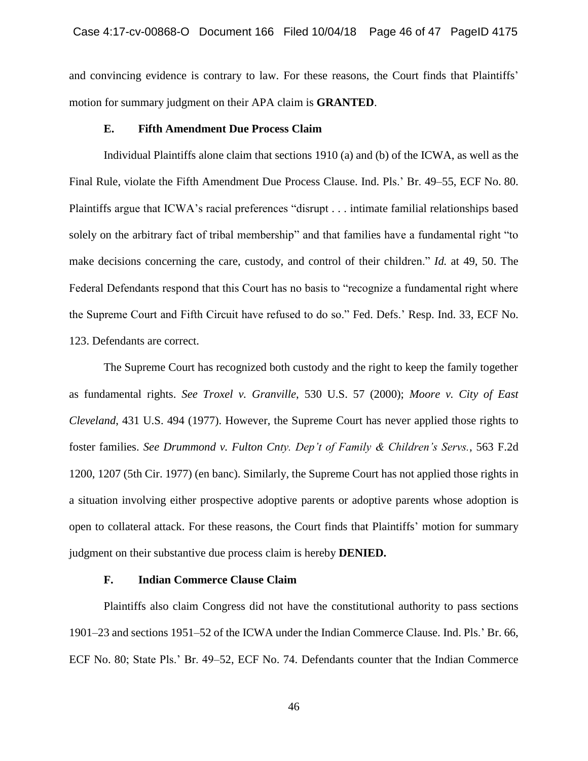and convincing evidence is contrary to law. For these reasons, the Court finds that Plaintiffs' motion for summary judgment on their APA claim is **GRANTED**.

### E. Fifth Amendment Due Process Claim

Individual Plaintiffs alone claim that sections 1910 (a) and (b) of the ICWA, as well as the Final Rule, violate the Fifth Amendment Due Process Clause. Ind. Pls.' Br. 49–55, ECF No. 80. Plaintiffs argue that ICWA's racial preferences "disrupt . . . intimate familial relationships based solely on the arbitrary fact of tribal membership" and that families have a fundamental right "to make decisions concerning the care, custody, and control of their children." *Id.* at 49, 50. The Federal Defendants respond that this Court has no basis to "recognize a fundamental right where the Supreme Court and Fifth Circuit have refused to do so." Fed. Defs.' Resp. Ind. 33, ECF No. 123. Defendants are correct.

The Supreme Court has recognized both custody and the right to keep the family together as fundamental rights. *See Troxel v. Granville*, 530 U.S. 57 (2000); *Moore v. City of East Cleveland*, 431 U.S. 494 (1977). However, the Supreme Court has never applied those rights to foster families. *See Drummond v. Fulton Cnty. Dep't of Family & Children's Servs.*, 563 F.2d 1200, 1207 (5th Cir. 1977) (en banc). Similarly, the Supreme Court has not applied those rights in a situation involving either prospective adoptive parents or adoptive parents whose adoption is open to collateral attack. For these reasons, the Court finds that Plaintiffs' motion for summary judgment on their substantive due process claim is hereby **DENIED.**

### F. Indian Commerce Clause Claim

Plaintiffs also claim Congress did not have the constitutional authority to pass sections 1901–23 and sections 1951–52 of the ICWA under the Indian Commerce Clause. Ind. Pls.' Br. 66, ECF No. 80; State Pls.' Br. 49–52, ECF No. 74. Defendants counter that the Indian Commerce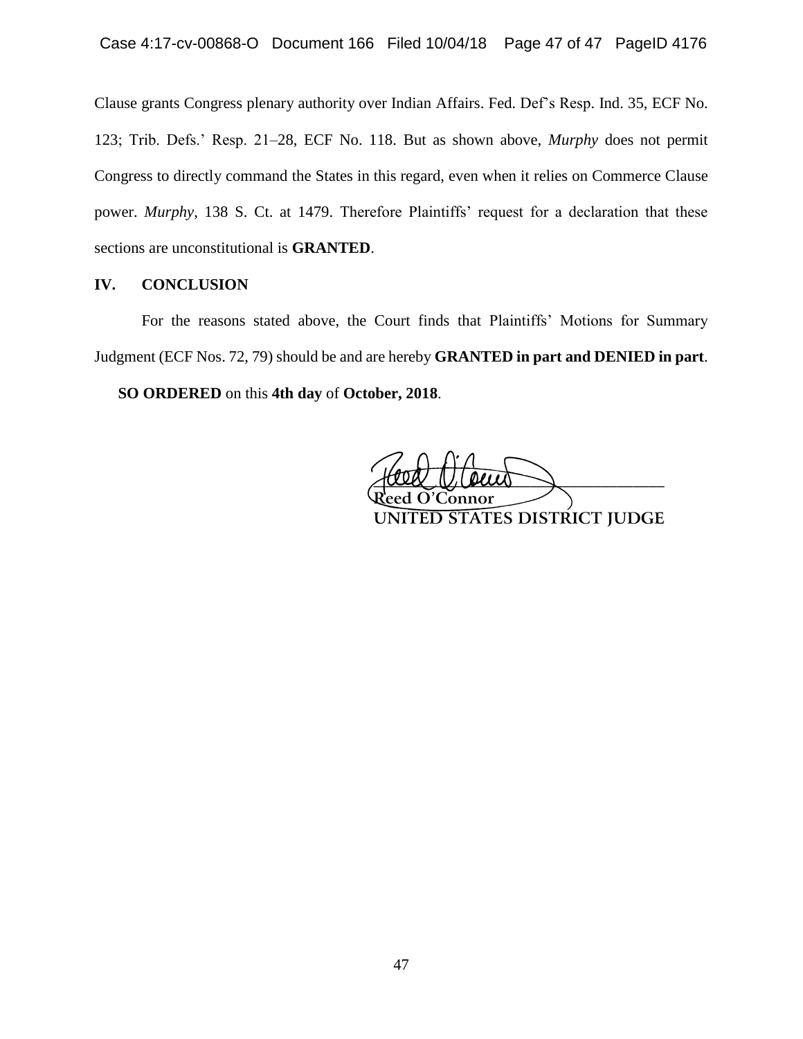Clause grants Congress plenary authority over Indian Affairs. Fed. Def's Resp. Ind. 35, ECF No. 123; Trib. Defs.' Resp. 21–28, ECF No. 118. But as shown above, *Murphy* does not permit Congress to directly command the States in this regard, even when it relies on Commerce Clause power. *Murphy*, 138 S. Ct. at 1479. Therefore Plaintiffs' request for a declaration that these sections are unconstitutional is **GRANTED**.

## IV. CONCLUSION

For the reasons stated above, the Court finds that Plaintiffs' Motions for Summary Judgment (ECF Nos. 72, 79) should be and are hereby **GRANTED in part and DENIED in part**.

**SO ORDERED** on this **4th day** of **October, 2018**.

**Reed O'Connor**
**UNITED STATES DISTRICT JUDGE**